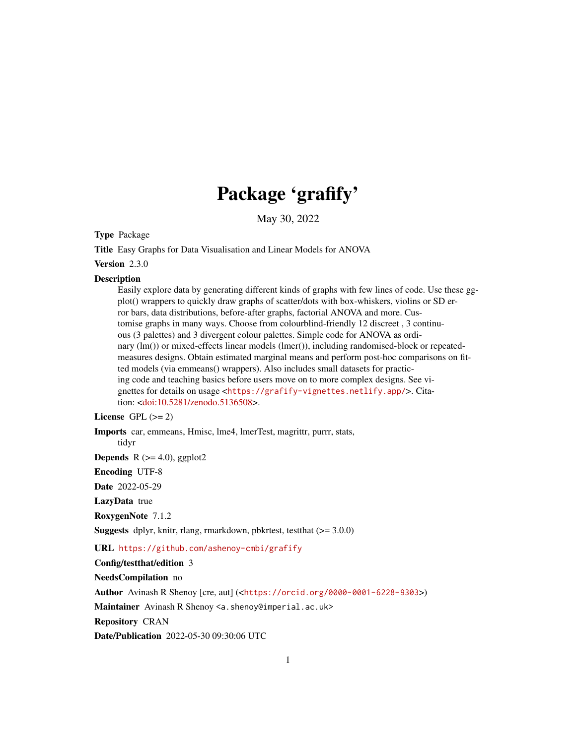# Package 'grafify'

May 30, 2022

**Type** Package

**Title** Easy Graphs for Data Visualisation and Linear Models for ANOVA

**Version** 2.3.0

**Description** Easily explore data by generating different kinds of graphs with few lines of code. Use these ggplot() wrappers to quickly draw graphs of scatter/dots with box-whiskers, violins or SD error bars, data distributions, before-after graphs, factorial ANOVA and more. Customise graphs in many ways. Choose from colourblind-friendly 12 discreet , 3 continuous (3 palettes) and 3 divergent colour palettes. Simple code for ANOVA as ordinary (lm()) or mixed-effects linear models (lmer()), including randomised-block or repeated-measures designs. Obtain estimated marginal means and perform post-hoc comparisons on fitted models (via emmeans() wrappers). Also includes small datasets for practicing code and teaching basics before users move on to more complex designs. See vignettes for details on usage <https://grafify-vignettes.netlify.app/>. Citation: <doi:10.5281/zenodo.5136508>.

**License** GPL (>= 2)

**Imports** car, emmeans, Hmisc, lme4, lmerTest, magrittr, purrr, stats, tidyr

**Depends** R (>= 4.0), ggplot2

**Encoding** UTF-8

**Date** 2022-05-29

**LazyData** true

**RoxygenNote** 7.1.2

**Suggests** dplyr, knitr, rlang, rmarkdown, pbkrtest, testthat (>= 3.0.0)

**URL** https://github.com/ashenoy-cmbi/grafify

**Config/testthat/edition** 3

**NeedsCompilation** no

**Author** Avinash R Shenoy [cre, aut] (<https://orcid.org/0000-0001-6228-9303>)

**Maintainer** Avinash R Shenoy <a.shenoy@imperial.ac.uk>

**Repository** CRAN

**Date/Publication** 2022-05-30 09:30:06 UTC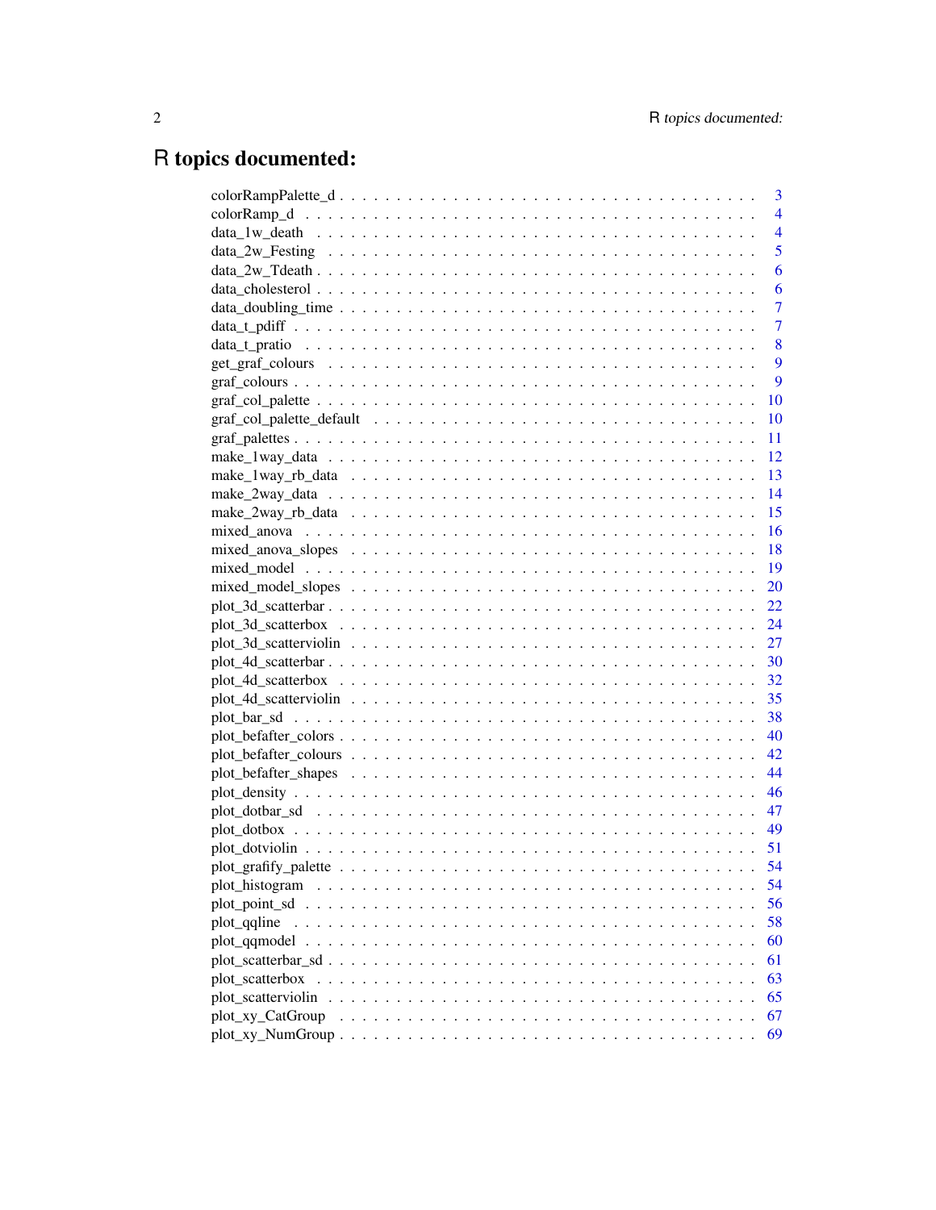# R topics documented:

| | |
|---|---|
| colorRampPalette_d | 3 |
| colorRamp_d | 4 |
| data_1w_death | 4 |
| data_2w_Festing | 5 |
| data_2w_Tdeath | 6 |
| data_cholesterol | 6 |
| data_doubling_time | 7 |
| data_t_pdiff | 7 |
| data_t_pratio | 8 |
| get_graf_colours | 9 |
| graf_colours | 9 |
| graf_col_palette | 10 |
| graf_col_palette_default | 10 |
| graf_palettes | 11 |
| make_1way_data | 12 |
| make_1way_rb_data | 13 |
| make_2way_data | 14 |
| make_2way_rb_data | 15 |
| mixed_anova | 16 |
| mixed_anova_slopes | 18 |
| mixed_model | 19 |
| mixed_model_slopes | 20 |
| plot_3d_scatterbar | 22 |
| plot_3d_scatterbox | 24 |
| plot_3d_scatterviolin | 27 |
| plot_4d_scatterbar | 30 |
| plot_4d_scatterbox | 32 |
| plot_4d_scatterviolin | 35 |
| plot_bar_sd | 38 |
| plot_befafter_colors | 40 |
| plot_befafter_colours | 42 |
| plot_befafter_shapes | 44 |
| plot_density | 46 |
| plot_dotbar_sd | 47 |
| plot_dotbox | 49 |
| plot_dotviolin | 51 |
| plot_grafify_palette | 54 |
| plot_histogram | 54 |
| plot_point_sd | 56 |
| plot_qqline | 58 |
| plot_qqmodel | 60 |
| plot_scatterbar_sd | 61 |
| plot_scatterbox | 63 |
| plot_scatterviolin | 65 |
| plot_xy_CatGroup | 67 |
| plot_xy_NumGroup | 69 |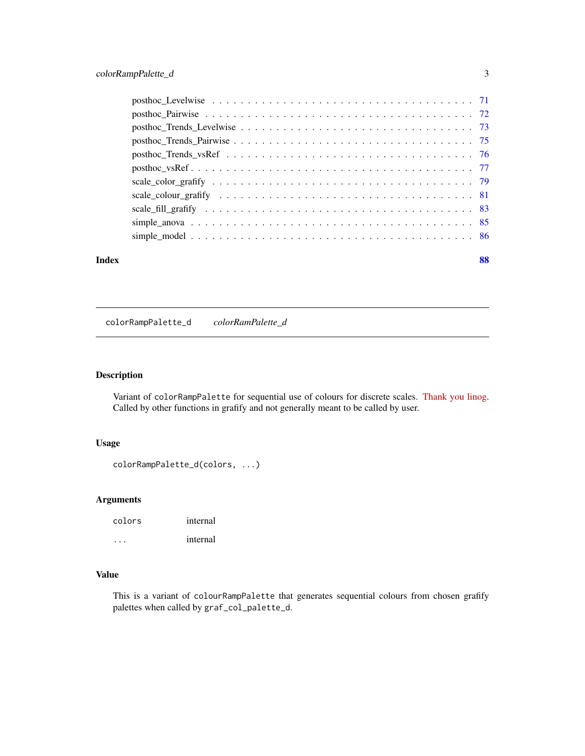posthoc_Levelwise . . . . . . . . . . . . . . . . . . . . . . . . . . . . . . . . . . 71
posthoc_Pairwise . . . . . . . . . . . . . . . . . . . . . . . . . . . . . . . . . . 72
posthoc_Trends_Levelwise . . . . . . . . . . . . . . . . . . . . . . . . . . . . . . 73
posthoc_Trends_Pairwise . . . . . . . . . . . . . . . . . . . . . . . . . . . . . . 75
posthoc_Trends_vsRef . . . . . . . . . . . . . . . . . . . . . . . . . . . . . . . 76
posthoc_vsRef . . . . . . . . . . . . . . . . . . . . . . . . . . . . . . . . . . . 77
scale_color_grafify . . . . . . . . . . . . . . . . . . . . . . . . . . . . . . . . 79
scale_colour_grafify . . . . . . . . . . . . . . . . . . . . . . . . . . . . . . . 81
scale_fill_grafify . . . . . . . . . . . . . . . . . . . . . . . . . . . . . . . . . 83
simple_anova . . . . . . . . . . . . . . . . . . . . . . . . . . . . . . . . . . . . 85
simple_model . . . . . . . . . . . . . . . . . . . . . . . . . . . . . . . . . . . . 86

**Index** **88**

---

`colorRampPalette_d` *colorRamPalette_d*

---

## Description

Variant of `colorRampPalette` for sequential use of colours for discrete scales. Thank you linog. Called by other functions in grafify and not generally meant to be called by user.

## Usage

```
colorRampPalette_d(colors, ...)
```

## Arguments

| | |
|---|---|
| `colors` | internal |
| `...` | internal |

## Value

This is a variant of `colourRampPalette` that generates sequential colours from chosen grafify palettes when called by `graf_col_palette_d`.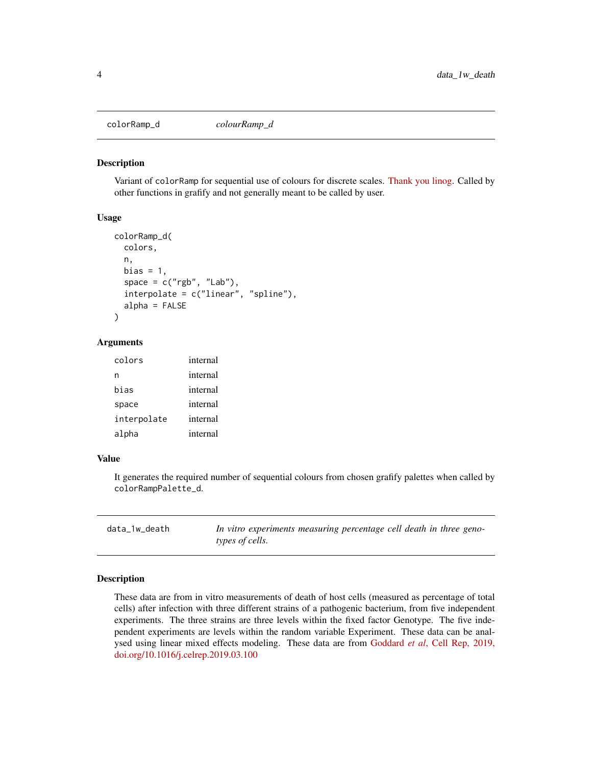## colorRamp_d — *colourRamp_d*

### Description

Variant of `colorRamp` for sequential use of colours for discrete scales. Thank you linog. Called by other functions in grafify and not generally meant to be called by user.

### Usage

```
colorRamp_d(
  colors,
  n,
  bias = 1,
  space = c("rgb", "Lab"),
  interpolate = c("linear", "spline"),
  alpha = FALSE
)
```

### Arguments

| | |
|---|---|
| colors | internal |
| n | internal |
| bias | internal |
| space | internal |
| interpolate | internal |
| alpha | internal |

### Value

It generates the required number of sequential colours from chosen grafify palettes when called by `colorRampPalette_d`.

## data_1w_death — *In vitro experiments measuring percentage cell death in three genotypes of cells.*

### Description

These data are from in vitro measurements of death of host cells (measured as percentage of total cells) after infection with three different strains of a pathogenic bacterium, from five independent experiments. The three strains are three levels within the fixed factor Genotype. The five independent experiments are levels within the random variable Experiment. These data can be analysed using linear mixed effects modeling. These data are from Goddard *et al*, Cell Rep, 2019, doi.org/10.1016/j.celrep.2019.03.100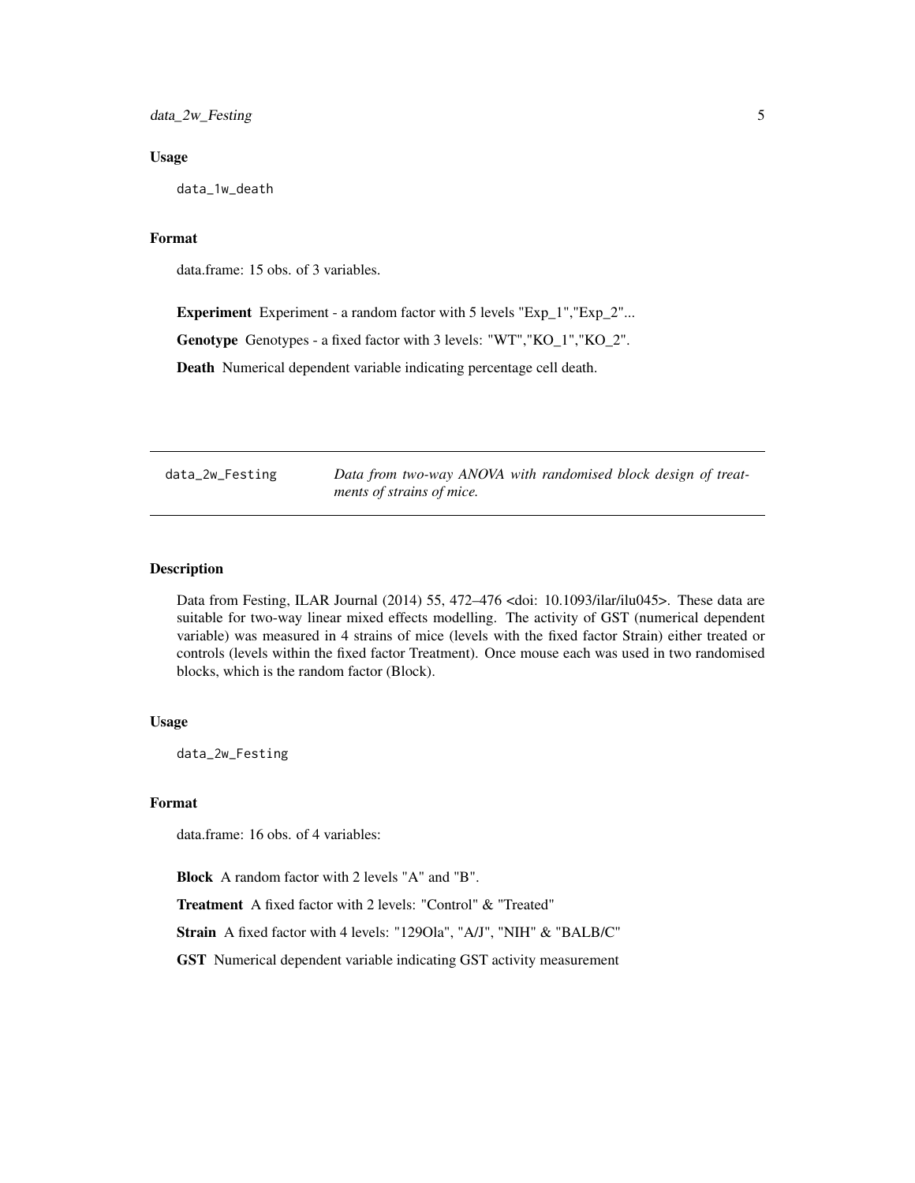### Usage

```
data_1w_death
```

### Format

data.frame: 15 obs. of 3 variables.

**Experiment** Experiment - a random factor with 5 levels "Exp_1","Exp_2"...

**Genotype** Genotypes - a fixed factor with 3 levels: "WT","KO_1","KO_2".

**Death** Numerical dependent variable indicating percentage cell death.

---

## data_2w_Festing — *Data from two-way ANOVA with randomised block design of treatments of strains of mice.*

---

### Description

Data from Festing, ILAR Journal (2014) 55, 472–476 <doi: 10.1093/ilar/ilu045>. These data are suitable for two-way linear mixed effects modelling. The activity of GST (numerical dependent variable) was measured in 4 strains of mice (levels with the fixed factor Strain) either treated or controls (levels within the fixed factor Treatment). Once mouse each was used in two randomised blocks, which is the random factor (Block).

### Usage

```
data_2w_Festing
```

### Format

data.frame: 16 obs. of 4 variables:

**Block** A random factor with 2 levels "A" and "B".

**Treatment** A fixed factor with 2 levels: "Control" & "Treated"

**Strain** A fixed factor with 4 levels: "129Ola", "A/J", "NIH" & "BALB/C"

**GST** Numerical dependent variable indicating GST activity measurement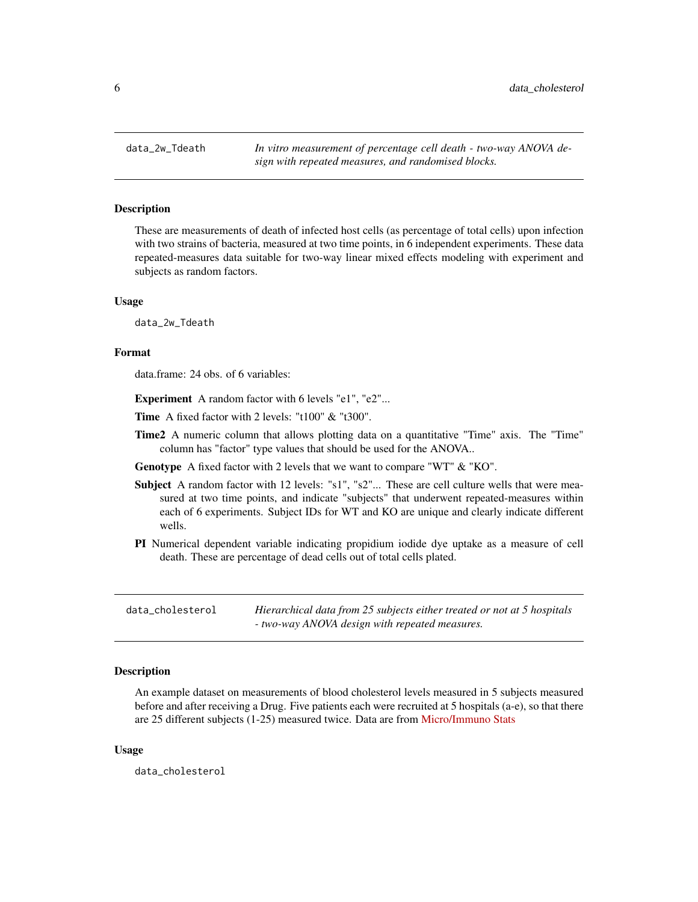## data_2w_Tdeath

*In vitro measurement of percentage cell death - two-way ANOVA design with repeated measures, and randomised blocks.*

### Description

These are measurements of death of infected host cells (as percentage of total cells) upon infection with two strains of bacteria, measured at two time points, in 6 independent experiments. These data repeated-measures data suitable for two-way linear mixed effects modeling with experiment and subjects as random factors.

### Usage

```
data_2w_Tdeath
```

### Format

data.frame: 24 obs. of 6 variables:

- **Experiment** A random factor with 6 levels "e1", "e2"...
- **Time** A fixed factor with 2 levels: "t100" & "t300".
- **Time2** A numeric column that allows plotting data on a quantitative "Time" axis. The "Time" column has "factor" type values that should be used for the ANOVA..
- **Genotype** A fixed factor with 2 levels that we want to compare "WT" & "KO".
- **Subject** A random factor with 12 levels: "s1", "s2"... These are cell culture wells that were measured at two time points, and indicate "subjects" that underwent repeated-measures within each of 6 experiments. Subject IDs for WT and KO are unique and clearly indicate different wells.
- **PI** Numerical dependent variable indicating propidium iodide dye uptake as a measure of cell death. These are percentage of dead cells out of total cells plated.

## data_cholesterol

*Hierarchical data from 25 subjects either treated or not at 5 hospitals - two-way ANOVA design with repeated measures.*

### Description

An example dataset on measurements of blood cholesterol levels measured in 5 subjects measured before and after receiving a Drug. Five patients each were recruited at 5 hospitals (a-e), so that there are 25 different subjects (1-25) measured twice. Data are from Micro/Immuno Stats

### Usage

```
data_cholesterol
```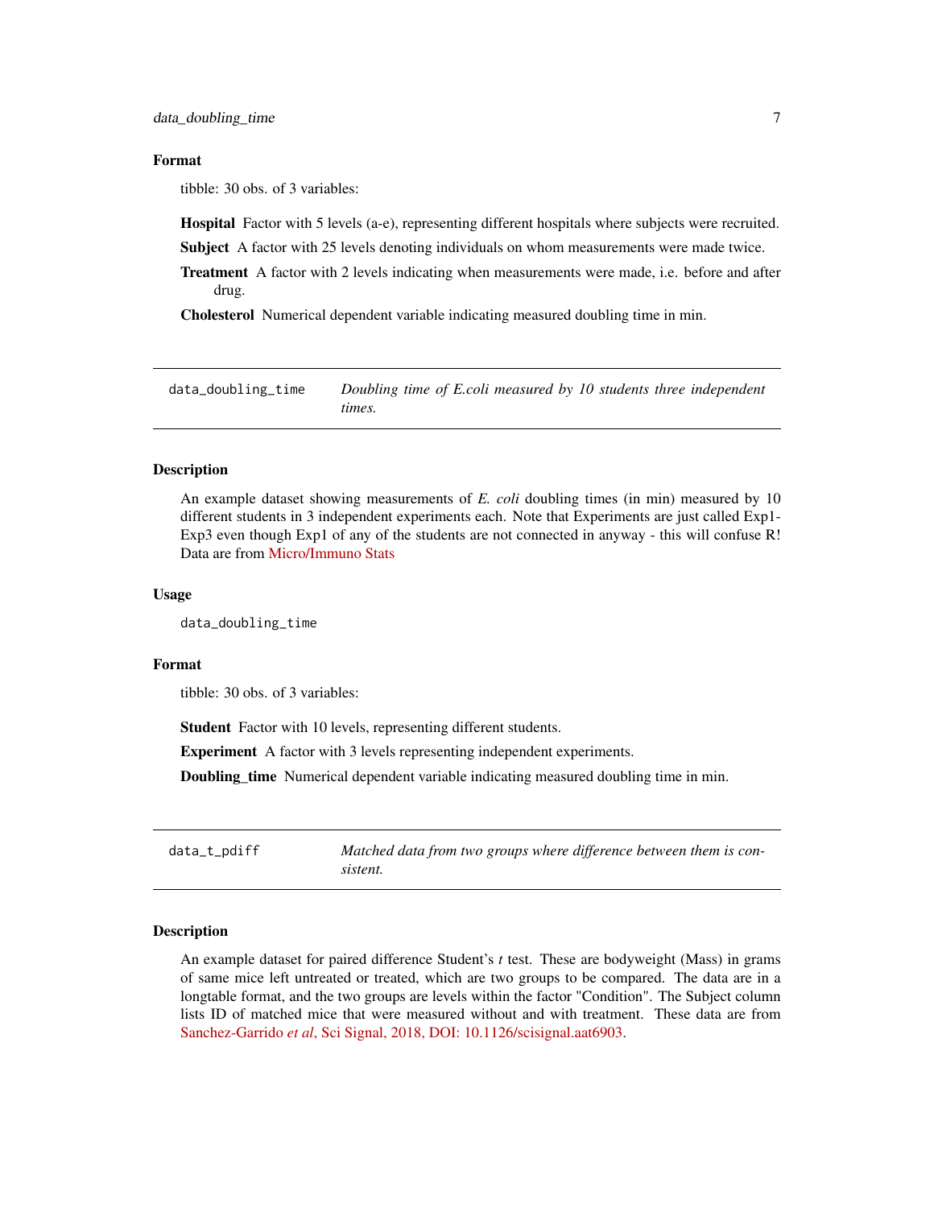### Format

tibble: 30 obs. of 3 variables:

**Hospital** Factor with 5 levels (a-e), representing different hospitals where subjects were recruited.

**Subject** A factor with 25 levels denoting individuals on whom measurements were made twice.

**Treatment** A factor with 2 levels indicating when measurements were made, i.e. before and after drug.

**Cholesterol** Numerical dependent variable indicating measured doubling time in min.

---

## data_doubling_time — *Doubling time of E.coli measured by 10 students three independent times.*

### Description

An example dataset showing measurements of *E. coli* doubling times (in min) measured by 10 different students in 3 independent experiments each. Note that Experiments are just called Exp1-Exp3 even though Exp1 of any of the students are not connected in anyway - this will confuse R! Data are from Micro/Immuno Stats

### Usage

```
data_doubling_time
```

### Format

tibble: 30 obs. of 3 variables:

**Student** Factor with 10 levels, representing different students.

**Experiment** A factor with 3 levels representing independent experiments.

**Doubling_time** Numerical dependent variable indicating measured doubling time in min.

---

## data_t_pdiff — *Matched data from two groups where difference between them is consistent.*

### Description

An example dataset for paired difference Student's *t* test. These are bodyweight (Mass) in grams of same mice left untreated or treated, which are two groups to be compared. The data are in a longtable format, and the two groups are levels within the factor "Condition". The Subject column lists ID of matched mice that were measured without and with treatment. These data are from Sanchez-Garrido *et al*, Sci Signal, 2018, DOI: 10.1126/scisignal.aat6903.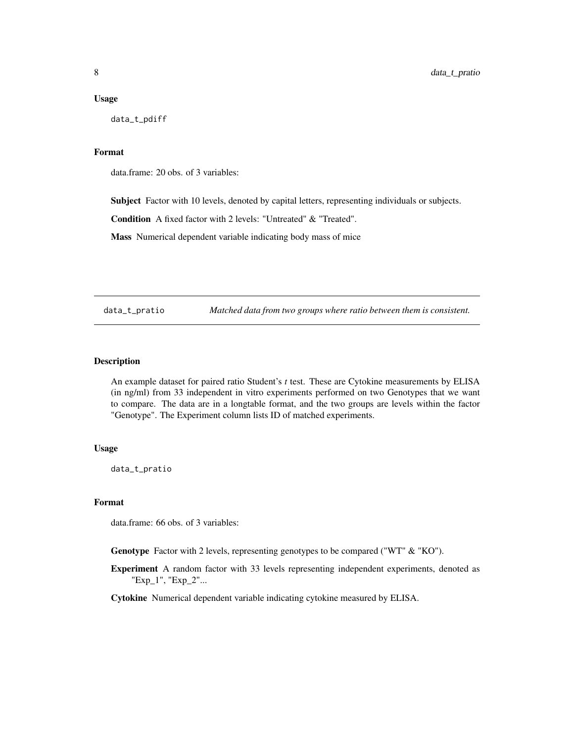## Usage

```
data_t_pdiff
```

## Format

data.frame: 20 obs. of 3 variables:

**Subject** Factor with 10 levels, denoted by capital letters, representing individuals or subjects.

**Condition** A fixed factor with 2 levels: "Untreated" & "Treated".

**Mass** Numerical dependent variable indicating body mass of mice

---

# data_t_pratio *Matched data from two groups where ratio between them is consistent.*

## Description

An example dataset for paired ratio Student's *t* test. These are Cytokine measurements by ELISA (in ng/ml) from 33 independent in vitro experiments performed on two Genotypes that we want to compare. The data are in a longtable format, and the two groups are levels within the factor "Genotype". The Experiment column lists ID of matched experiments.

## Usage

```
data_t_pratio
```

## Format

data.frame: 66 obs. of 3 variables:

**Genotype** Factor with 2 levels, representing genotypes to be compared ("WT" & "KO").

**Experiment** A random factor with 33 levels representing independent experiments, denoted as "Exp_1", "Exp_2"...

**Cytokine** Numerical dependent variable indicating cytokine measured by ELISA.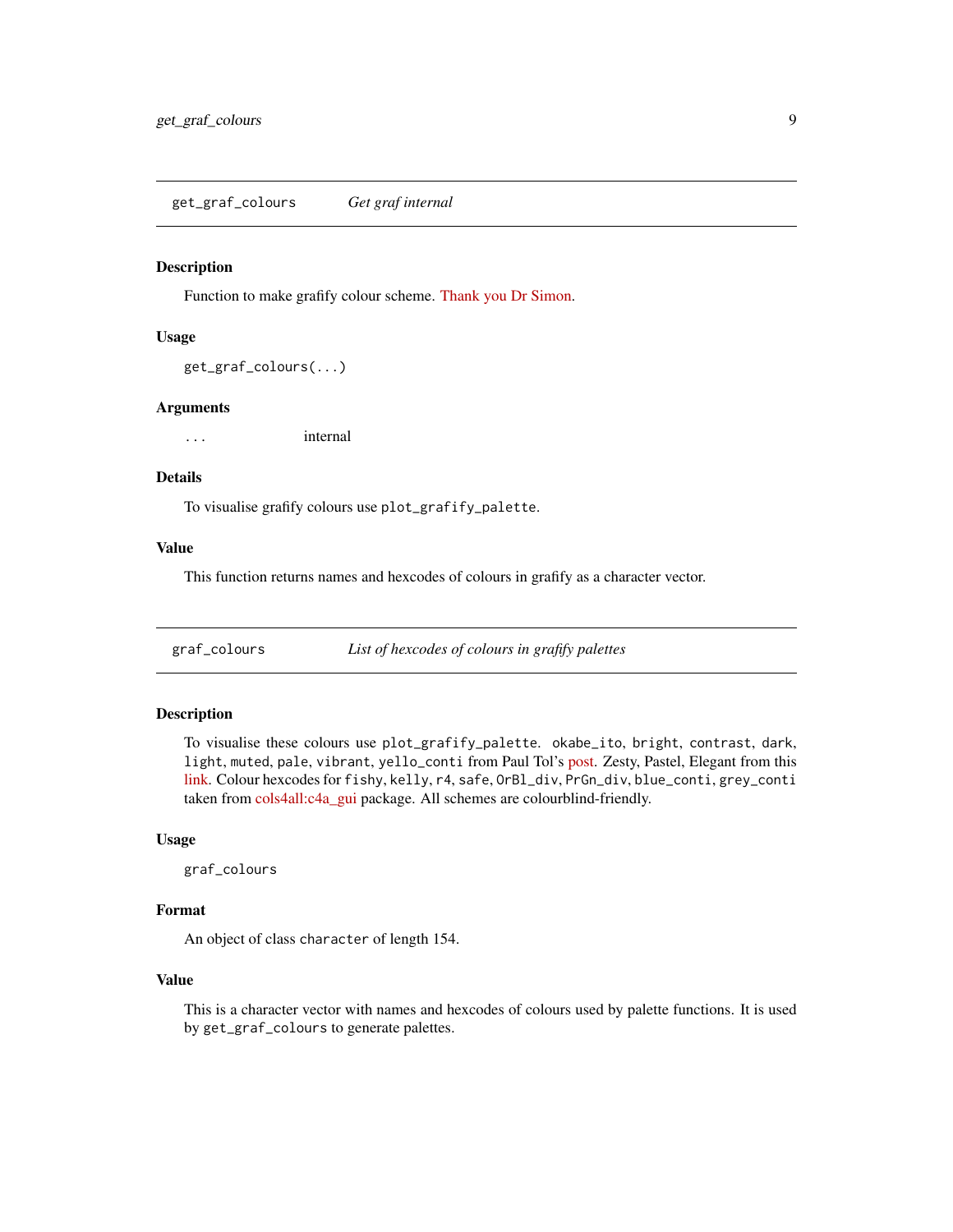## get_graf_colours — *Get graf internal*

### Description

Function to make grafify colour scheme. Thank you Dr Simon.

### Usage

```
get_graf_colours(...)
```

### Arguments

| | |
|---|---|
| `...` | internal |

### Details

To visualise grafify colours use `plot_grafify_palette`.

### Value

This function returns names and hexcodes of colours in grafify as a character vector.

## graf_colours — *List of hexcodes of colours in grafify palettes*

### Description

To visualise these colours use `plot_grafify_palette`. `okabe_ito`, `bright`, `contrast`, `dark`, `light`, `muted`, `pale`, `vibrant`, `yello_conti` from Paul Tol's post. Zesty, Pastel, Elegant from this link. Colour hexcodes for `fishy`, `kelly`, `r4`, `safe`, `OrBl_div`, `PrGn_div`, `blue_conti`, `grey_conti` taken from cols4all:c4a_gui package. All schemes are colourblind-friendly.

### Usage

```
graf_colours
```

### Format

An object of class `character` of length 154.

### Value

This is a character vector with names and hexcodes of colours used by palette functions. It is used by `get_graf_colours` to generate palettes.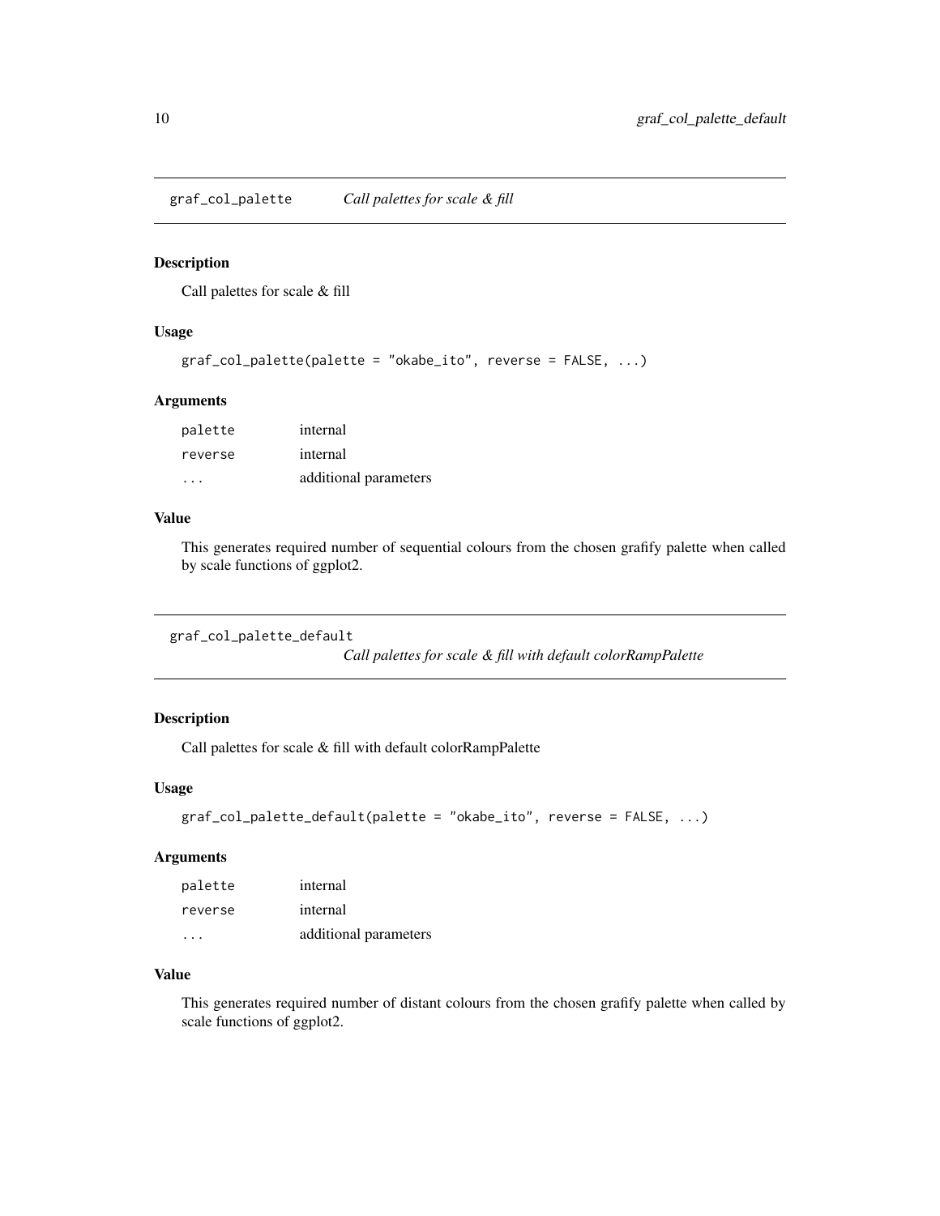## graf_col_palette *Call palettes for scale & fill*

### Description

Call palettes for scale & fill

### Usage

```
graf_col_palette(palette = "okabe_ito", reverse = FALSE, ...)
```

### Arguments

| | |
|---|---|
| palette | internal |
| reverse | internal |
| ... | additional parameters |

### Value

This generates required number of sequential colours from the chosen grafify palette when called by scale functions of ggplot2.

## graf_col_palette_default *Call palettes for scale & fill with default colorRampPalette*

### Description

Call palettes for scale & fill with default colorRampPalette

### Usage

```
graf_col_palette_default(palette = "okabe_ito", reverse = FALSE, ...)
```

### Arguments

| | |
|---|---|
| palette | internal |
| reverse | internal |
| ... | additional parameters |

### Value

This generates required number of distant colours from the chosen grafify palette when called by scale functions of ggplot2.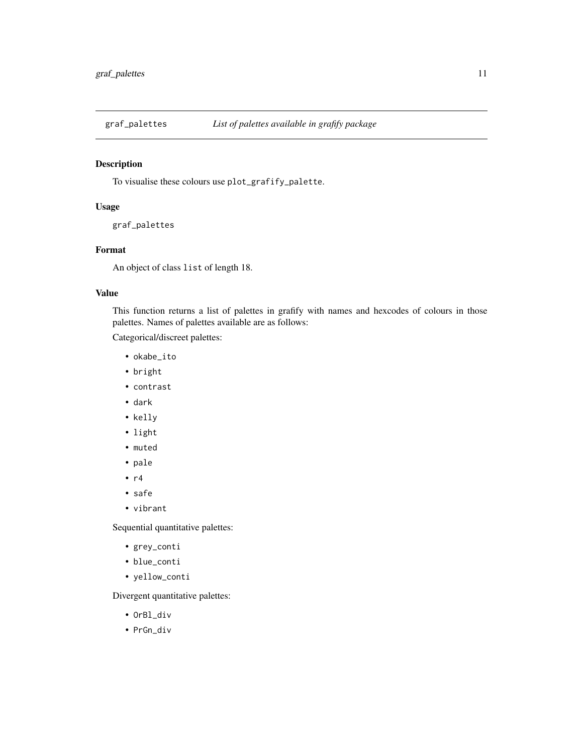## graf_palettes *List of palettes available in grafify package*

### Description

To visualise these colours use `plot_grafify_palette`.

### Usage

```
graf_palettes
```

### Format

An object of class `list` of length 18.

### Value

This function returns a list of palettes in grafify with names and hexcodes of colours in those palettes. Names of palettes available are as follows:

Categorical/discreet palettes:

- `okabe_ito`
- `bright`
- `contrast`
- `dark`
- `kelly`
- `light`
- `muted`
- `pale`
- `r4`
- `safe`
- `vibrant`

Sequential quantitative palettes:

- `grey_conti`
- `blue_conti`
- `yellow_conti`

Divergent quantitative palettes:

- `OrBl_div`
- `PrGn_div`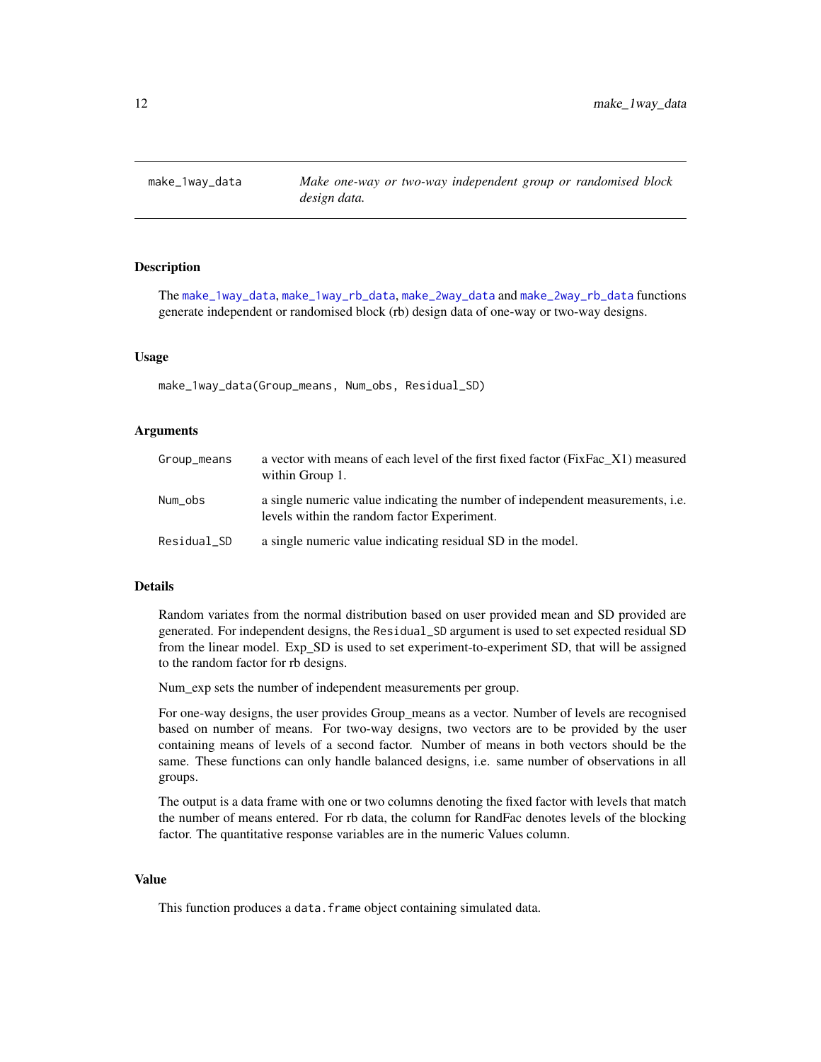# make_1way_data

*Make one-way or two-way independent group or randomised block design data.*

## Description

The make_1way_data, make_1way_rb_data, make_2way_data and make_2way_rb_data functions generate independent or randomised block (rb) design data of one-way or two-way designs.

## Usage

```
make_1way_data(Group_means, Num_obs, Residual_SD)
```

## Arguments

| | |
|---|---|
| Group_means | a vector with means of each level of the first fixed factor (FixFac_X1) measured within Group 1. |
| Num_obs | a single numeric value indicating the number of independent measurements, i.e. levels within the random factor Experiment. |
| Residual_SD | a single numeric value indicating residual SD in the model. |

## Details

Random variates from the normal distribution based on user provided mean and SD provided are generated. For independent designs, the `Residual_SD` argument is used to set expected residual SD from the linear model. Exp_SD is used to set experiment-to-experiment SD, that will be assigned to the random factor for rb designs.

Num_exp sets the number of independent measurements per group.

For one-way designs, the user provides Group_means as a vector. Number of levels are recognised based on number of means. For two-way designs, two vectors are to be provided by the user containing means of levels of a second factor. Number of means in both vectors should be the same. These functions can only handle balanced designs, i.e. same number of observations in all groups.

The output is a data frame with one or two columns denoting the fixed factor with levels that match the number of means entered. For rb data, the column for RandFac denotes levels of the blocking factor. The quantitative response variables are in the numeric Values column.

## Value

This function produces a `data.frame` object containing simulated data.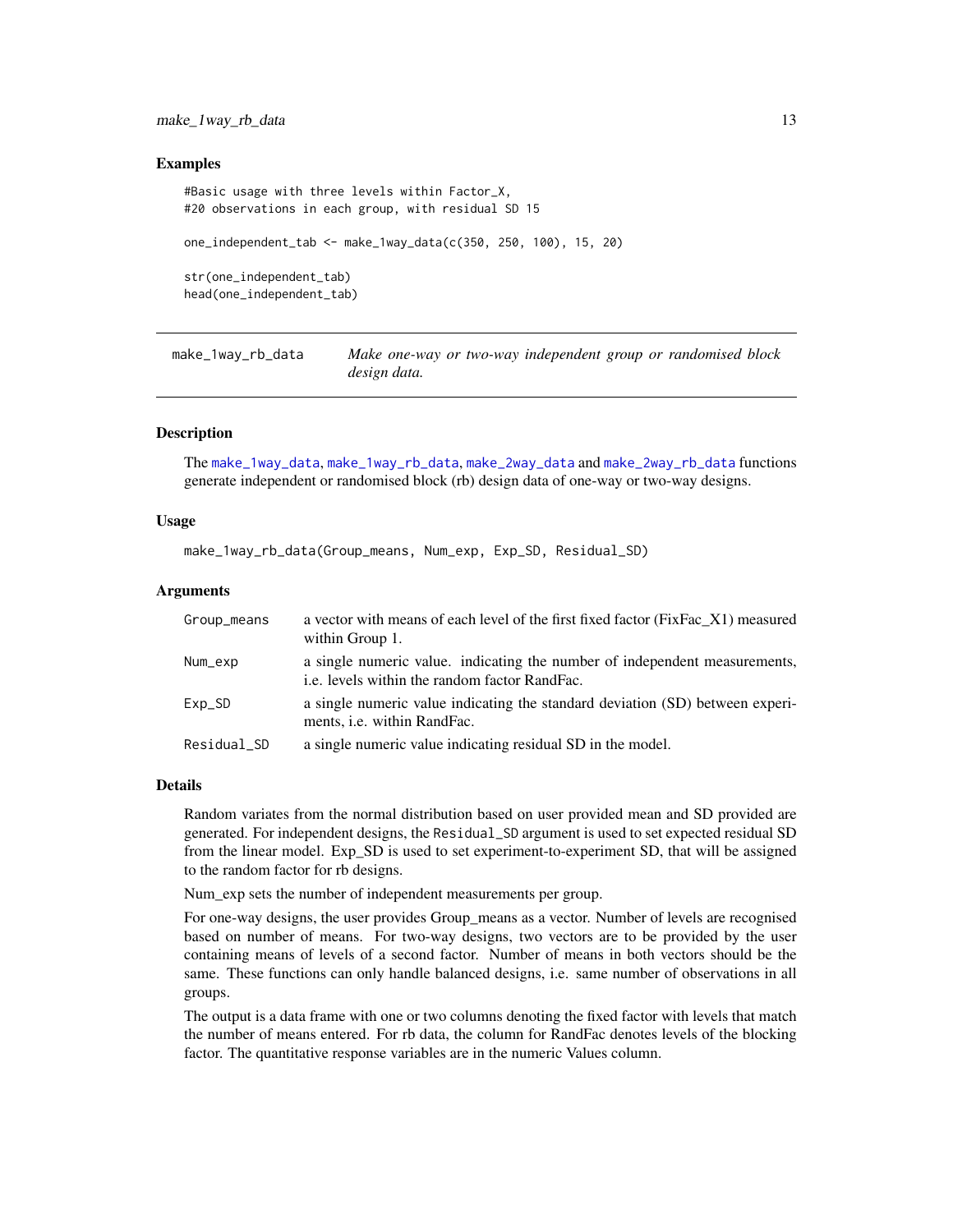### Examples

```
#Basic usage with three levels within Factor_X,
#20 observations in each group, with residual SD 15

one_independent_tab <- make_1way_data(c(350, 250, 100), 15, 20)

str(one_independent_tab)
head(one_independent_tab)
```

---

## make_1way_rb_data — *Make one-way or two-way independent group or randomised block design data.*

---

### Description

The make_1way_data, make_1way_rb_data, make_2way_data and make_2way_rb_data functions generate independent or randomised block (rb) design data of one-way or two-way designs.

### Usage

```
make_1way_rb_data(Group_means, Num_exp, Exp_SD, Residual_SD)
```

### Arguments

| | |
|---|---|
| Group_means | a vector with means of each level of the first fixed factor (FixFac_X1) measured within Group 1. |
| Num_exp | a single numeric value. indicating the number of independent measurements, i.e. levels within the random factor RandFac. |
| Exp_SD | a single numeric value indicating the standard deviation (SD) between experiments, i.e. within RandFac. |
| Residual_SD | a single numeric value indicating residual SD in the model. |

### Details

Random variates from the normal distribution based on user provided mean and SD provided are generated. For independent designs, the Residual_SD argument is used to set expected residual SD from the linear model. Exp_SD is used to set experiment-to-experiment SD, that will be assigned to the random factor for rb designs.

Num_exp sets the number of independent measurements per group.

For one-way designs, the user provides Group_means as a vector. Number of levels are recognised based on number of means. For two-way designs, two vectors are to be provided by the user containing means of levels of a second factor. Number of means in both vectors should be the same. These functions can only handle balanced designs, i.e. same number of observations in all groups.

The output is a data frame with one or two columns denoting the fixed factor with levels that match the number of means entered. For rb data, the column for RandFac denotes levels of the blocking factor. The quantitative response variables are in the numeric Values column.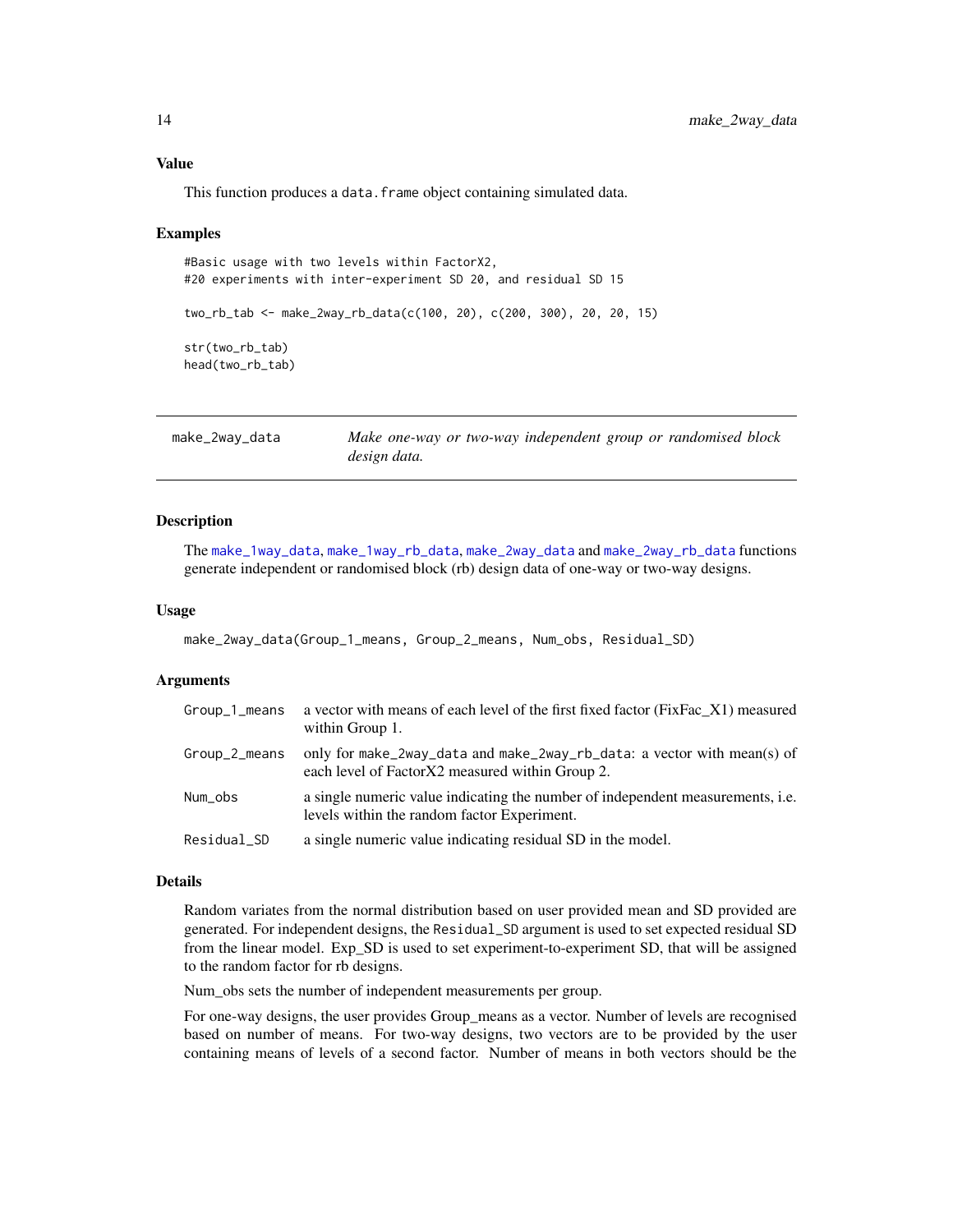### Value

This function produces a data.frame object containing simulated data.

### Examples

```
#Basic usage with two levels within FactorX2,
#20 experiments with inter-experiment SD 20, and residual SD 15

two_rb_tab <- make_2way_rb_data(c(100, 20), c(200, 300), 20, 20, 15)

str(two_rb_tab)
head(two_rb_tab)
```

---

## make_2way_data — *Make one-way or two-way independent group or randomised block design data.*

---

### Description

The make_1way_data, make_1way_rb_data, make_2way_data and make_2way_rb_data functions generate independent or randomised block (rb) design data of one-way or two-way designs.

### Usage

```
make_2way_data(Group_1_means, Group_2_means, Num_obs, Residual_SD)
```

### Arguments

| Argument | Description |
|---|---|
| Group_1_means | a vector with means of each level of the first fixed factor (FixFac_X1) measured within Group 1. |
| Group_2_means | only for make_2way_data and make_2way_rb_data: a vector with mean(s) of each level of FactorX2 measured within Group 2. |
| Num_obs | a single numeric value indicating the number of independent measurements, i.e. levels within the random factor Experiment. |
| Residual_SD | a single numeric value indicating residual SD in the model. |

### Details

Random variates from the normal distribution based on user provided mean and SD provided are generated. For independent designs, the Residual_SD argument is used to set expected residual SD from the linear model. Exp_SD is used to set experiment-to-experiment SD, that will be assigned to the random factor for rb designs.

Num_obs sets the number of independent measurements per group.

For one-way designs, the user provides Group_means as a vector. Number of levels are recognised based on number of means. For two-way designs, two vectors are to be provided by the user containing means of levels of a second factor. Number of means in both vectors should be the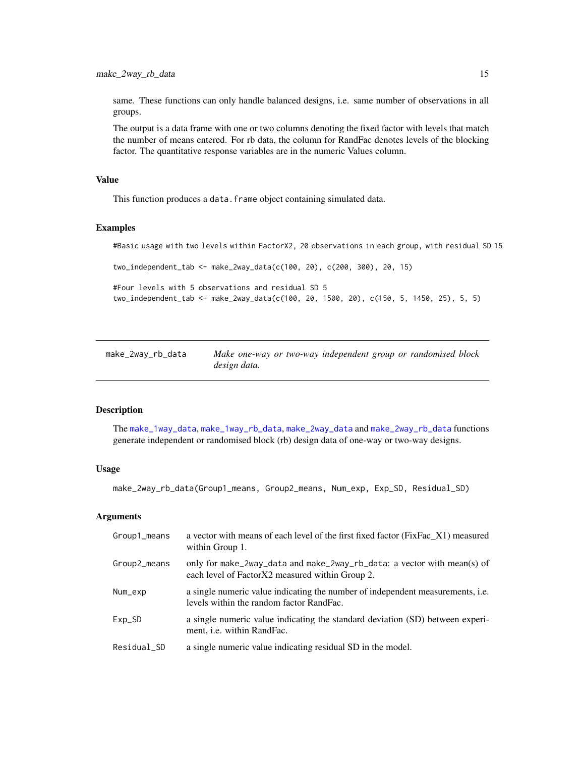same. These functions can only handle balanced designs, i.e. same number of observations in all groups.

The output is a data frame with one or two columns denoting the fixed factor with levels that match the number of means entered. For rb data, the column for RandFac denotes levels of the blocking factor. The quantitative response variables are in the numeric Values column.

### Value

This function produces a `data.frame` object containing simulated data.

### Examples

```
#Basic usage with two levels within FactorX2, 20 observations in each group, with residual SD 15

two_independent_tab <- make_2way_data(c(100, 20), c(200, 300), 20, 15)

#Four levels with 5 observations and residual SD 5
two_independent_tab <- make_2way_data(c(100, 20, 1500, 20), c(150, 5, 1450, 25), 5, 5)
```

---

## make_2way_rb_data — *Make one-way or two-way independent group or randomised block design data.*

---

### Description

The make_1way_data, make_1way_rb_data, make_2way_data and make_2way_rb_data functions generate independent or randomised block (rb) design data of one-way or two-way designs.

### Usage

```
make_2way_rb_data(Group1_means, Group2_means, Num_exp, Exp_SD, Residual_SD)
```

### Arguments

| Argument | Description |
|---|---|
| Group1_means | a vector with means of each level of the first fixed factor (FixFac_X1) measured within Group 1. |
| Group2_means | only for `make_2way_data` and `make_2way_rb_data`: a vector with mean(s) of each level of FactorX2 measured within Group 2. |
| Num_exp | a single numeric value indicating the number of independent measurements, i.e. levels within the random factor RandFac. |
| Exp_SD | a single numeric value indicating the standard deviation (SD) between experiment, i.e. within RandFac. |
| Residual_SD | a single numeric value indicating residual SD in the model. |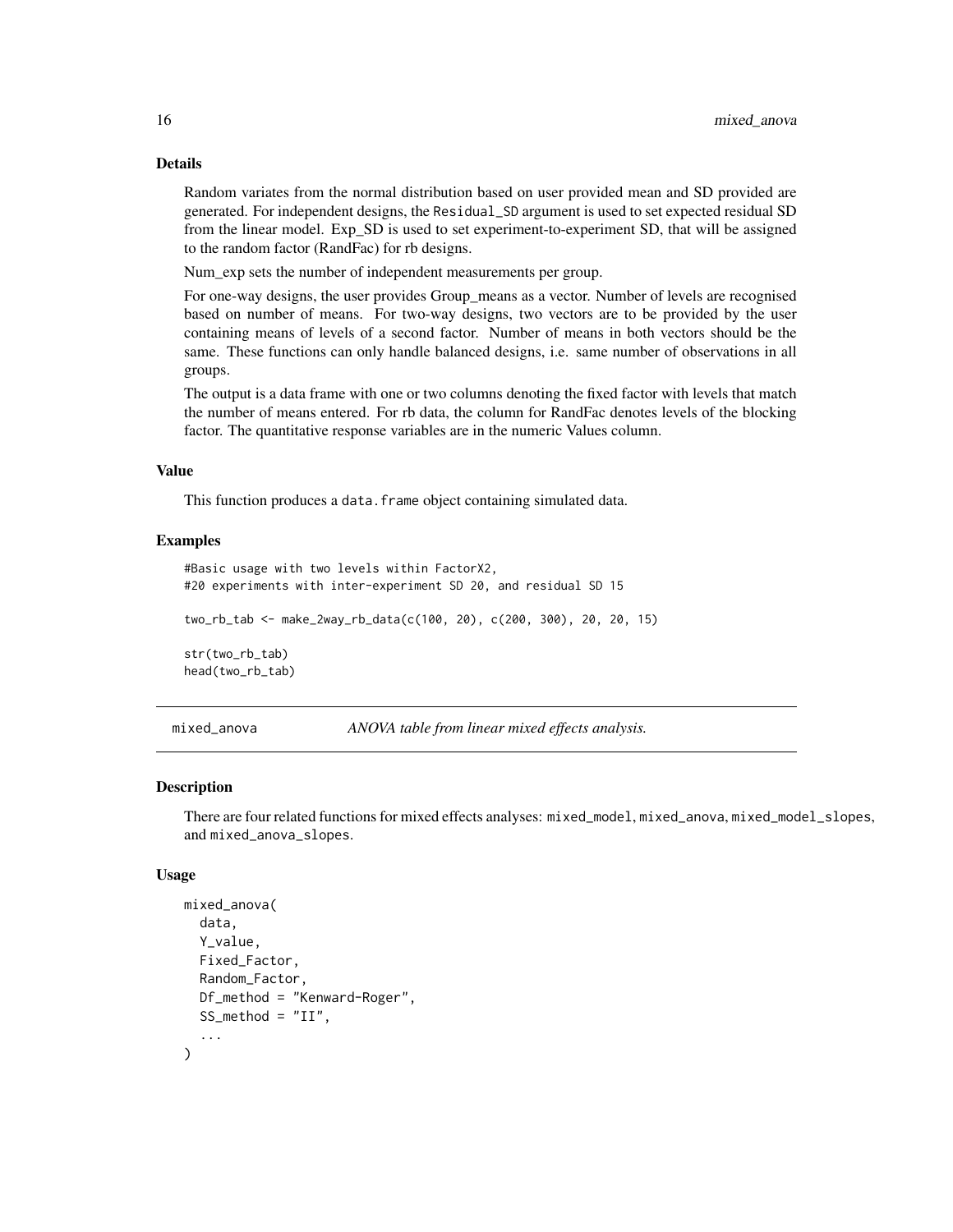### Details

Random variates from the normal distribution based on user provided mean and SD provided are generated. For independent designs, the Residual_SD argument is used to set expected residual SD from the linear model. Exp_SD is used to set experiment-to-experiment SD, that will be assigned to the random factor (RandFac) for rb designs.

Num_exp sets the number of independent measurements per group.

For one-way designs, the user provides Group_means as a vector. Number of levels are recognised based on number of means. For two-way designs, two vectors are to be provided by the user containing means of levels of a second factor. Number of means in both vectors should be the same. These functions can only handle balanced designs, i.e. same number of observations in all groups.

The output is a data frame with one or two columns denoting the fixed factor with levels that match the number of means entered. For rb data, the column for RandFac denotes levels of the blocking factor. The quantitative response variables are in the numeric Values column.

### Value

This function produces a data.frame object containing simulated data.

### Examples

```
#Basic usage with two levels within FactorX2,
#20 experiments with inter-experiment SD 20, and residual SD 15

two_rb_tab <- make_2way_rb_data(c(100, 20), c(200, 300), 20, 20, 15)

str(two_rb_tab)
head(two_rb_tab)
```

---

## mixed_anova — *ANOVA table from linear mixed effects analysis.*

### Description

There are four related functions for mixed effects analyses: mixed_model, mixed_anova, mixed_model_slopes, and mixed_anova_slopes.

### Usage

```
mixed_anova(
  data,
  Y_value,
  Fixed_Factor,
  Random_Factor,
  Df_method = "Kenward-Roger",
  SS_method = "II",
  ...
)
```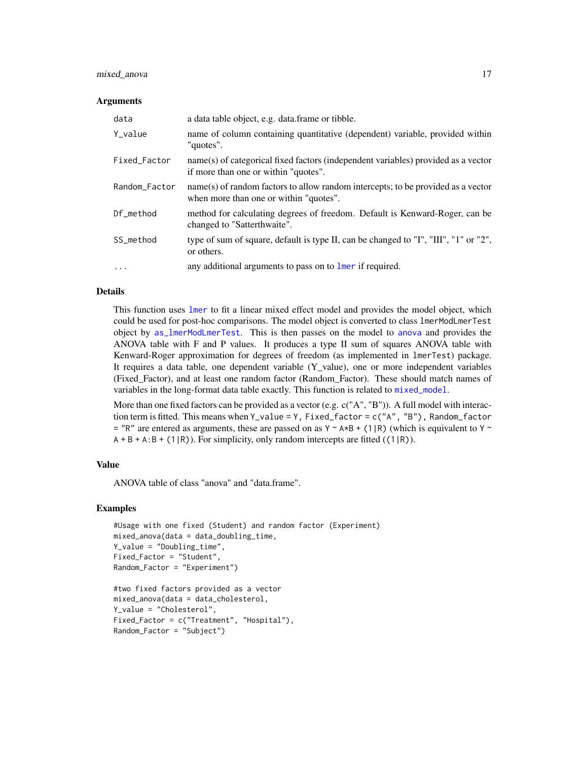### Arguments

| | |
|---|---|
| `data` | a data table object, e.g. data.frame or tibble. |
| `Y_value` | name of column containing quantitative (dependent) variable, provided within "quotes". |
| `Fixed_Factor` | name(s) of categorical fixed factors (independent variables) provided as a vector if more than one or within "quotes". |
| `Random_Factor` | name(s) of random factors to allow random intercepts; to be provided as a vector when more than one or within "quotes". |
| `Df_method` | method for calculating degrees of freedom. Default is Kenward-Roger, can be changed to "Satterthwaite". |
| `SS_method` | type of sum of square, default is type II, can be changed to "I", "III", "1" or "2", or others. |
| `...` | any additional arguments to pass on to `lmer` if required. |

### Details

This function uses `lmer` to fit a linear mixed effect model and provides the model object, which could be used for post-hoc comparisons. The model object is converted to class `lmerModLmerTest` object by `as_lmerModLmerTest`. This is then passes on the model to `anova` and provides the ANOVA table with F and P values. It produces a type II sum of squares ANOVA table with Kenward-Roger approximation for degrees of freedom (as implemented in `lmerTest`) package. It requires a data table, one dependent variable (Y_value), one or more independent variables (Fixed_Factor), and at least one random factor (Random_Factor). These should match names of variables in the long-format data table exactly. This function is related to `mixed_model`.

More than one fixed factors can be provided as a vector (e.g. c("A", "B")). A full model with interaction term is fitted. This means when `Y_value = Y, Fixed_factor = c("A", "B"), Random_factor = "R"` are entered as arguments, these are passed on as `Y ~ A*B + (1|R)` (which is equivalent to `Y ~ A + B + A:B + (1|R)`). For simplicity, only random intercepts are fitted (`(1|R)`).

### Value

ANOVA table of class "anova" and "data.frame".

### Examples

```
#Usage with one fixed (Student) and random factor (Experiment)
mixed_anova(data = data_doubling_time,
Y_value = "Doubling_time",
Fixed_Factor = "Student",
Random_Factor = "Experiment")

#two fixed factors provided as a vector
mixed_anova(data = data_cholesterol,
Y_value = "Cholesterol",
Fixed_Factor = c("Treatment", "Hospital"),
Random_Factor = "Subject")
```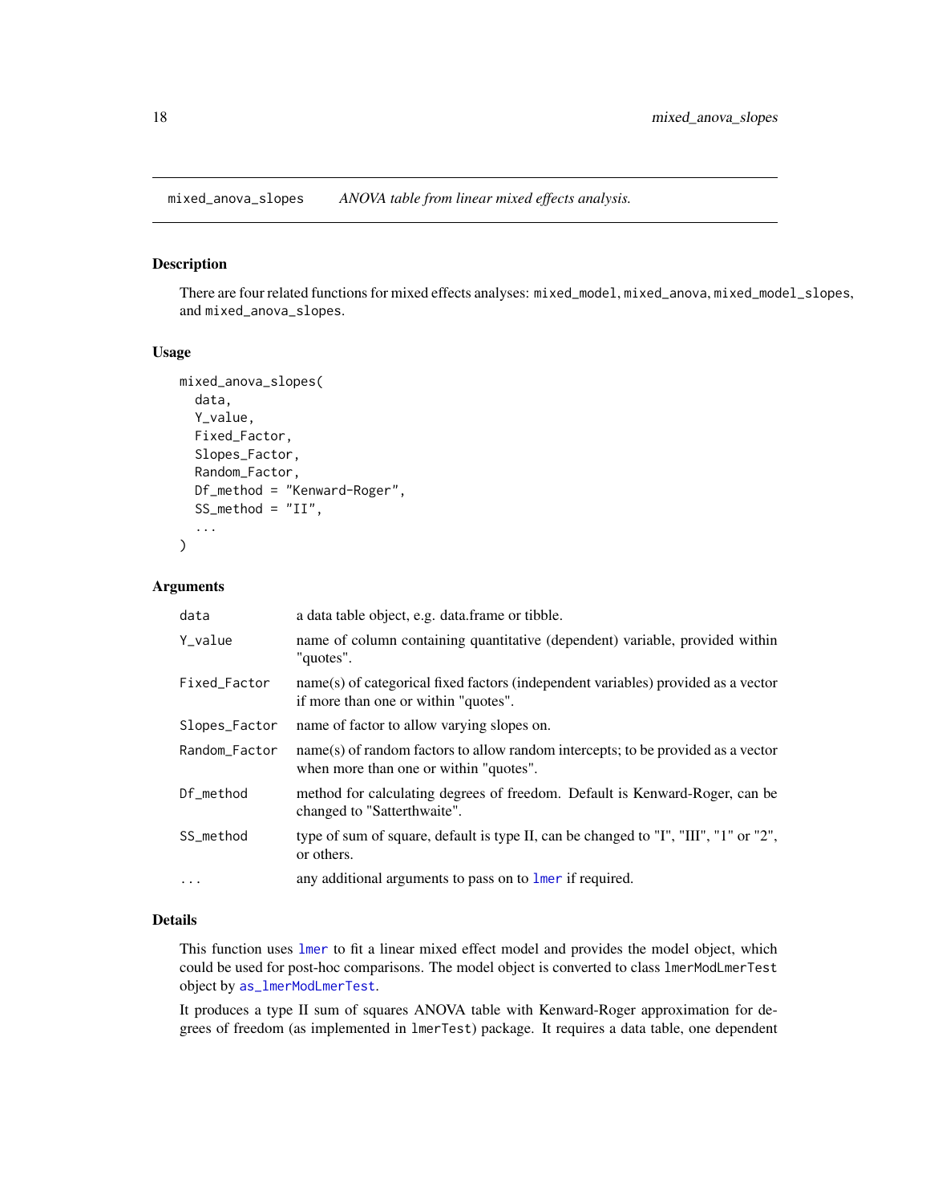# mixed_anova_slopes — *ANOVA table from linear mixed effects analysis.*

## Description

There are four related functions for mixed effects analyses: `mixed_model`, `mixed_anova`, `mixed_model_slopes`, and `mixed_anova_slopes`.

## Usage

```
mixed_anova_slopes(
  data,
  Y_value,
  Fixed_Factor,
  Slopes_Factor,
  Random_Factor,
  Df_method = "Kenward-Roger",
  SS_method = "II",
  ...
)
```

## Arguments

| | |
|---|---|
| `data` | a data table object, e.g. data.frame or tibble. |
| `Y_value` | name of column containing quantitative (dependent) variable, provided within "quotes". |
| `Fixed_Factor` | name(s) of categorical fixed factors (independent variables) provided as a vector if more than one or within "quotes". |
| `Slopes_Factor` | name of factor to allow varying slopes on. |
| `Random_Factor` | name(s) of random factors to allow random intercepts; to be provided as a vector when more than one or within "quotes". |
| `Df_method` | method for calculating degrees of freedom. Default is Kenward-Roger, can be changed to "Satterthwaite". |
| `SS_method` | type of sum of square, default is type II, can be changed to "I", "III", "1" or "2", or others. |
| `...` | any additional arguments to pass on to `lmer` if required. |

## Details

This function uses `lmer` to fit a linear mixed effect model and provides the model object, which could be used for post-hoc comparisons. The model object is converted to class `lmerModLmerTest` object by `as_lmerModLmerTest`.

It produces a type II sum of squares ANOVA table with Kenward-Roger approximation for degrees of freedom (as implemented in `lmerTest`) package. It requires a data table, one dependent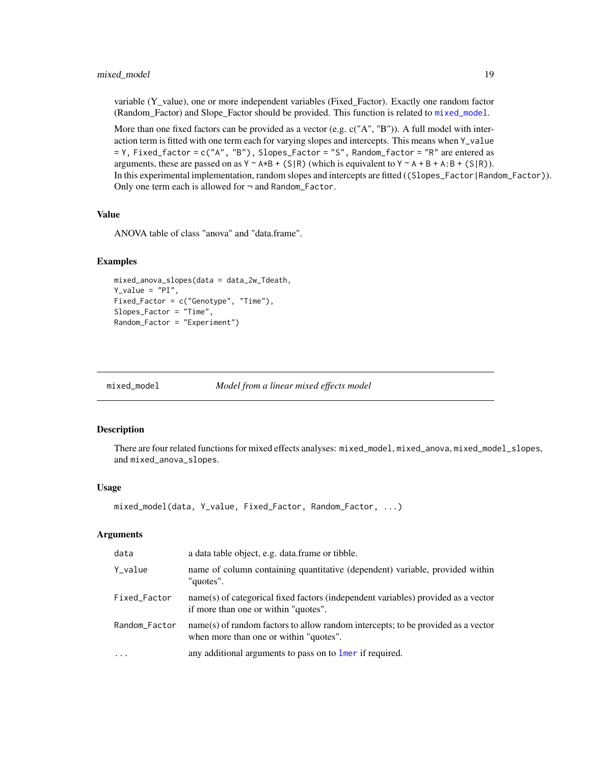variable (Y_value), one or more independent variables (Fixed_Factor). Exactly one random factor (Random_Factor) and Slope_Factor should be provided. This function is related to `mixed_model`.

More than one fixed factors can be provided as a vector (e.g. c("A", "B")). A full model with interaction term is fitted with one term each for varying slopes and intercepts. This means when `Y_value = Y`, `Fixed_factor = c("A", "B")`, `Slopes_Factor = "S"`, `Random_factor = "R"` are entered as arguments, these are passed on as `Y ~ A*B + (S|R)` (which is equivalent to `Y ~ A + B + A:B + (S|R)`). In this experimental implementation, random slopes and intercepts are fitted (`(Slopes_Factor|Random_Factor)`). Only one term each is allowed for ¬ and `Random_Factor`.

### Value

ANOVA table of class "anova" and "data.frame".

### Examples

```
mixed_anova_slopes(data = data_2w_Tdeath,
Y_value = "PI",
Fixed_Factor = c("Genotype", "Time"),
Slopes_Factor = "Time",
Random_Factor = "Experiment")
```

---

## mixed_model — *Model from a linear mixed effects model*

---

### Description

There are four related functions for mixed effects analyses: `mixed_model`, `mixed_anova`, `mixed_model_slopes`, and `mixed_anova_slopes`.

### Usage

```
mixed_model(data, Y_value, Fixed_Factor, Random_Factor, ...)
```

### Arguments

| | |
|---|---|
| `data` | a data table object, e.g. data.frame or tibble. |
| `Y_value` | name of column containing quantitative (dependent) variable, provided within "quotes". |
| `Fixed_Factor` | name(s) of categorical fixed factors (independent variables) provided as a vector if more than one or within "quotes". |
| `Random_Factor` | name(s) of random factors to allow random intercepts; to be provided as a vector when more than one or within "quotes". |
| `...` | any additional arguments to pass on to `lmer` if required. |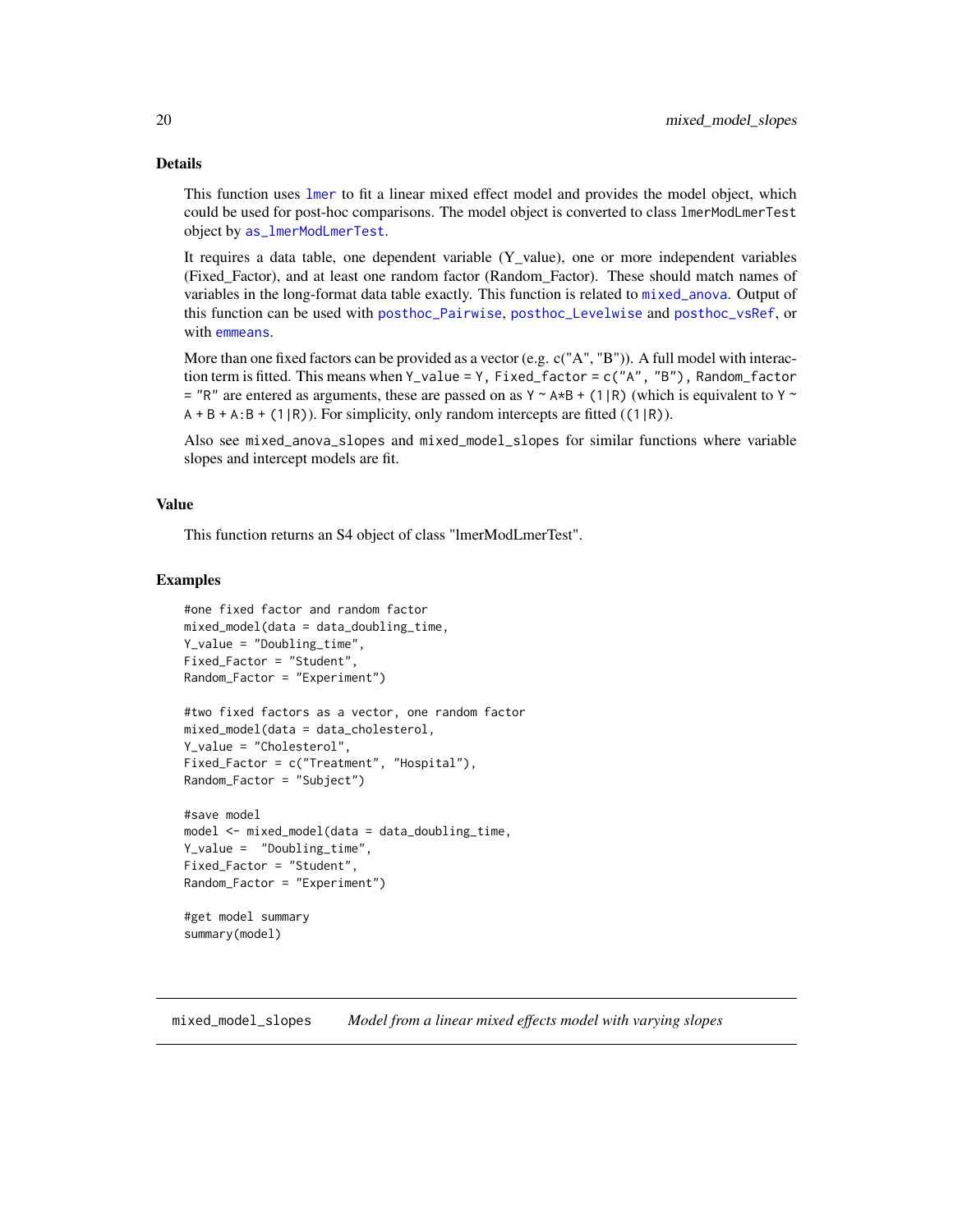## Details

This function uses `lmer` to fit a linear mixed effect model and provides the model object, which could be used for post-hoc comparisons. The model object is converted to class `lmerModLmerTest` object by `as_lmerModLmerTest`.

It requires a data table, one dependent variable (Y_value), one or more independent variables (Fixed_Factor), and at least one random factor (Random_Factor). These should match names of variables in the long-format data table exactly. This function is related to `mixed_anova`. Output of this function can be used with `posthoc_Pairwise`, `posthoc_Levelwise` and `posthoc_vsRef`, or with `emmeans`.

More than one fixed factors can be provided as a vector (e.g. c("A", "B")). A full model with interaction term is fitted. This means when `Y_value = Y, Fixed_factor = c("A", "B"), Random_factor = "R"` are entered as arguments, these are passed on as `Y ~ A*B + (1|R)` (which is equivalent to `Y ~ A + B + A:B + (1|R)`). For simplicity, only random intercepts are fitted (`(1|R)`).

Also see `mixed_anova_slopes` and `mixed_model_slopes` for similar functions where variable slopes and intercept models are fit.

## Value

This function returns an S4 object of class "lmerModLmerTest".

## Examples

```
#one fixed factor and random factor
mixed_model(data = data_doubling_time,
Y_value = "Doubling_time",
Fixed_Factor = "Student",
Random_Factor = "Experiment")

#two fixed factors as a vector, one random factor
mixed_model(data = data_cholesterol,
Y_value = "Cholesterol",
Fixed_Factor = c("Treatment", "Hospital"),
Random_Factor = "Subject")

#save model
model <- mixed_model(data = data_doubling_time,
Y_value =  "Doubling_time",
Fixed_Factor = "Student",
Random_Factor = "Experiment")

#get model summary
summary(model)
```

---

`mixed_model_slopes` *Model from a linear mixed effects model with varying slopes*

---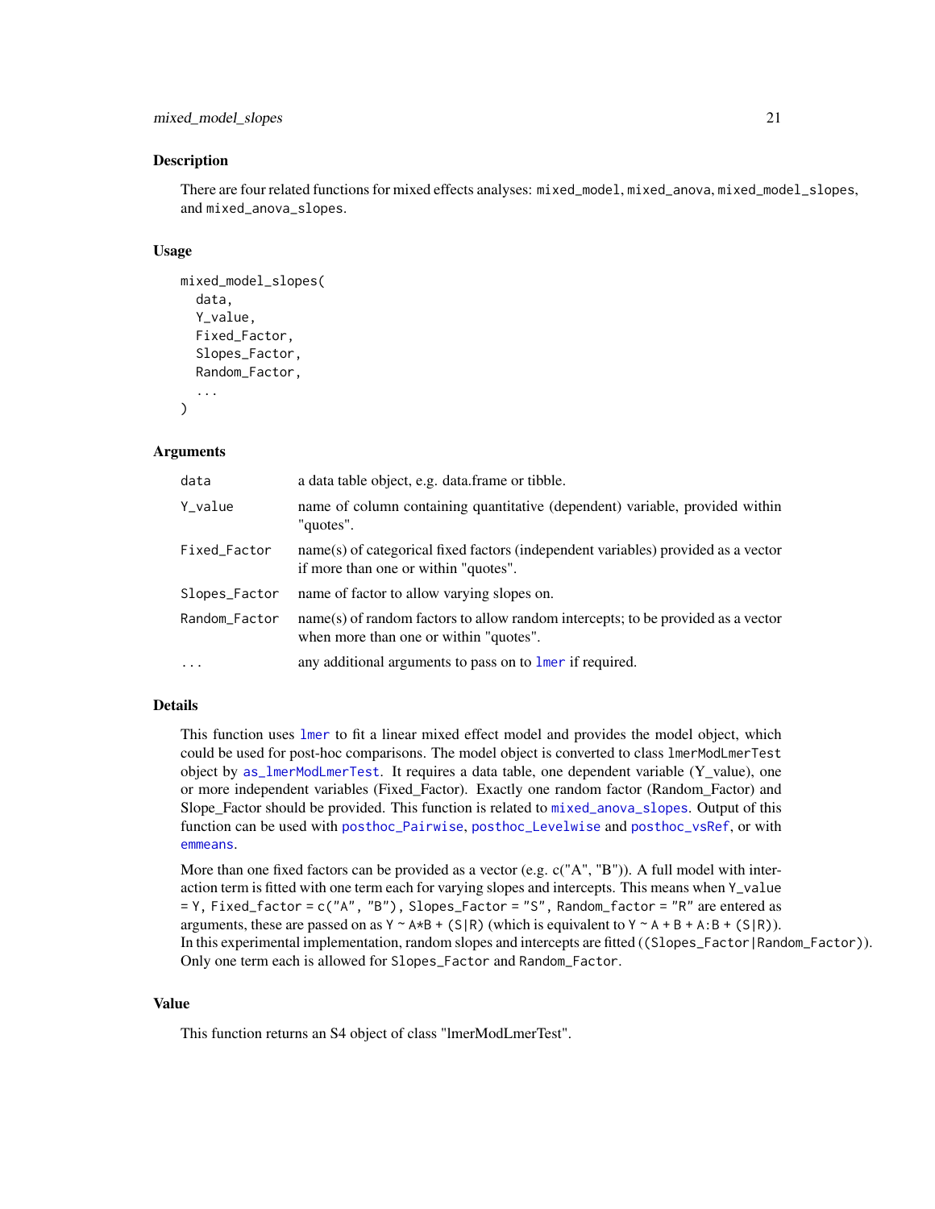### Description

There are four related functions for mixed effects analyses: `mixed_model`, `mixed_anova`, `mixed_model_slopes`, and `mixed_anova_slopes`.

### Usage

```
mixed_model_slopes(
  data,
  Y_value,
  Fixed_Factor,
  Slopes_Factor,
  Random_Factor,
  ...
)
```

### Arguments

| | |
|---|---|
| `data` | a data table object, e.g. data.frame or tibble. |
| `Y_value` | name of column containing quantitative (dependent) variable, provided within "quotes". |
| `Fixed_Factor` | name(s) of categorical fixed factors (independent variables) provided as a vector if more than one or within "quotes". |
| `Slopes_Factor` | name of factor to allow varying slopes on. |
| `Random_Factor` | name(s) of random factors to allow random intercepts; to be provided as a vector when more than one or within "quotes". |
| `...` | any additional arguments to pass on to `lmer` if required. |

### Details

This function uses `lmer` to fit a linear mixed effect model and provides the model object, which could be used for post-hoc comparisons. The model object is converted to class `lmerModLmerTest` object by `as_lmerModLmerTest`. It requires a data table, one dependent variable (Y_value), one or more independent variables (Fixed_Factor). Exactly one random factor (Random_Factor) and Slope_Factor should be provided. This function is related to `mixed_anova_slopes`. Output of this function can be used with `posthoc_Pairwise`, `posthoc_Levelwise` and `posthoc_vsRef`, or with `emmeans`.

More than one fixed factors can be provided as a vector (e.g. c("A", "B")). A full model with interaction term is fitted with one term each for varying slopes and intercepts. This means when `Y_value = Y, Fixed_factor = c("A", "B"), Slopes_Factor = "S", Random_factor = "R"` are entered as arguments, these are passed on as `Y ~ A*B + (S|R)` (which is equivalent to `Y ~ A + B + A:B + (S|R)`). In this experimental implementation, random slopes and intercepts are fitted (`(Slopes_Factor|Random_Factor)`). Only one term each is allowed for `Slopes_Factor` and `Random_Factor`.

### Value

This function returns an S4 object of class "lmerModLmerTest".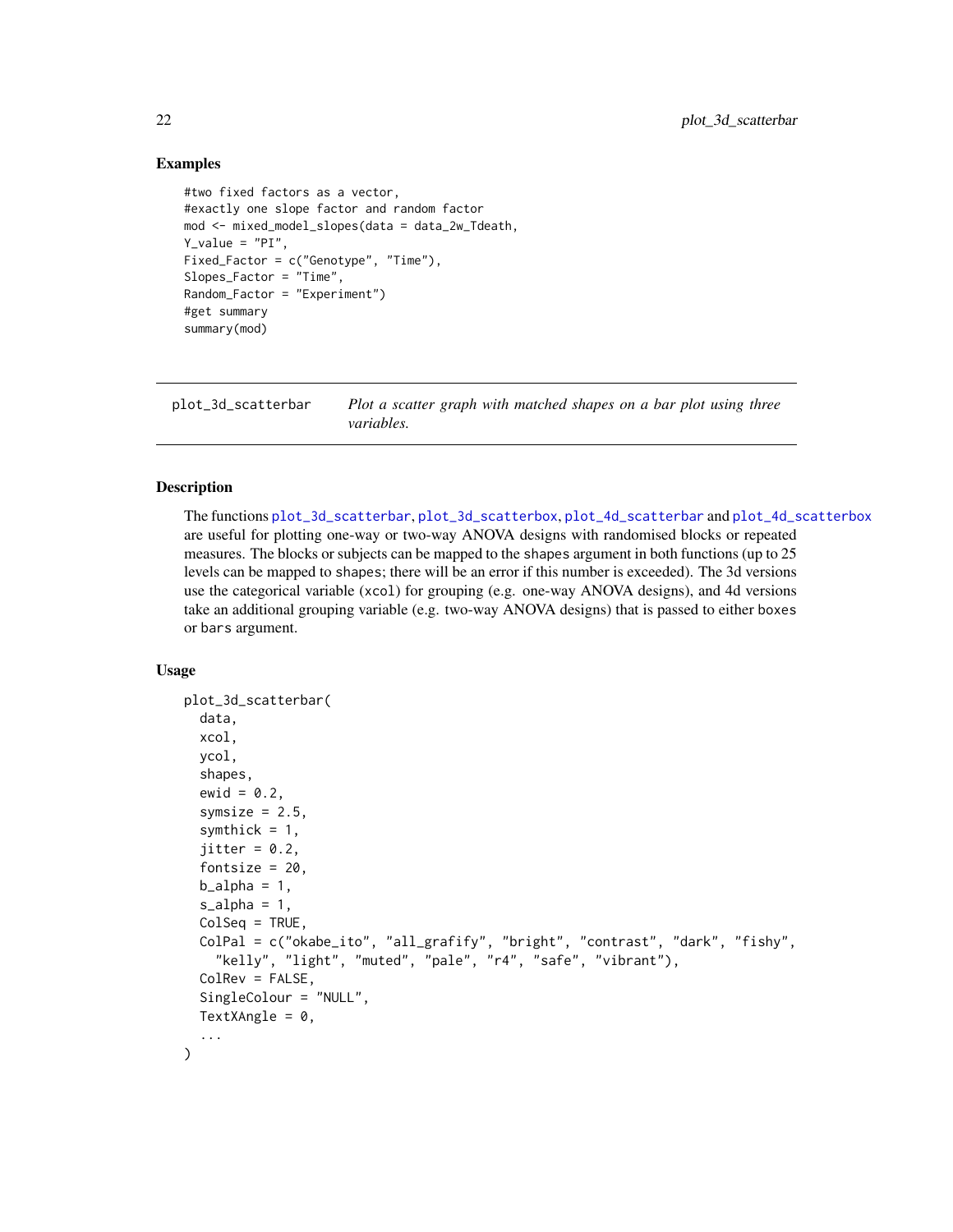## Examples

```
#two fixed factors as a vector,
#exactly one slope factor and random factor
mod <- mixed_model_slopes(data = data_2w_Tdeath,
Y_value = "PI",
Fixed_Factor = c("Genotype", "Time"),
Slopes_Factor = "Time",
Random_Factor = "Experiment")
#get summary
summary(mod)
```

---

`plot_3d_scatterbar` *Plot a scatter graph with matched shapes on a bar plot using three variables.*

---

## Description

The functions plot_3d_scatterbar, plot_3d_scatterbox, plot_4d_scatterbar and plot_4d_scatterbox are useful for plotting one-way or two-way ANOVA designs with randomised blocks or repeated measures. The blocks or subjects can be mapped to the `shapes` argument in both functions (up to 25 levels can be mapped to `shapes`; there will be an error if this number is exceeded). The 3d versions use the categorical variable (`xcol`) for grouping (e.g. one-way ANOVA designs), and 4d versions take an additional grouping variable (e.g. two-way ANOVA designs) that is passed to either `boxes` or `bars` argument.

## Usage

```
plot_3d_scatterbar(
  data,
  xcol,
  ycol,
  shapes,
  ewid = 0.2,
  symsize = 2.5,
  symthick = 1,
  jitter = 0.2,
  fontsize = 20,
  b_alpha = 1,
  s_alpha = 1,
  ColSeq = TRUE,
  ColPal = c("okabe_ito", "all_grafify", "bright", "contrast", "dark", "fishy",
    "kelly", "light", "muted", "pale", "r4", "safe", "vibrant"),
  ColRev = FALSE,
  SingleColour = "NULL",
  TextXAngle = 0,
  ...
)
```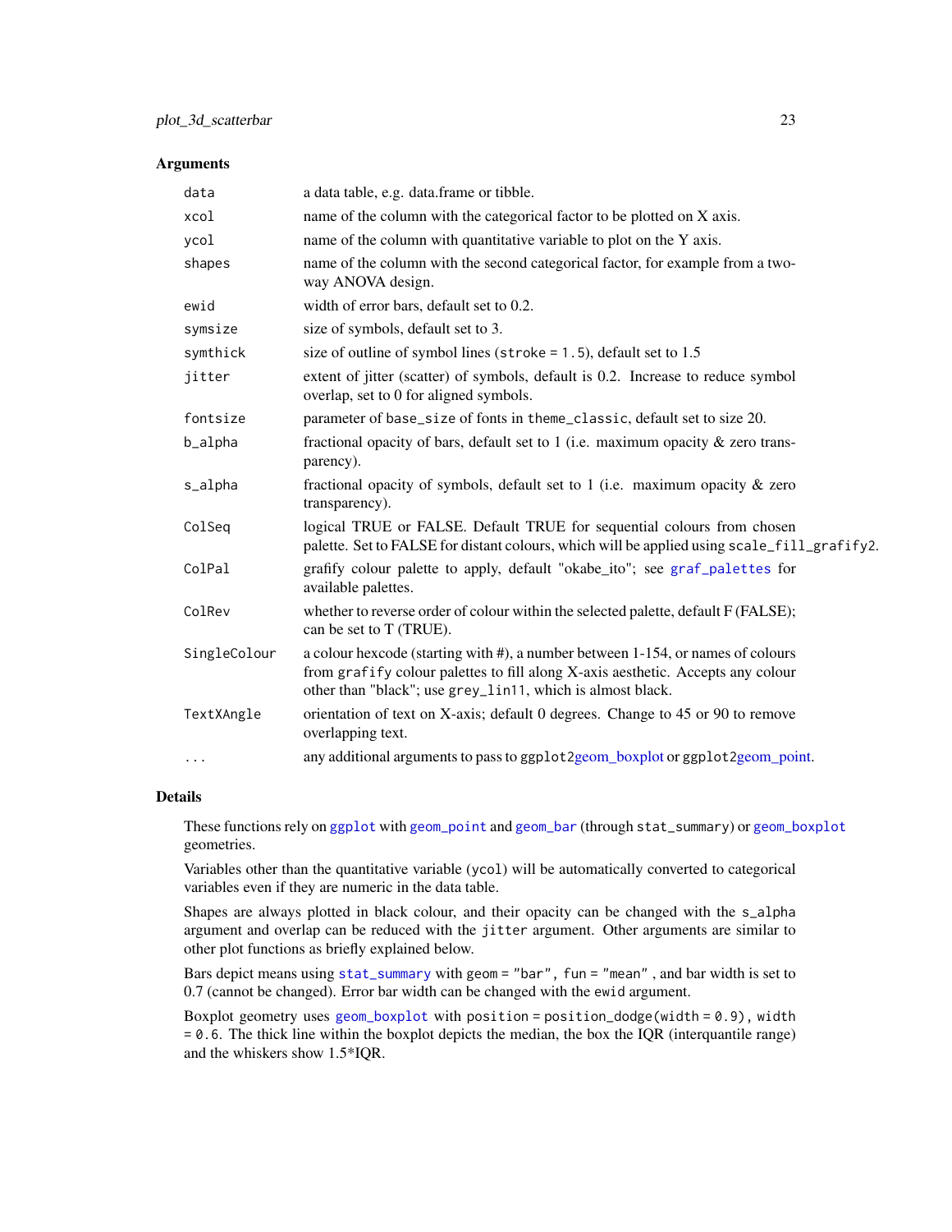## Arguments

| | |
|---|---|
| `data` | a data table, e.g. data.frame or tibble. |
| `xcol` | name of the column with the categorical factor to be plotted on X axis. |
| `ycol` | name of the column with quantitative variable to plot on the Y axis. |
| `shapes` | name of the column with the second categorical factor, for example from a two-way ANOVA design. |
| `ewid` | width of error bars, default set to 0.2. |
| `symsize` | size of symbols, default set to 3. |
| `symthick` | size of outline of symbol lines (`stroke = 1.5`), default set to 1.5 |
| `jitter` | extent of jitter (scatter) of symbols, default is 0.2. Increase to reduce symbol overlap, set to 0 for aligned symbols. |
| `fontsize` | parameter of `base_size` of fonts in `theme_classic`, default set to size 20. |
| `b_alpha` | fractional opacity of bars, default set to 1 (i.e. maximum opacity & zero transparency). |
| `s_alpha` | fractional opacity of symbols, default set to 1 (i.e. maximum opacity & zero transparency). |
| `ColSeq` | logical TRUE or FALSE. Default TRUE for sequential colours from chosen palette. Set to FALSE for distant colours, which will be applied using `scale_fill_grafify2`. |
| `ColPal` | grafify colour palette to apply, default "okabe_ito"; see `graf_palettes` for available palettes. |
| `ColRev` | whether to reverse order of colour within the selected palette, default F (FALSE); can be set to T (TRUE). |
| `SingleColour` | a colour hexcode (starting with #), a number between 1-154, or names of colours from `grafify` colour palettes to fill along X-axis aesthetic. Accepts any colour other than "black"; use `grey_lin11`, which is almost black. |
| `TextXAngle` | orientation of text on X-axis; default 0 degrees. Change to 45 or 90 to remove overlapping text. |
| `...` | any additional arguments to pass to `ggplot2`geom_boxplot or `ggplot2`geom_point. |

## Details

These functions rely on `ggplot` with `geom_point` and `geom_bar` (through `stat_summary`) or `geom_boxplot` geometries.

Variables other than the quantitative variable (`ycol`) will be automatically converted to categorical variables even if they are numeric in the data table.

Shapes are always plotted in black colour, and their opacity can be changed with the `s_alpha` argument and overlap can be reduced with the `jitter` argument. Other arguments are similar to other plot functions as briefly explained below.

Bars depict means using `stat_summary` with `geom = "bar", fun = "mean"` , and bar width is set to 0.7 (cannot be changed). Error bar width can be changed with the `ewid` argument.

Boxplot geometry uses `geom_boxplot` with `position = position_dodge(width = 0.9), width = 0.6`. The thick line within the boxplot depicts the median, the box the IQR (interquantile range) and the whiskers show 1.5*IQR.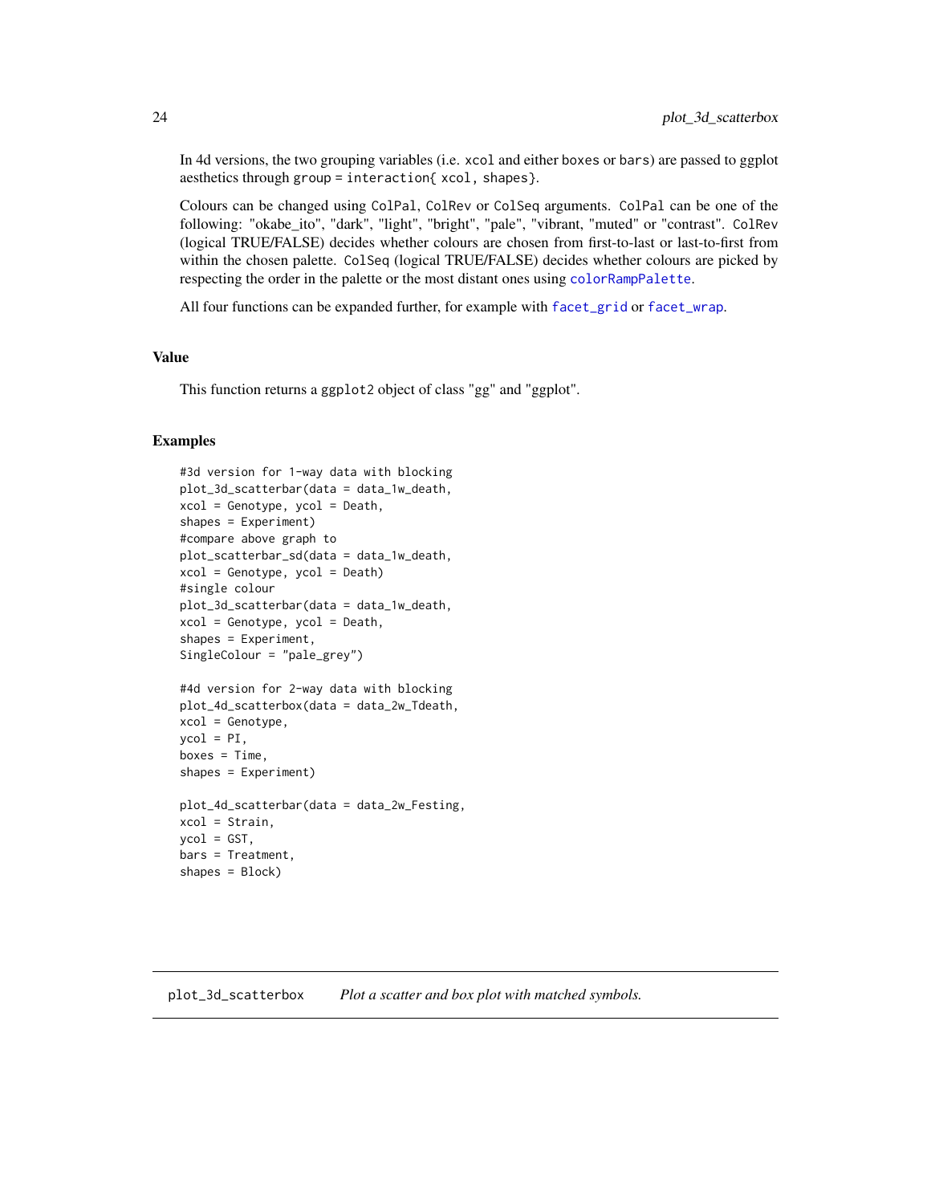In 4d versions, the two grouping variables (i.e. `xcol` and either `boxes` or `bars`) are passed to ggplot aesthetics through `group = interaction{ xcol, shapes}`.

Colours can be changed using `ColPal`, `ColRev` or `ColSeq` arguments. `ColPal` can be one of the following: "okabe_ito", "dark", "light", "bright", "pale", "vibrant, "muted" or "contrast". `ColRev` (logical TRUE/FALSE) decides whether colours are chosen from first-to-last or last-to-first from within the chosen palette. `ColSeq` (logical TRUE/FALSE) decides whether colours are picked by respecting the order in the palette or the most distant ones using `colorRampPalette`.

All four functions can be expanded further, for example with `facet_grid` or `facet_wrap`.

## Value

This function returns a `ggplot2` object of class "gg" and "ggplot".

## Examples

```
#3d version for 1-way data with blocking
plot_3d_scatterbar(data = data_1w_death,
xcol = Genotype, ycol = Death,
shapes = Experiment)
#compare above graph to
plot_scatterbar_sd(data = data_1w_death,
xcol = Genotype, ycol = Death)
#single colour
plot_3d_scatterbar(data = data_1w_death,
xcol = Genotype, ycol = Death,
shapes = Experiment,
SingleColour = "pale_grey")

#4d version for 2-way data with blocking
plot_4d_scatterbox(data = data_2w_Tdeath,
xcol = Genotype,
ycol = PI,
boxes = Time,
shapes = Experiment)

plot_4d_scatterbar(data = data_2w_Festing,
xcol = Strain,
ycol = GST,
bars = Treatment,
shapes = Block)
```

---

## plot_3d_scatterbox — *Plot a scatter and box plot with matched symbols.*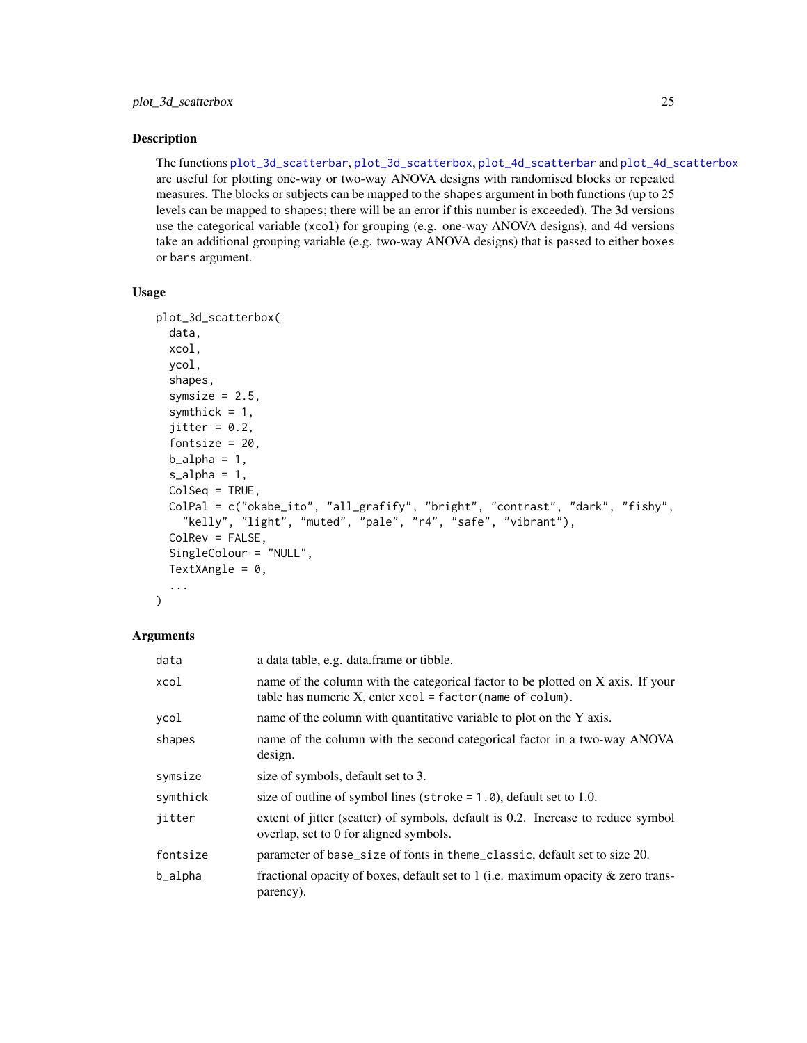## Description

The functions plot_3d_scatterbar, plot_3d_scatterbox, plot_4d_scatterbar and plot_4d_scatterbox are useful for plotting one-way or two-way ANOVA designs with randomised blocks or repeated measures. The blocks or subjects can be mapped to the shapes argument in both functions (up to 25 levels can be mapped to shapes; there will be an error if this number is exceeded). The 3d versions use the categorical variable (xcol) for grouping (e.g. one-way ANOVA designs), and 4d versions take an additional grouping variable (e.g. two-way ANOVA designs) that is passed to either boxes or bars argument.

## Usage

```
plot_3d_scatterbox(
  data,
  xcol,
  ycol,
  shapes,
  symsize = 2.5,
  symthick = 1,
  jitter = 0.2,
  fontsize = 20,
  b_alpha = 1,
  s_alpha = 1,
  ColSeq = TRUE,
  ColPal = c("okabe_ito", "all_grafify", "bright", "contrast", "dark", "fishy",
    "kelly", "light", "muted", "pale", "r4", "safe", "vibrant"),
  ColRev = FALSE,
  SingleColour = "NULL",
  TextXAngle = 0,
  ...
)
```

## Arguments

| | |
|---|---|
| data | a data table, e.g. data.frame or tibble. |
| xcol | name of the column with the categorical factor to be plotted on X axis. If your table has numeric X, enter xcol = factor(name of colum). |
| ycol | name of the column with quantitative variable to plot on the Y axis. |
| shapes | name of the column with the second categorical factor in a two-way ANOVA design. |
| symsize | size of symbols, default set to 3. |
| symthick | size of outline of symbol lines (stroke = 1.0), default set to 1.0. |
| jitter | extent of jitter (scatter) of symbols, default is 0.2. Increase to reduce symbol overlap, set to 0 for aligned symbols. |
| fontsize | parameter of base_size of fonts in theme_classic, default set to size 20. |
| b_alpha | fractional opacity of boxes, default set to 1 (i.e. maximum opacity & zero transparency). |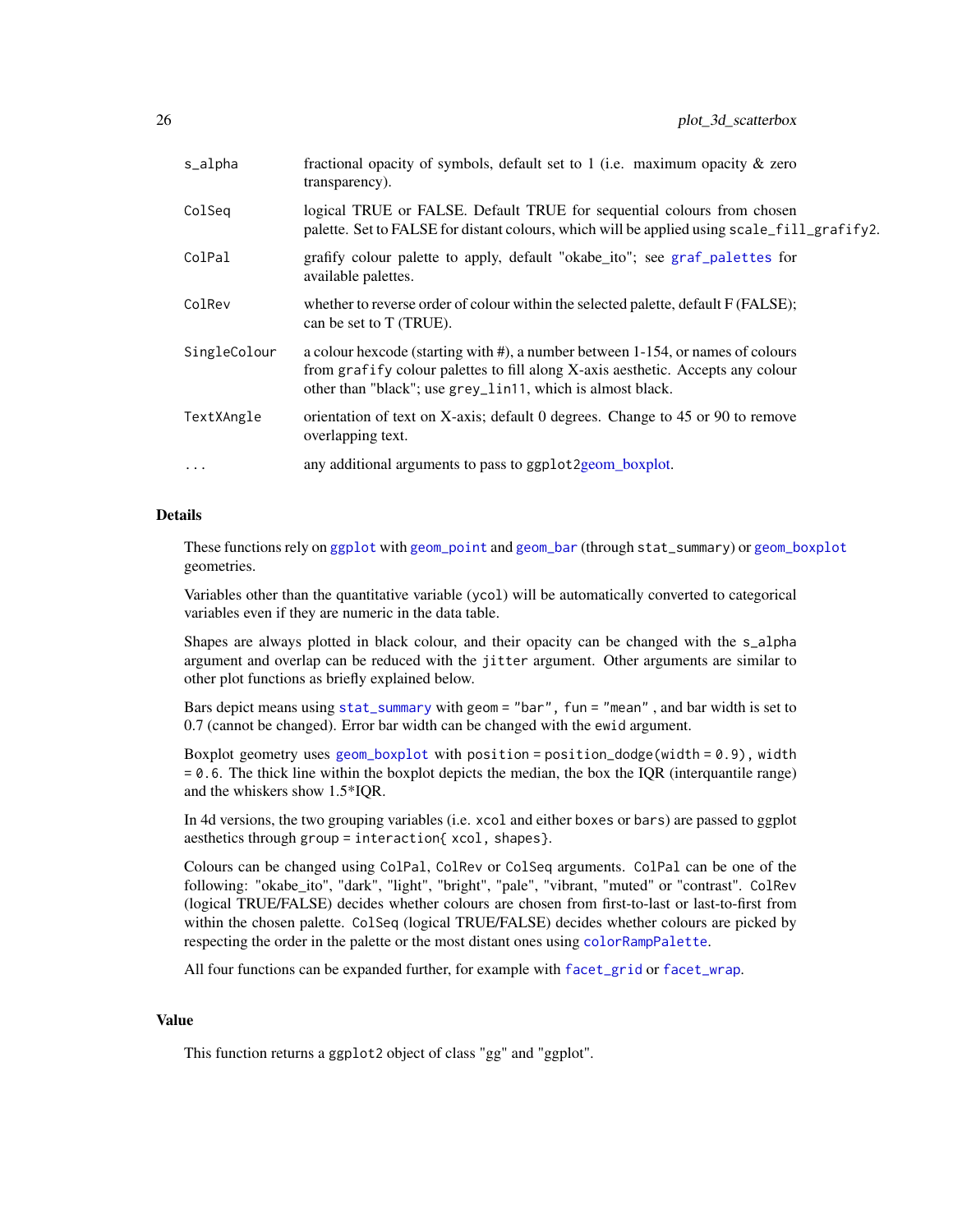| | |
|---|---|
| s_alpha | fractional opacity of symbols, default set to 1 (i.e. maximum opacity & zero transparency). |
| ColSeq | logical TRUE or FALSE. Default TRUE for sequential colours from chosen palette. Set to FALSE for distant colours, which will be applied using scale_fill_grafify2. |
| ColPal | grafify colour palette to apply, default "okabe_ito"; see graf_palettes for available palettes. |
| ColRev | whether to reverse order of colour within the selected palette, default F (FALSE); can be set to T (TRUE). |
| SingleColour | a colour hexcode (starting with #), a number between 1-154, or names of colours from grafify colour palettes to fill along X-axis aesthetic. Accepts any colour other than "black"; use grey_lin11, which is almost black. |
| TextXAngle | orientation of text on X-axis; default 0 degrees. Change to 45 or 90 to remove overlapping text. |
| ... | any additional arguments to pass to ggplot2geom_boxplot. |

## Details

These functions rely on ggplot with geom_point and geom_bar (through stat_summary) or geom_boxplot geometries.

Variables other than the quantitative variable (ycol) will be automatically converted to categorical variables even if they are numeric in the data table.

Shapes are always plotted in black colour, and their opacity can be changed with the s_alpha argument and overlap can be reduced with the jitter argument. Other arguments are similar to other plot functions as briefly explained below.

Bars depict means using stat_summary with geom = "bar", fun = "mean" , and bar width is set to 0.7 (cannot be changed). Error bar width can be changed with the ewid argument.

Boxplot geometry uses geom_boxplot with position = position_dodge(width = 0.9), width = 0.6. The thick line within the boxplot depicts the median, the box the IQR (interquantile range) and the whiskers show 1.5*IQR.

In 4d versions, the two grouping variables (i.e. xcol and either boxes or bars) are passed to ggplot aesthetics through group = interaction{ xcol, shapes}.

Colours can be changed using ColPal, ColRev or ColSeq arguments. ColPal can be one of the following: "okabe_ito", "dark", "light", "bright", "pale", "vibrant, "muted" or "contrast". ColRev (logical TRUE/FALSE) decides whether colours are chosen from first-to-last or last-to-first from within the chosen palette. ColSeq (logical TRUE/FALSE) decides whether colours are picked by respecting the order in the palette or the most distant ones using colorRampPalette.

All four functions can be expanded further, for example with facet_grid or facet_wrap.

## Value

This function returns a ggplot2 object of class "gg" and "ggplot".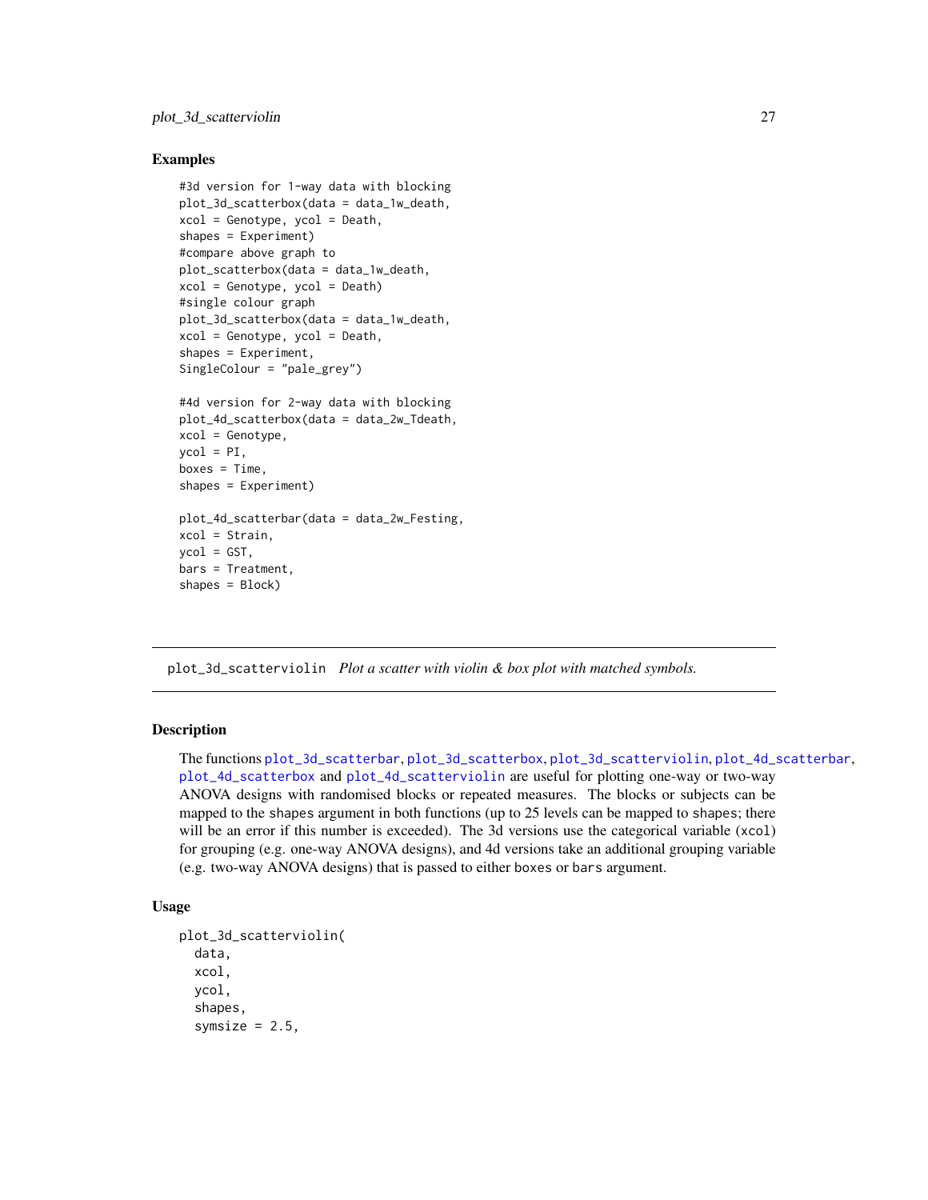## Examples

```
#3d version for 1-way data with blocking
plot_3d_scatterbox(data = data_1w_death,
xcol = Genotype, ycol = Death,
shapes = Experiment)
#compare above graph to
plot_scatterbox(data = data_1w_death,
xcol = Genotype, ycol = Death)
#single colour graph
plot_3d_scatterbox(data = data_1w_death,
xcol = Genotype, ycol = Death,
shapes = Experiment,
SingleColour = "pale_grey")

#4d version for 2-way data with blocking
plot_4d_scatterbox(data = data_2w_Tdeath,
xcol = Genotype,
ycol = PI,
boxes = Time,
shapes = Experiment)

plot_4d_scatterbar(data = data_2w_Festing,
xcol = Strain,
ycol = GST,
bars = Treatment,
shapes = Block)
```

---

plot_3d_scatterviolin    *Plot a scatter with violin & box plot with matched symbols.*

---

## Description

The functions plot_3d_scatterbar, plot_3d_scatterbox, plot_3d_scatterviolin, plot_4d_scatterbar, plot_4d_scatterbox and plot_4d_scatterviolin are useful for plotting one-way or two-way ANOVA designs with randomised blocks or repeated measures. The blocks or subjects can be mapped to the shapes argument in both functions (up to 25 levels can be mapped to shapes; there will be an error if this number is exceeded). The 3d versions use the categorical variable (xcol) for grouping (e.g. one-way ANOVA designs), and 4d versions take an additional grouping variable (e.g. two-way ANOVA designs) that is passed to either boxes or bars argument.

## Usage

```
plot_3d_scatterviolin(
  data,
  xcol,
  ycol,
  shapes,
  symsize = 2.5,
```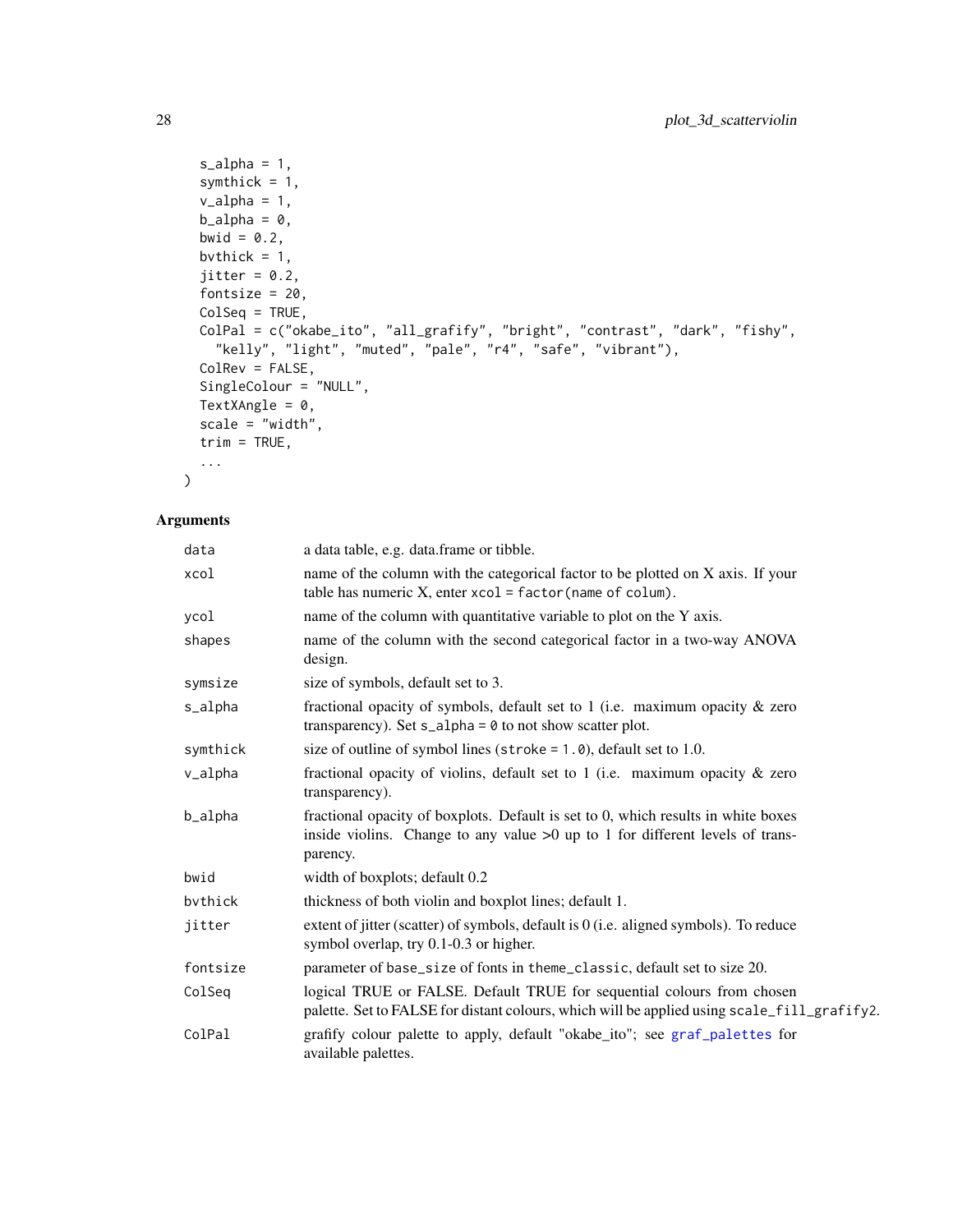```
  s_alpha = 1,
  symthick = 1,
  v_alpha = 1,
  b_alpha = 0,
  bwid = 0.2,
  bvthick = 1,
  jitter = 0.2,
  fontsize = 20,
  ColSeq = TRUE,
  ColPal = c("okabe_ito", "all_grafify", "bright", "contrast", "dark", "fishy",
    "kelly", "light", "muted", "pale", "r4", "safe", "vibrant"),
  ColRev = FALSE,
  SingleColour = "NULL",
  TextXAngle = 0,
  scale = "width",
  trim = TRUE,
  ...
)
```

## Arguments

| | |
|---|---|
| `data` | a data table, e.g. data.frame or tibble. |
| `xcol` | name of the column with the categorical factor to be plotted on X axis. If your table has numeric X, enter `xcol = factor(name of colum)`. |
| `ycol` | name of the column with quantitative variable to plot on the Y axis. |
| `shapes` | name of the column with the second categorical factor in a two-way ANOVA design. |
| `symsize` | size of symbols, default set to 3. |
| `s_alpha` | fractional opacity of symbols, default set to 1 (i.e. maximum opacity & zero transparency). Set `s_alpha = 0` to not show scatter plot. |
| `symthick` | size of outline of symbol lines (`stroke = 1.0`), default set to 1.0. |
| `v_alpha` | fractional opacity of violins, default set to 1 (i.e. maximum opacity & zero transparency). |
| `b_alpha` | fractional opacity of boxplots. Default is set to 0, which results in white boxes inside violins. Change to any value >0 up to 1 for different levels of transparency. |
| `bwid` | width of boxplots; default 0.2 |
| `bvthick` | thickness of both violin and boxplot lines; default 1. |
| `jitter` | extent of jitter (scatter) of symbols, default is 0 (i.e. aligned symbols). To reduce symbol overlap, try 0.1-0.3 or higher. |
| `fontsize` | parameter of `base_size` of fonts in `theme_classic`, default set to size 20. |
| `ColSeq` | logical TRUE or FALSE. Default TRUE for sequential colours from chosen palette. Set to FALSE for distant colours, which will be applied using `scale_fill_grafify2`. |
| `ColPal` | grafify colour palette to apply, default "okabe_ito"; see graf_palettes for available palettes. |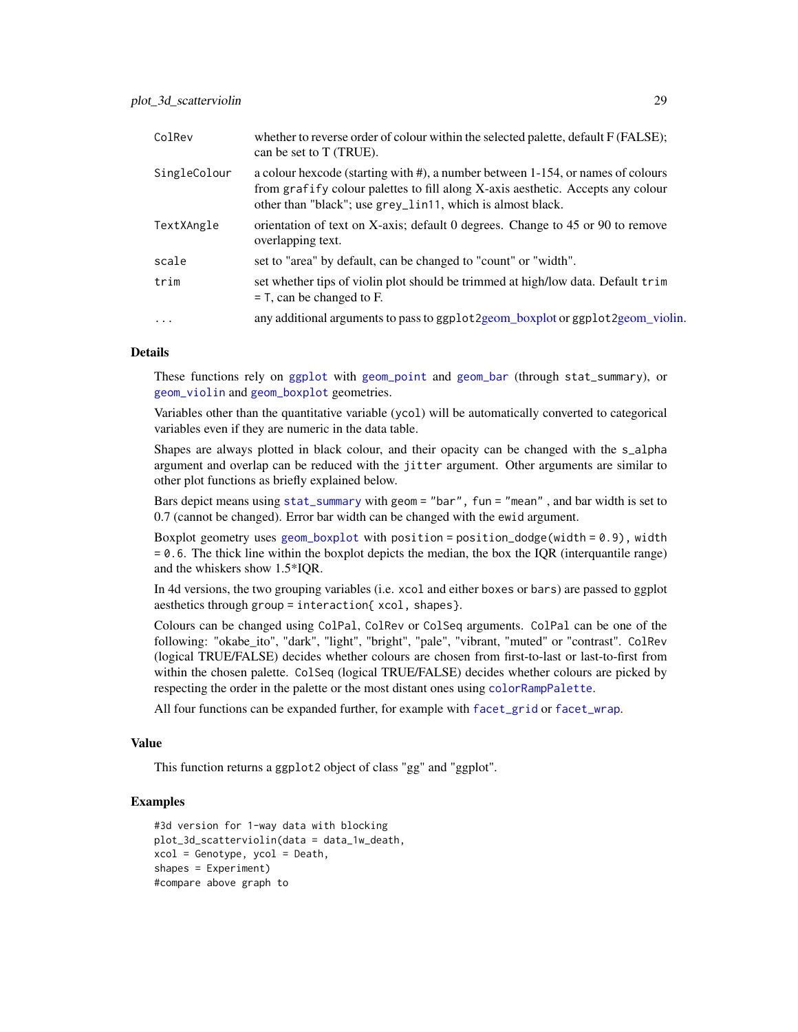| | |
|---|---|
| ColRev | whether to reverse order of colour within the selected palette, default F (FALSE); can be set to T (TRUE). |
| SingleColour | a colour hexcode (starting with #), a number between 1-154, or names of colours from grafify colour palettes to fill along X-axis aesthetic. Accepts any colour other than "black"; use grey_lin11, which is almost black. |
| TextXAngle | orientation of text on X-axis; default 0 degrees. Change to 45 or 90 to remove overlapping text. |
| scale | set to "area" by default, can be changed to "count" or "width". |
| trim | set whether tips of violin plot should be trimmed at high/low data. Default trim = T, can be changed to F. |
| ... | any additional arguments to pass to ggplot2geom_boxplot or ggplot2geom_violin. |

## Details

These functions rely on `ggplot` with `geom_point` and `geom_bar` (through stat_summary), or `geom_violin` and `geom_boxplot` geometries.

Variables other than the quantitative variable (`ycol`) will be automatically converted to categorical variables even if they are numeric in the data table.

Shapes are always plotted in black colour, and their opacity can be changed with the `s_alpha` argument and overlap can be reduced with the `jitter` argument. Other arguments are similar to other plot functions as briefly explained below.

Bars depict means using `stat_summary` with `geom = "bar", fun = "mean"` , and bar width is set to 0.7 (cannot be changed). Error bar width can be changed with the `ewid` argument.

Boxplot geometry uses `geom_boxplot` with `position = position_dodge(width = 0.9), width = 0.6`. The thick line within the boxplot depicts the median, the box the IQR (interquantile range) and the whiskers show 1.5*IQR.

In 4d versions, the two grouping variables (i.e. `xcol` and either `boxes` or `bars`) are passed to ggplot aesthetics through `group = interaction{ xcol, shapes}`.

Colours can be changed using `ColPal`, `ColRev` or `ColSeq` arguments. `ColPal` can be one of the following: "okabe_ito", "dark", "light", "bright", "pale", "vibrant, "muted" or "contrast". `ColRev` (logical TRUE/FALSE) decides whether colours are chosen from first-to-last or last-to-first from within the chosen palette. `ColSeq` (logical TRUE/FALSE) decides whether colours are picked by respecting the order in the palette or the most distant ones using `colorRampPalette`.

All four functions can be expanded further, for example with `facet_grid` or `facet_wrap`.

## Value

This function returns a `ggplot2` object of class "gg" and "ggplot".

## Examples

```
#3d version for 1-way data with blocking
plot_3d_scatterviolin(data = data_1w_death,
xcol = Genotype, ycol = Death,
shapes = Experiment)
#compare above graph to
```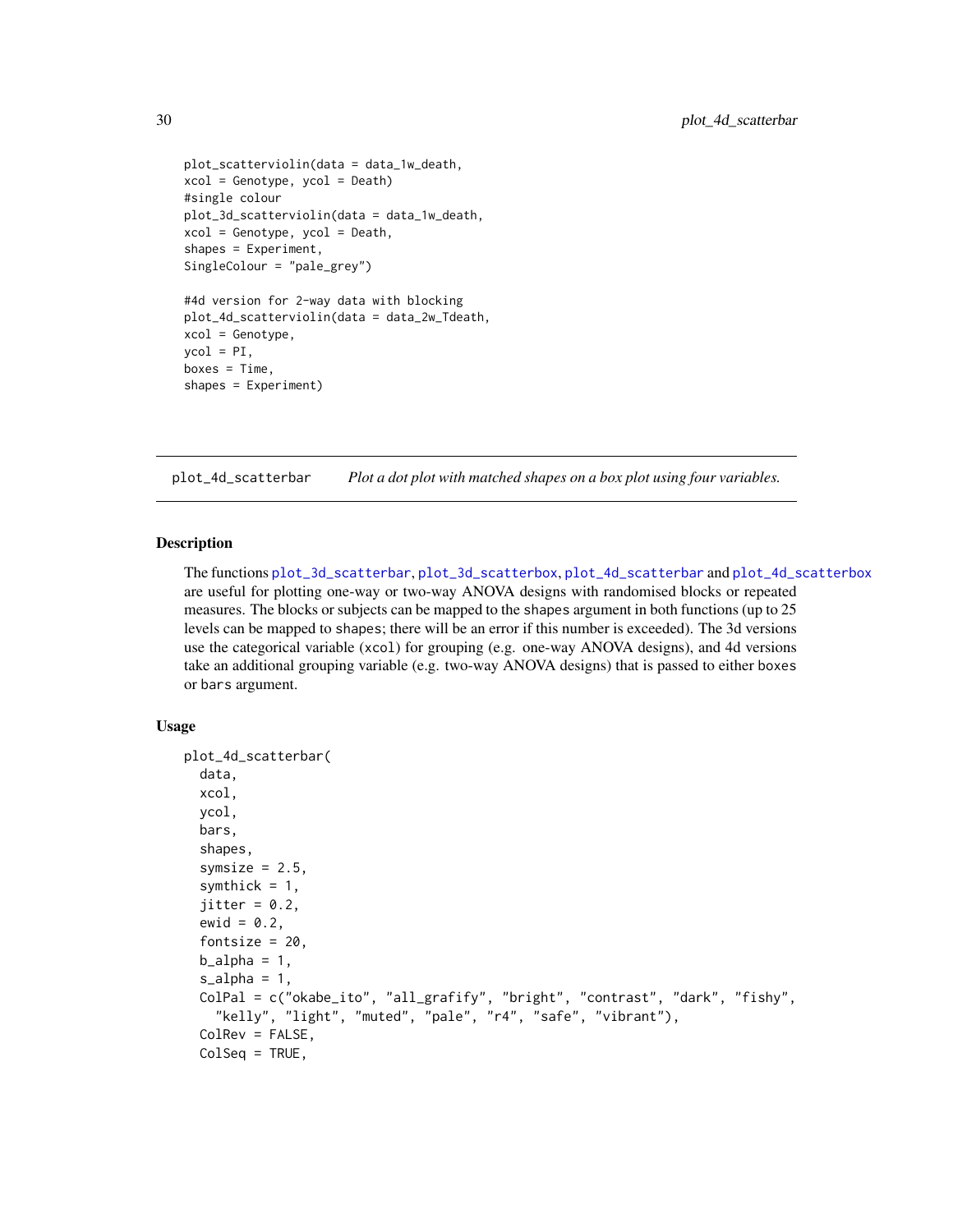```
plot_scatterviolin(data = data_1w_death,
xcol = Genotype, ycol = Death)
#single colour
plot_3d_scatterviolin(data = data_1w_death,
xcol = Genotype, ycol = Death,
shapes = Experiment,
SingleColour = "pale_grey")

#4d version for 2-way data with blocking
plot_4d_scatterviolin(data = data_2w_Tdeath,
xcol = Genotype,
ycol = PI,
boxes = Time,
shapes = Experiment)
```

## plot_4d_scatterbar *Plot a dot plot with matched shapes on a box plot using four variables.*

### Description

The functions plot_3d_scatterbar, plot_3d_scatterbox, plot_4d_scatterbar and plot_4d_scatterbox are useful for plotting one-way or two-way ANOVA designs with randomised blocks or repeated measures. The blocks or subjects can be mapped to the shapes argument in both functions (up to 25 levels can be mapped to shapes; there will be an error if this number is exceeded). The 3d versions use the categorical variable (xcol) for grouping (e.g. one-way ANOVA designs), and 4d versions take an additional grouping variable (e.g. two-way ANOVA designs) that is passed to either boxes or bars argument.

### Usage

```
plot_4d_scatterbar(
  data,
  xcol,
  ycol,
  bars,
  shapes,
  symsize = 2.5,
  symthick = 1,
  jitter = 0.2,
  ewid = 0.2,
  fontsize = 20,
  b_alpha = 1,
  s_alpha = 1,
  ColPal = c("okabe_ito", "all_grafify", "bright", "contrast", "dark", "fishy",
    "kelly", "light", "muted", "pale", "r4", "safe", "vibrant"),
  ColRev = FALSE,
  ColSeq = TRUE,
```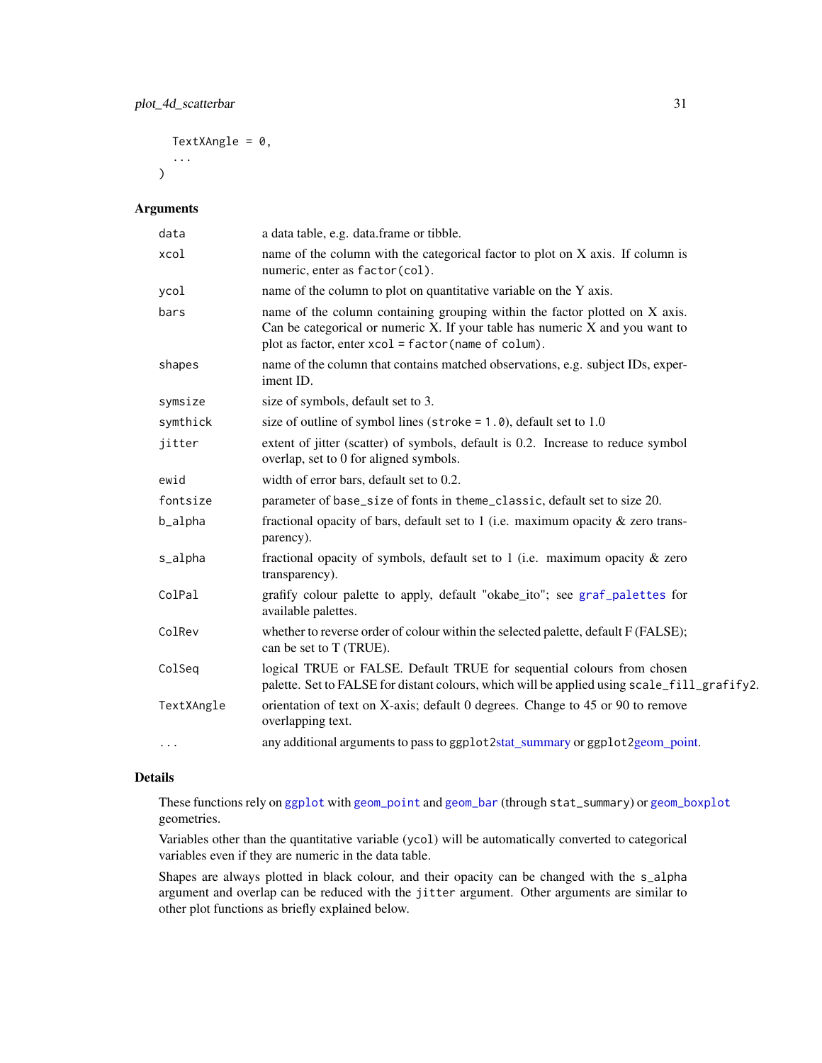```
  TextXAngle = 0,
  ...
)
```

## Arguments

| | |
|---|---|
| `data` | a data table, e.g. data.frame or tibble. |
| `xcol` | name of the column with the categorical factor to plot on X axis. If column is numeric, enter as `factor(col)`. |
| `ycol` | name of the column to plot on quantitative variable on the Y axis. |
| `bars` | name of the column containing grouping within the factor plotted on X axis. Can be categorical or numeric X. If your table has numeric X and you want to plot as factor, enter `xcol = factor(name of colum)`. |
| `shapes` | name of the column that contains matched observations, e.g. subject IDs, experiment ID. |
| `symsize` | size of symbols, default set to 3. |
| `symthick` | size of outline of symbol lines (`stroke = 1.0`), default set to 1.0 |
| `jitter` | extent of jitter (scatter) of symbols, default is 0.2. Increase to reduce symbol overlap, set to 0 for aligned symbols. |
| `ewid` | width of error bars, default set to 0.2. |
| `fontsize` | parameter of `base_size` of fonts in `theme_classic`, default set to size 20. |
| `b_alpha` | fractional opacity of bars, default set to 1 (i.e. maximum opacity & zero transparency). |
| `s_alpha` | fractional opacity of symbols, default set to 1 (i.e. maximum opacity & zero transparency). |
| `ColPal` | grafify colour palette to apply, default "okabe_ito"; see `graf_palettes` for available palettes. |
| `ColRev` | whether to reverse order of colour within the selected palette, default F (FALSE); can be set to T (TRUE). |
| `ColSeq` | logical TRUE or FALSE. Default TRUE for sequential colours from chosen palette. Set to FALSE for distant colours, which will be applied using `scale_fill_grafify2`. |
| `TextXAngle` | orientation of text on X-axis; default 0 degrees. Change to 45 or 90 to remove overlapping text. |
| `...` | any additional arguments to pass to `ggplot2`stat_summary or `ggplot2`geom_point. |

## Details

These functions rely on `ggplot` with `geom_point` and `geom_bar` (through `stat_summary`) or `geom_boxplot` geometries.

Variables other than the quantitative variable (`ycol`) will be automatically converted to categorical variables even if they are numeric in the data table.

Shapes are always plotted in black colour, and their opacity can be changed with the `s_alpha` argument and overlap can be reduced with the `jitter` argument. Other arguments are similar to other plot functions as briefly explained below.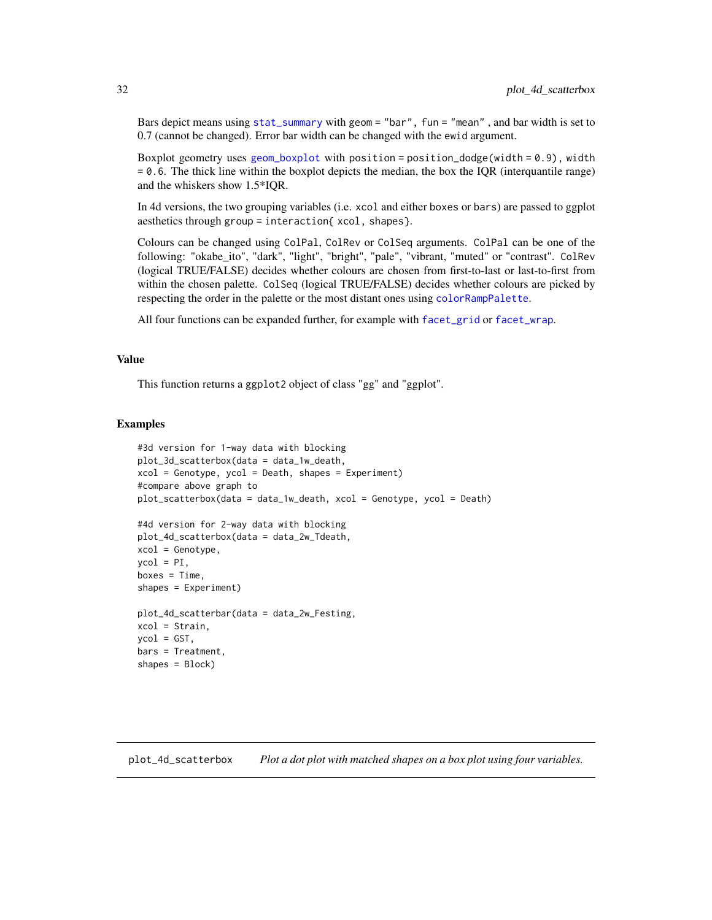Bars depict means using `stat_summary` with geom = "bar", fun = "mean" , and bar width is set to 0.7 (cannot be changed). Error bar width can be changed with the ewid argument.

Boxplot geometry uses `geom_boxplot` with position = position_dodge(width = 0.9), width = 0.6. The thick line within the boxplot depicts the median, the box the IQR (interquantile range) and the whiskers show 1.5*IQR.

In 4d versions, the two grouping variables (i.e. xcol and either boxes or bars) are passed to ggplot aesthetics through group = interaction{ xcol, shapes}.

Colours can be changed using ColPal, ColRev or ColSeq arguments. ColPal can be one of the following: "okabe_ito", "dark", "light", "bright", "pale", "vibrant, "muted" or "contrast". ColRev (logical TRUE/FALSE) decides whether colours are chosen from first-to-last or last-to-first from within the chosen palette. ColSeq (logical TRUE/FALSE) decides whether colours are picked by respecting the order in the palette or the most distant ones using `colorRampPalette`.

All four functions can be expanded further, for example with `facet_grid` or `facet_wrap`.

### Value

This function returns a ggplot2 object of class "gg" and "ggplot".

### Examples

```
#3d version for 1-way data with blocking
plot_3d_scatterbox(data = data_1w_death,
xcol = Genotype, ycol = Death, shapes = Experiment)
#compare above graph to
plot_scatterbox(data = data_1w_death, xcol = Genotype, ycol = Death)

#4d version for 2-way data with blocking
plot_4d_scatterbox(data = data_2w_Tdeath,
xcol = Genotype,
ycol = PI,
boxes = Time,
shapes = Experiment)

plot_4d_scatterbar(data = data_2w_Festing,
xcol = Strain,
ycol = GST,
bars = Treatment,
shapes = Block)
```

---

## plot_4d_scatterbox *Plot a dot plot with matched shapes on a box plot using four variables.*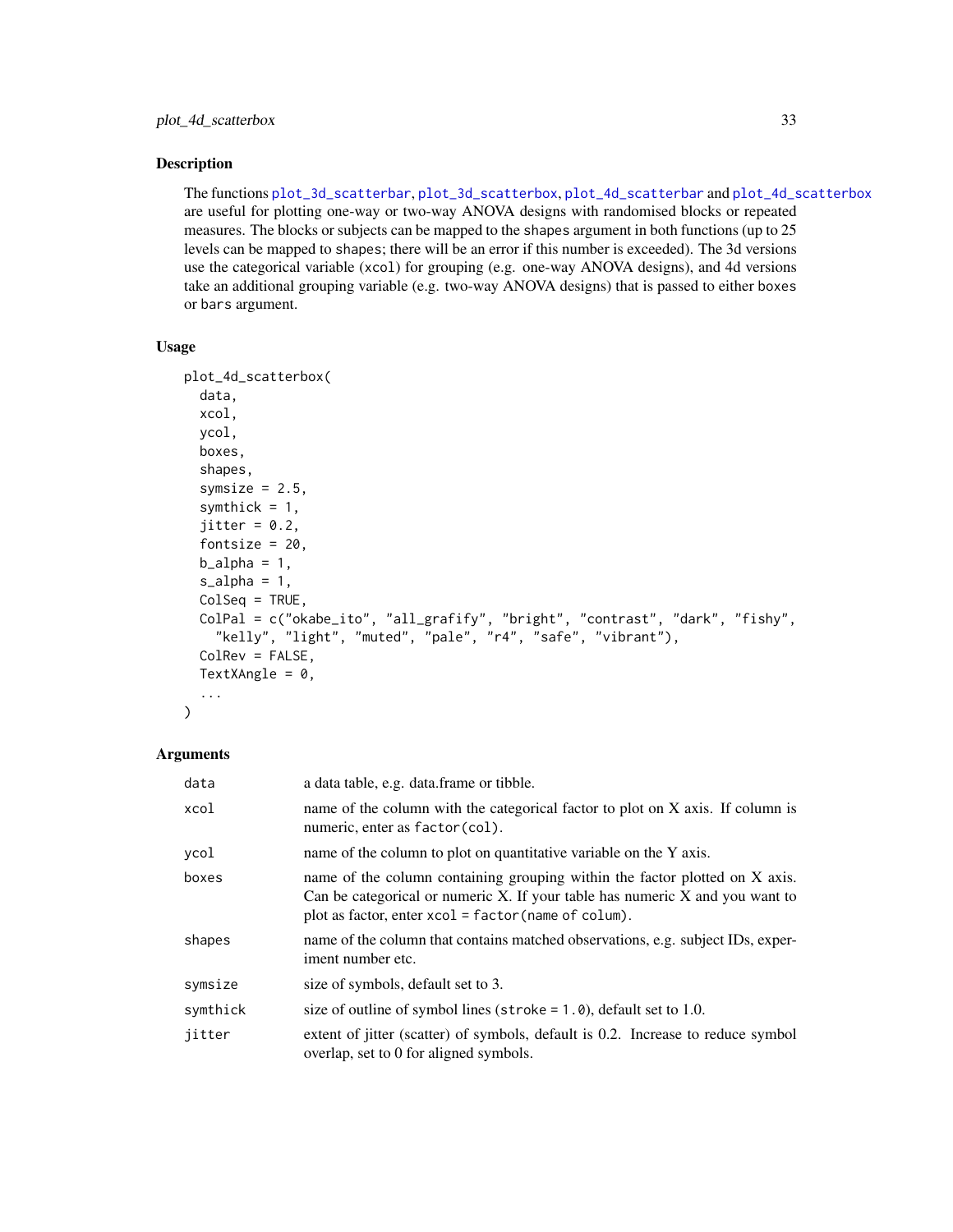## Description

The functions `plot_3d_scatterbar`, `plot_3d_scatterbox`, `plot_4d_scatterbar` and `plot_4d_scatterbox` are useful for plotting one-way or two-way ANOVA designs with randomised blocks or repeated measures. The blocks or subjects can be mapped to the `shapes` argument in both functions (up to 25 levels can be mapped to `shapes`; there will be an error if this number is exceeded). The 3d versions use the categorical variable (`xcol`) for grouping (e.g. one-way ANOVA designs), and 4d versions take an additional grouping variable (e.g. two-way ANOVA designs) that is passed to either `boxes` or `bars` argument.

## Usage

```
plot_4d_scatterbox(
  data,
  xcol,
  ycol,
  boxes,
  shapes,
  symsize = 2.5,
  symthick = 1,
  jitter = 0.2,
  fontsize = 20,
  b_alpha = 1,
  s_alpha = 1,
  ColSeq = TRUE,
  ColPal = c("okabe_ito", "all_grafify", "bright", "contrast", "dark", "fishy",
    "kelly", "light", "muted", "pale", "r4", "safe", "vibrant"),
  ColRev = FALSE,
  TextXAngle = 0,
  ...
)
```

## Arguments

| | |
|---|---|
| `data` | a data table, e.g. data.frame or tibble. |
| `xcol` | name of the column with the categorical factor to plot on X axis. If column is numeric, enter as `factor(col)`. |
| `ycol` | name of the column to plot on quantitative variable on the Y axis. |
| `boxes` | name of the column containing grouping within the factor plotted on X axis. Can be categorical or numeric X. If your table has numeric X and you want to plot as factor, enter `xcol = factor(name of colum)`. |
| `shapes` | name of the column that contains matched observations, e.g. subject IDs, experiment number etc. |
| `symsize` | size of symbols, default set to 3. |
| `symthick` | size of outline of symbol lines (`stroke = 1.0`), default set to 1.0. |
| `jitter` | extent of jitter (scatter) of symbols, default is 0.2. Increase to reduce symbol overlap, set to 0 for aligned symbols. |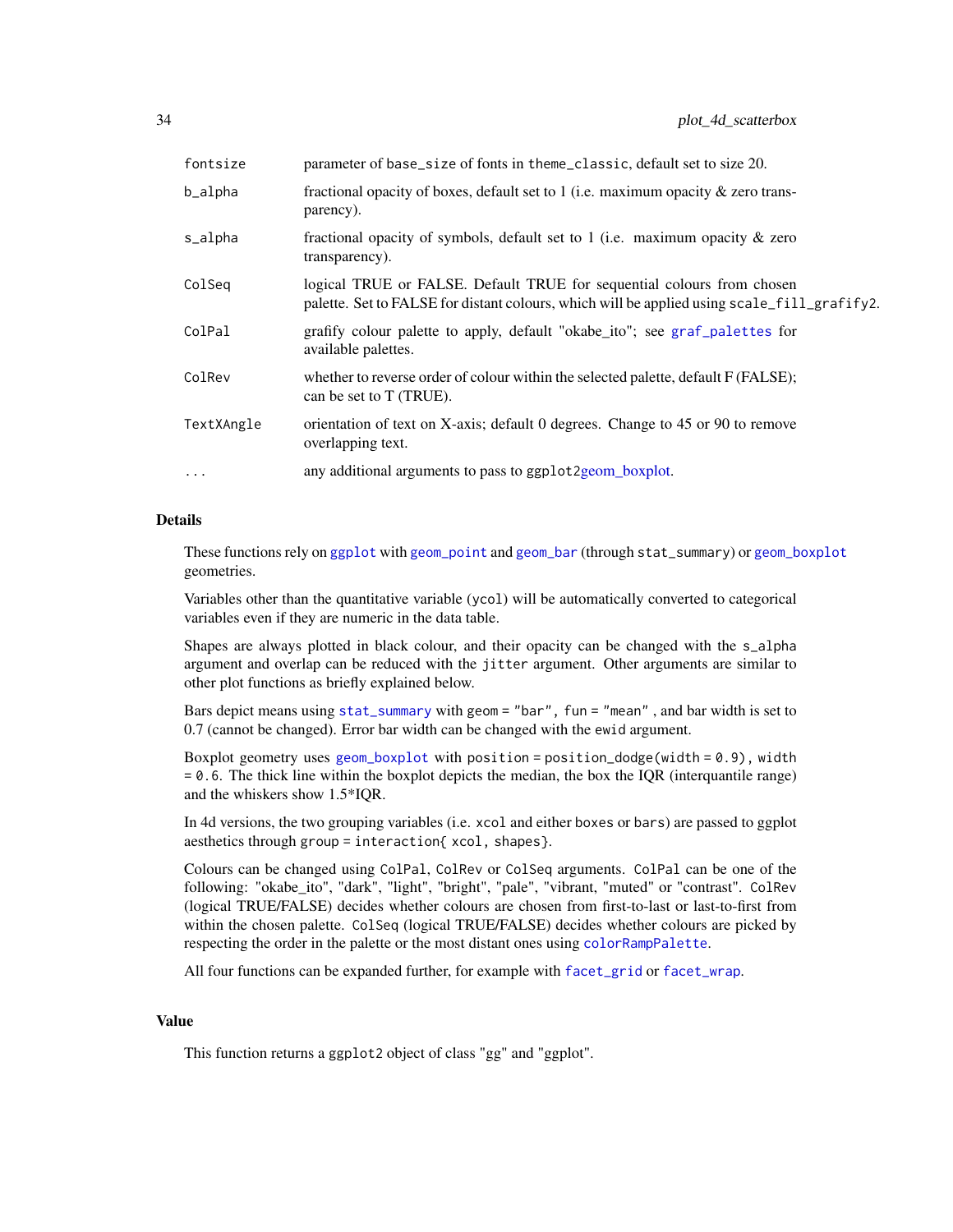| | |
|---|---|
| fontsize | parameter of base_size of fonts in theme_classic, default set to size 20. |
| b_alpha | fractional opacity of boxes, default set to 1 (i.e. maximum opacity & zero transparency). |
| s_alpha | fractional opacity of symbols, default set to 1 (i.e. maximum opacity & zero transparency). |
| ColSeq | logical TRUE or FALSE. Default TRUE for sequential colours from chosen palette. Set to FALSE for distant colours, which will be applied using scale_fill_grafify2. |
| ColPal | grafify colour palette to apply, default "okabe_ito"; see graf_palettes for available palettes. |
| ColRev | whether to reverse order of colour within the selected palette, default F (FALSE); can be set to T (TRUE). |
| TextXAngle | orientation of text on X-axis; default 0 degrees. Change to 45 or 90 to remove overlapping text. |
| ... | any additional arguments to pass to ggplot2geom_boxplot. |

## Details

These functions rely on ggplot with geom_point and geom_bar (through stat_summary) or geom_boxplot geometries.

Variables other than the quantitative variable (ycol) will be automatically converted to categorical variables even if they are numeric in the data table.

Shapes are always plotted in black colour, and their opacity can be changed with the s_alpha argument and overlap can be reduced with the jitter argument. Other arguments are similar to other plot functions as briefly explained below.

Bars depict means using stat_summary with geom = "bar", fun = "mean" , and bar width is set to 0.7 (cannot be changed). Error bar width can be changed with the ewid argument.

Boxplot geometry uses geom_boxplot with position = position_dodge(width = 0.9), width = 0.6. The thick line within the boxplot depicts the median, the box the IQR (interquantile range) and the whiskers show 1.5*IQR.

In 4d versions, the two grouping variables (i.e. xcol and either boxes or bars) are passed to ggplot aesthetics through group = interaction{ xcol, shapes}.

Colours can be changed using ColPal, ColRev or ColSeq arguments. ColPal can be one of the following: "okabe_ito", "dark", "light", "bright", "pale", "vibrant, "muted" or "contrast". ColRev (logical TRUE/FALSE) decides whether colours are chosen from first-to-last or last-to-first from within the chosen palette. ColSeq (logical TRUE/FALSE) decides whether colours are picked by respecting the order in the palette or the most distant ones using colorRampPalette.

All four functions can be expanded further, for example with facet_grid or facet_wrap.

## Value

This function returns a ggplot2 object of class "gg" and "ggplot".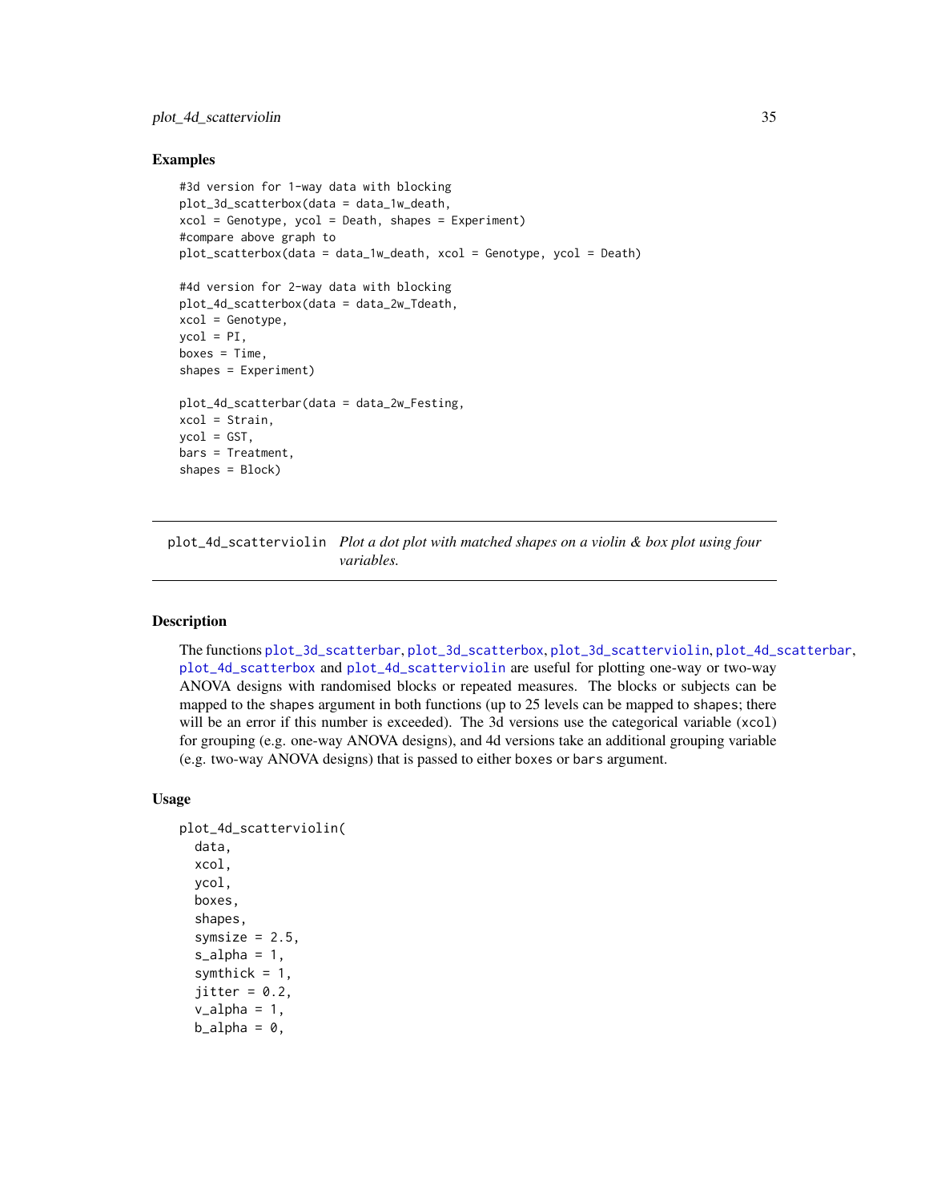### Examples

```
#3d version for 1-way data with blocking
plot_3d_scatterbox(data = data_1w_death,
xcol = Genotype, ycol = Death, shapes = Experiment)
#compare above graph to
plot_scatterbox(data = data_1w_death, xcol = Genotype, ycol = Death)

#4d version for 2-way data with blocking
plot_4d_scatterbox(data = data_2w_Tdeath,
xcol = Genotype,
ycol = PI,
boxes = Time,
shapes = Experiment)

plot_4d_scatterbar(data = data_2w_Festing,
xcol = Strain,
ycol = GST,
bars = Treatment,
shapes = Block)
```

---

## plot_4d_scatterviolin *Plot a dot plot with matched shapes on a violin & box plot using four variables.*

---

### Description

The functions plot_3d_scatterbar, plot_3d_scatterbox, plot_3d_scatterviolin, plot_4d_scatterbar, plot_4d_scatterbox and plot_4d_scatterviolin are useful for plotting one-way or two-way ANOVA designs with randomised blocks or repeated measures. The blocks or subjects can be mapped to the shapes argument in both functions (up to 25 levels can be mapped to shapes; there will be an error if this number is exceeded). The 3d versions use the categorical variable (xcol) for grouping (e.g. one-way ANOVA designs), and 4d versions take an additional grouping variable (e.g. two-way ANOVA designs) that is passed to either boxes or bars argument.

### Usage

```
plot_4d_scatterviolin(
  data,
  xcol,
  ycol,
  boxes,
  shapes,
  symsize = 2.5,
  s_alpha = 1,
  symthick = 1,
  jitter = 0.2,
  v_alpha = 1,
  b_alpha = 0,
```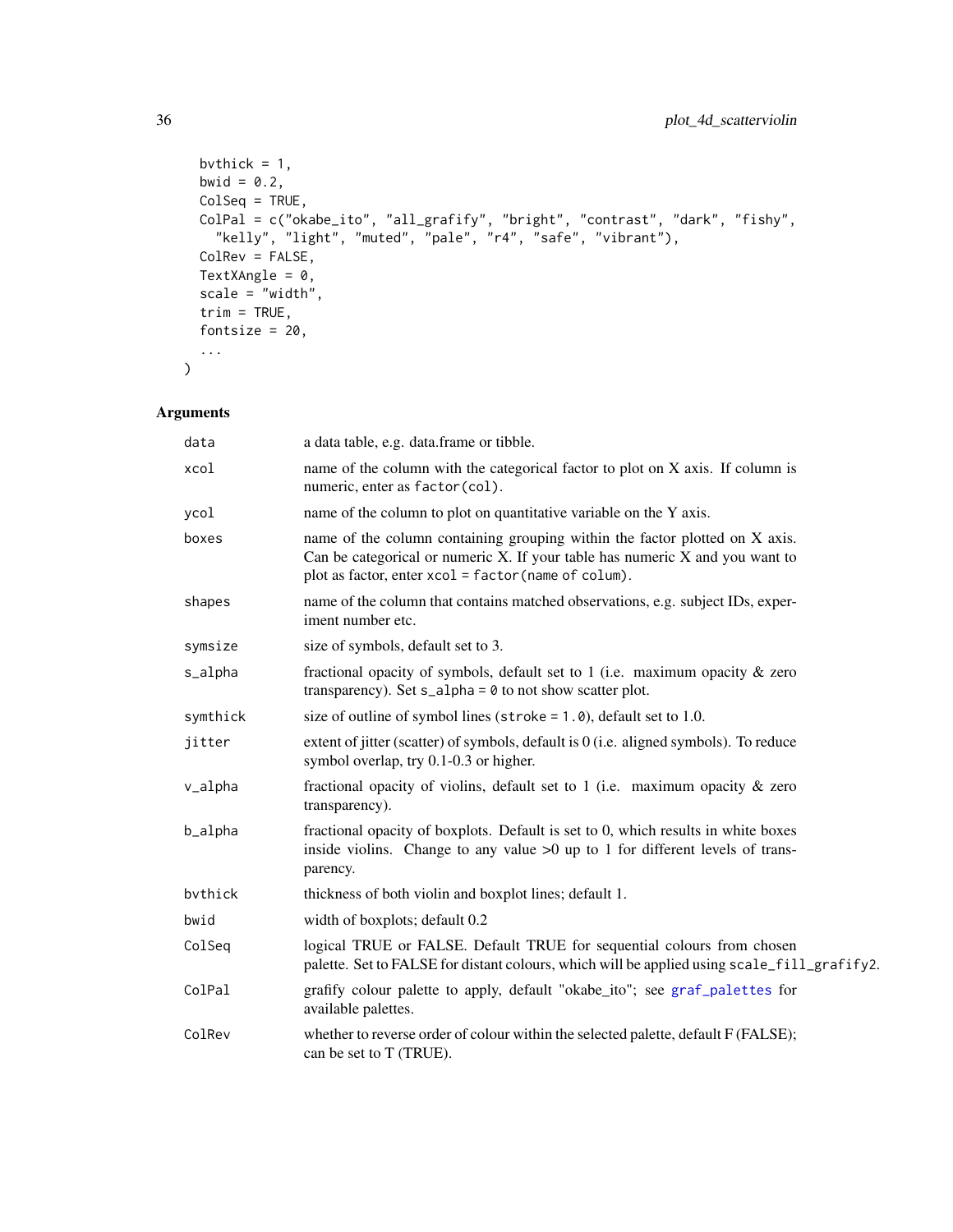```
  bvthick = 1,
  bwid = 0.2,
  ColSeq = TRUE,
  ColPal = c("okabe_ito", "all_grafify", "bright", "contrast", "dark", "fishy",
    "kelly", "light", "muted", "pale", "r4", "safe", "vibrant"),
  ColRev = FALSE,
  TextXAngle = 0,
  scale = "width",
  trim = TRUE,
  fontsize = 20,
  ...
)
```

## Arguments

| | |
|---|---|
| `data` | a data table, e.g. data.frame or tibble. |
| `xcol` | name of the column with the categorical factor to plot on X axis. If column is numeric, enter as `factor(col)`. |
| `ycol` | name of the column to plot on quantitative variable on the Y axis. |
| `boxes` | name of the column containing grouping within the factor plotted on X axis. Can be categorical or numeric X. If your table has numeric X and you want to plot as factor, enter `xcol = factor(name of colum)`. |
| `shapes` | name of the column that contains matched observations, e.g. subject IDs, experiment number etc. |
| `symsize` | size of symbols, default set to 3. |
| `s_alpha` | fractional opacity of symbols, default set to 1 (i.e. maximum opacity & zero transparency). Set `s_alpha = 0` to not show scatter plot. |
| `symthick` | size of outline of symbol lines (`stroke = 1.0`), default set to 1.0. |
| `jitter` | extent of jitter (scatter) of symbols, default is 0 (i.e. aligned symbols). To reduce symbol overlap, try 0.1-0.3 or higher. |
| `v_alpha` | fractional opacity of violins, default set to 1 (i.e. maximum opacity & zero transparency). |
| `b_alpha` | fractional opacity of boxplots. Default is set to 0, which results in white boxes inside violins. Change to any value >0 up to 1 for different levels of transparency. |
| `bvthick` | thickness of both violin and boxplot lines; default 1. |
| `bwid` | width of boxplots; default 0.2 |
| `ColSeq` | logical TRUE or FALSE. Default TRUE for sequential colours from chosen palette. Set to FALSE for distant colours, which will be applied using `scale_fill_grafify2`. |
| `ColPal` | grafify colour palette to apply, default "okabe_ito"; see `graf_palettes` for available palettes. |
| `ColRev` | whether to reverse order of colour within the selected palette, default F (FALSE); can be set to T (TRUE). |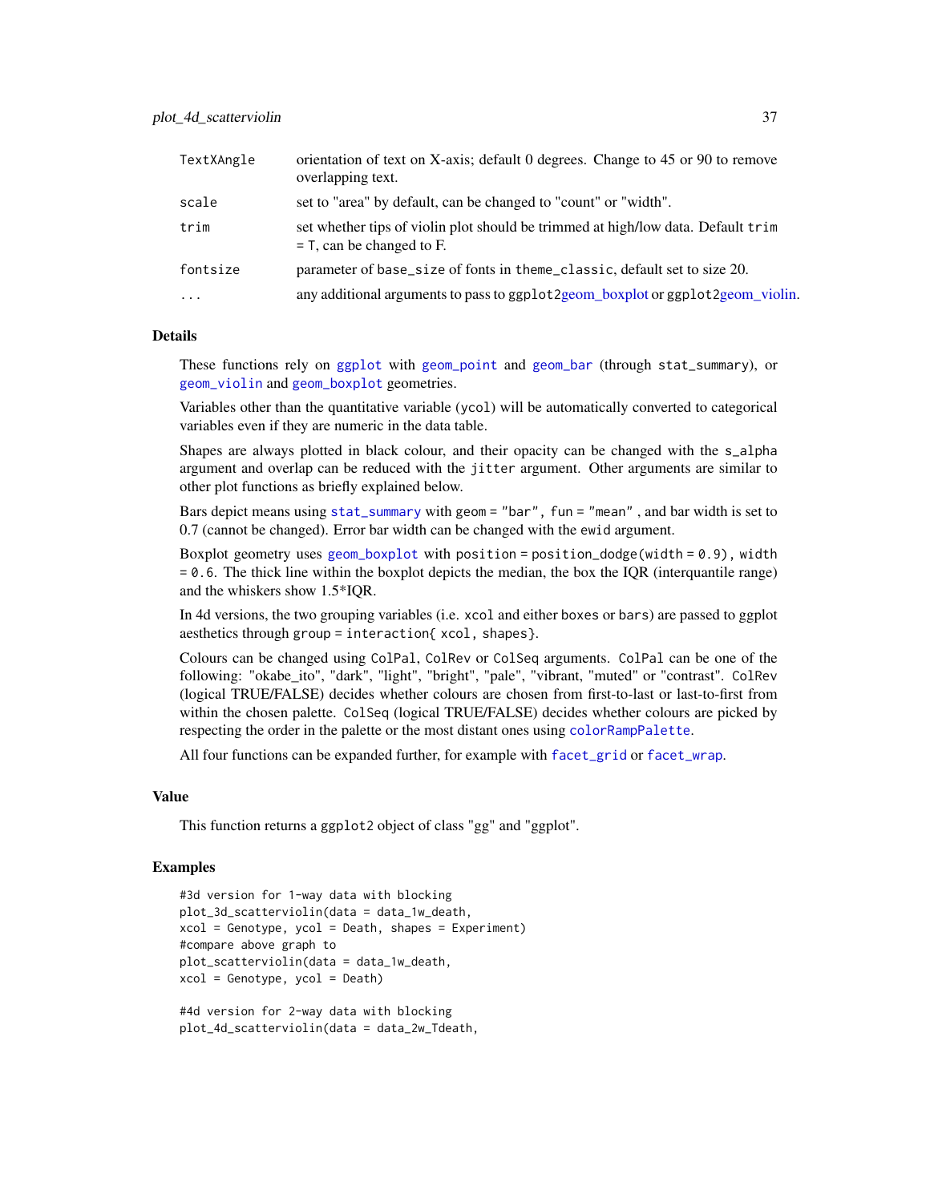| | |
|---|---|
| TextXAngle | orientation of text on X-axis; default 0 degrees. Change to 45 or 90 to remove overlapping text. |
| scale | set to "area" by default, can be changed to "count" or "width". |
| trim | set whether tips of violin plot should be trimmed at high/low data. Default trim = T, can be changed to F. |
| fontsize | parameter of base_size of fonts in theme_classic, default set to size 20. |
| ... | any additional arguments to pass to ggplot2geom_boxplot or ggplot2geom_violin. |

### Details

These functions rely on ggplot with geom_point and geom_bar (through stat_summary), or geom_violin and geom_boxplot geometries.

Variables other than the quantitative variable (ycol) will be automatically converted to categorical variables even if they are numeric in the data table.

Shapes are always plotted in black colour, and their opacity can be changed with the s_alpha argument and overlap can be reduced with the jitter argument. Other arguments are similar to other plot functions as briefly explained below.

Bars depict means using stat_summary with geom = "bar", fun = "mean" , and bar width is set to 0.7 (cannot be changed). Error bar width can be changed with the ewid argument.

Boxplot geometry uses geom_boxplot with position = position_dodge(width = 0.9), width = 0.6. The thick line within the boxplot depicts the median, the box the IQR (interquantile range) and the whiskers show 1.5*IQR.

In 4d versions, the two grouping variables (i.e. xcol and either boxes or bars) are passed to ggplot aesthetics through group = interaction{ xcol, shapes}.

Colours can be changed using ColPal, ColRev or ColSeq arguments. ColPal can be one of the following: "okabe_ito", "dark", "light", "bright", "pale", "vibrant, "muted" or "contrast". ColRev (logical TRUE/FALSE) decides whether colours are chosen from first-to-last or last-to-first from within the chosen palette. ColSeq (logical TRUE/FALSE) decides whether colours are picked by respecting the order in the palette or the most distant ones using colorRampPalette.

All four functions can be expanded further, for example with facet_grid or facet_wrap.

### Value

This function returns a ggplot2 object of class "gg" and "ggplot".

### Examples

```
#3d version for 1-way data with blocking
plot_3d_scatterviolin(data = data_1w_death,
xcol = Genotype, ycol = Death, shapes = Experiment)
#compare above graph to
plot_scatterviolin(data = data_1w_death,
xcol = Genotype, ycol = Death)

#4d version for 2-way data with blocking
plot_4d_scatterviolin(data = data_2w_Tdeath,
```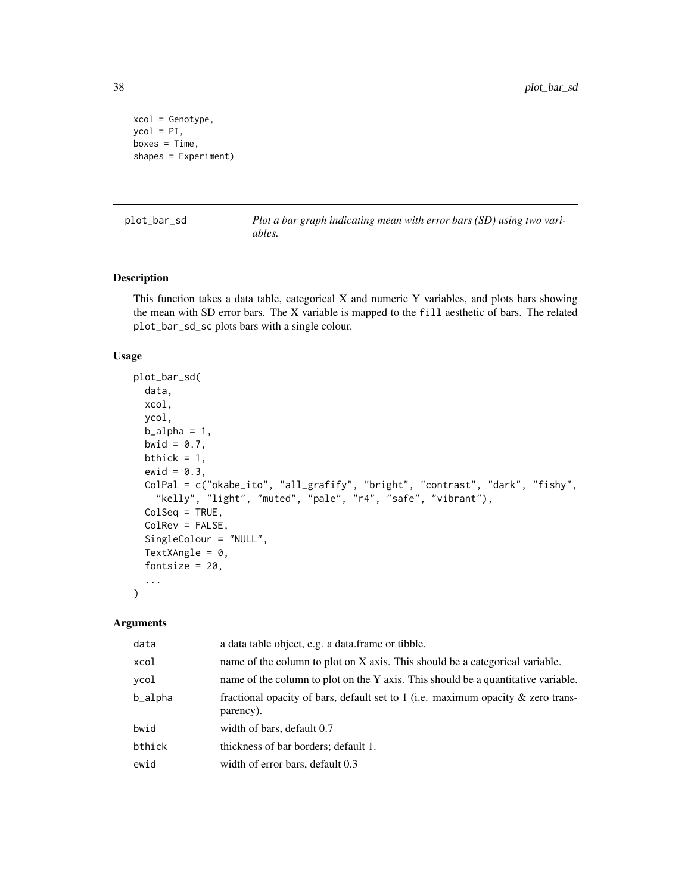```
xcol = Genotype,
ycol = PI,
boxes = Time,
shapes = Experiment)
```

## plot_bar_sd

*Plot a bar graph indicating mean with error bars (SD) using two variables.*

### Description

This function takes a data table, categorical X and numeric Y variables, and plots bars showing the mean with SD error bars. The X variable is mapped to the `fill` aesthetic of bars. The related `plot_bar_sd_sc` plots bars with a single colour.

### Usage

```
plot_bar_sd(
  data,
  xcol,
  ycol,
  b_alpha = 1,
  bwid = 0.7,
  bthick = 1,
  ewid = 0.3,
  ColPal = c("okabe_ito", "all_grafify", "bright", "contrast", "dark", "fishy",
    "kelly", "light", "muted", "pale", "r4", "safe", "vibrant"),
  ColSeq = TRUE,
  ColRev = FALSE,
  SingleColour = "NULL",
  TextXAngle = 0,
  fontsize = 20,
  ...
)
```

### Arguments

| Argument | Description |
|---|---|
| `data` | a data table object, e.g. a data.frame or tibble. |
| `xcol` | name of the column to plot on X axis. This should be a categorical variable. |
| `ycol` | name of the column to plot on the Y axis. This should be a quantitative variable. |
| `b_alpha` | fractional opacity of bars, default set to 1 (i.e. maximum opacity & zero transparency). |
| `bwid` | width of bars, default 0.7 |
| `bthick` | thickness of bar borders; default 1. |
| `ewid` | width of error bars, default 0.3 |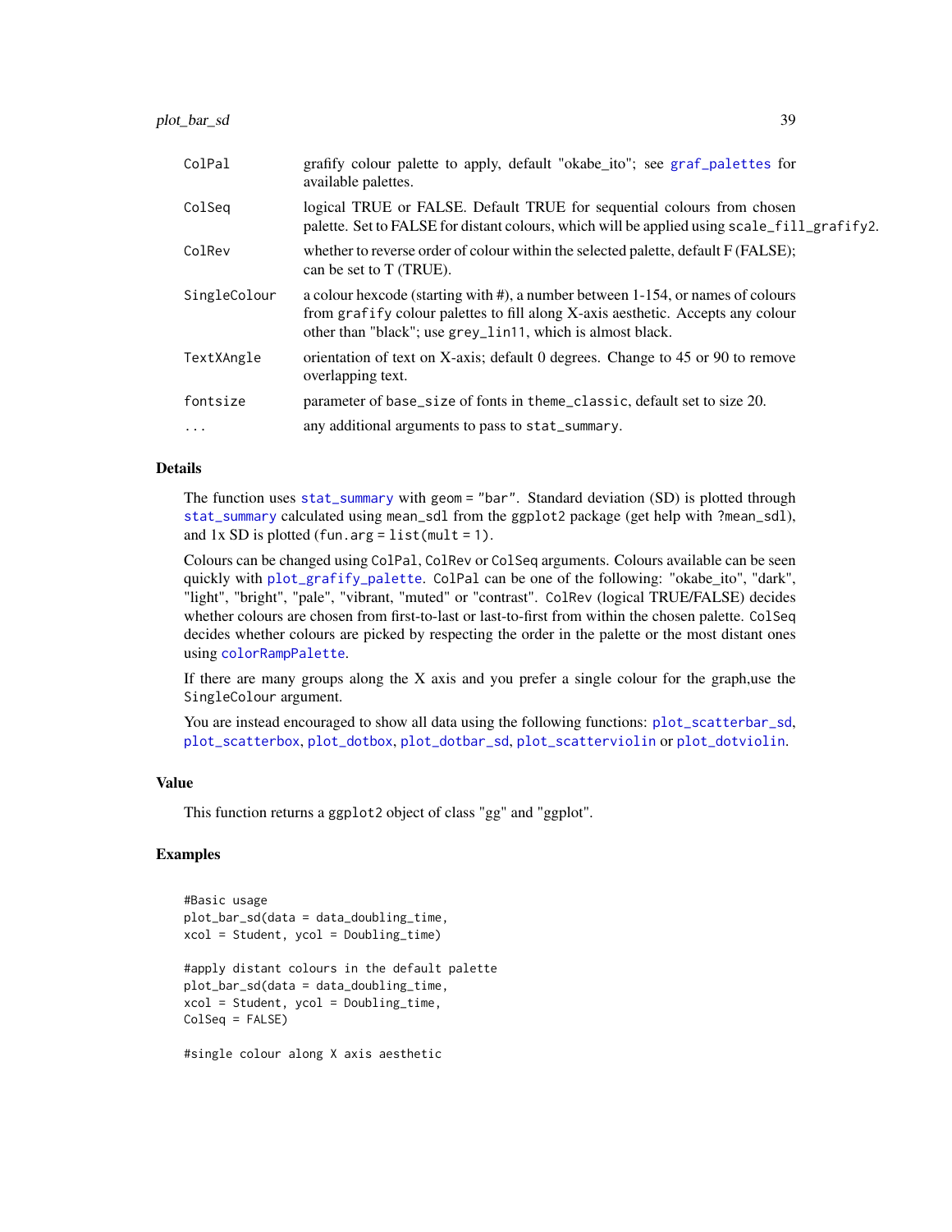| | |
|---|---|
| ColPal | grafify colour palette to apply, default "okabe_ito"; see graf_palettes for available palettes. |
| ColSeq | logical TRUE or FALSE. Default TRUE for sequential colours from chosen palette. Set to FALSE for distant colours, which will be applied using scale_fill_grafify2. |
| ColRev | whether to reverse order of colour within the selected palette, default F (FALSE); can be set to T (TRUE). |
| SingleColour | a colour hexcode (starting with #), a number between 1-154, or names of colours from grafify colour palettes to fill along X-axis aesthetic. Accepts any colour other than "black"; use grey_lin11, which is almost black. |
| TextXAngle | orientation of text on X-axis; default 0 degrees. Change to 45 or 90 to remove overlapping text. |
| fontsize | parameter of base_size of fonts in theme_classic, default set to size 20. |
| ... | any additional arguments to pass to stat_summary. |

## Details

The function uses stat_summary with geom = "bar". Standard deviation (SD) is plotted through stat_summary calculated using mean_sdl from the ggplot2 package (get help with ?mean_sdl), and 1x SD is plotted (fun.arg = list(mult = 1).

Colours can be changed using ColPal, ColRev or ColSeq arguments. Colours available can be seen quickly with plot_grafify_palette. ColPal can be one of the following: "okabe_ito", "dark", "light", "bright", "pale", "vibrant, "muted" or "contrast". ColRev (logical TRUE/FALSE) decides whether colours are chosen from first-to-last or last-to-first from within the chosen palette. ColSeq decides whether colours are picked by respecting the order in the palette or the most distant ones using colorRampPalette.

If there are many groups along the X axis and you prefer a single colour for the graph,use the SingleColour argument.

You are instead encouraged to show all data using the following functions: plot_scatterbar_sd, plot_scatterbox, plot_dotbox, plot_dotbar_sd, plot_scatterviolin or plot_dotviolin.

## Value

This function returns a ggplot2 object of class "gg" and "ggplot".

## Examples

```
#Basic usage
plot_bar_sd(data = data_doubling_time,
xcol = Student, ycol = Doubling_time)

#apply distant colours in the default palette
plot_bar_sd(data = data_doubling_time,
xcol = Student, ycol = Doubling_time,
ColSeq = FALSE)

#single colour along X axis aesthetic
```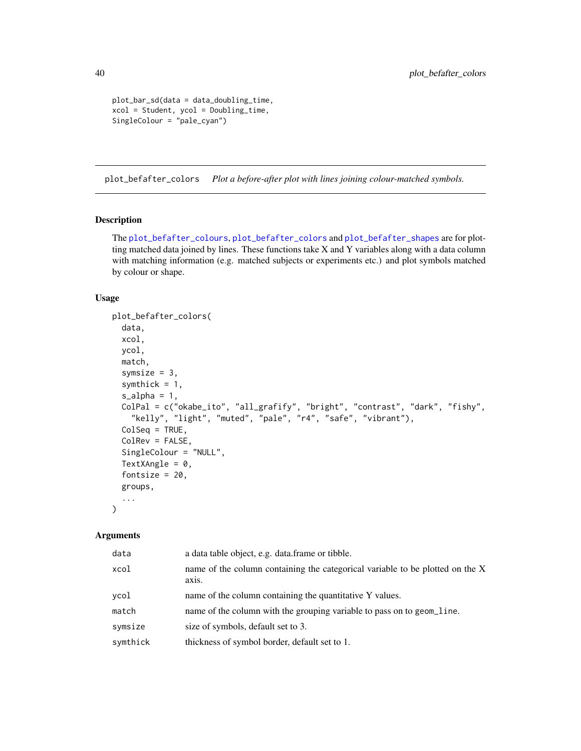```
plot_bar_sd(data = data_doubling_time,
xcol = Student, ycol = Doubling_time,
SingleColour = "pale_cyan")
```

## plot_befafter_colors *Plot a before-after plot with lines joining colour-matched symbols.*

### Description

The plot_befafter_colours, plot_befafter_colors and plot_befafter_shapes are for plotting matched data joined by lines. These functions take X and Y variables along with a data column with matching information (e.g. matched subjects or experiments etc.) and plot symbols matched by colour or shape.

### Usage

```
plot_befafter_colors(
  data,
  xcol,
  ycol,
  match,
  symsize = 3,
  symthick = 1,
  s_alpha = 1,
  ColPal = c("okabe_ito", "all_grafify", "bright", "contrast", "dark", "fishy",
    "kelly", "light", "muted", "pale", "r4", "safe", "vibrant"),
  ColSeq = TRUE,
  ColRev = FALSE,
  SingleColour = "NULL",
  TextXAngle = 0,
  fontsize = 20,
  groups,
  ...
)
```

### Arguments

| | |
|---|---|
| data | a data table object, e.g. data.frame or tibble. |
| xcol | name of the column containing the categorical variable to be plotted on the X axis. |
| ycol | name of the column containing the quantitative Y values. |
| match | name of the column with the grouping variable to pass on to geom_line. |
| symsize | size of symbols, default set to 3. |
| symthick | thickness of symbol border, default set to 1. |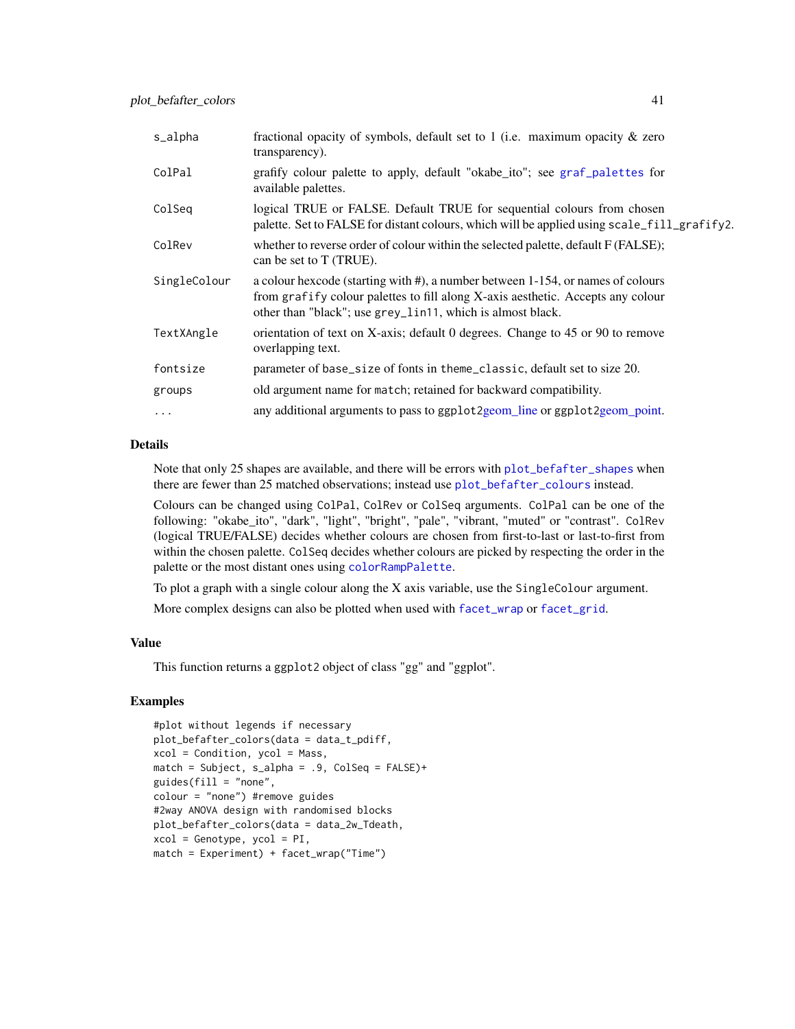| | |
|---|---|
| s_alpha | fractional opacity of symbols, default set to 1 (i.e. maximum opacity & zero transparency). |
| ColPal | grafify colour palette to apply, default "okabe_ito"; see graf_palettes for available palettes. |
| ColSeq | logical TRUE or FALSE. Default TRUE for sequential colours from chosen palette. Set to FALSE for distant colours, which will be applied using scale_fill_grafify2. |
| ColRev | whether to reverse order of colour within the selected palette, default F (FALSE); can be set to T (TRUE). |
| SingleColour | a colour hexcode (starting with #), a number between 1-154, or names of colours from grafify colour palettes to fill along X-axis aesthetic. Accepts any colour other than "black"; use grey_lin11, which is almost black. |
| TextXAngle | orientation of text on X-axis; default 0 degrees. Change to 45 or 90 to remove overlapping text. |
| fontsize | parameter of base_size of fonts in theme_classic, default set to size 20. |
| groups | old argument name for match; retained for backward compatibility. |
| ... | any additional arguments to pass to ggplot2geom_line or ggplot2geom_point. |

## Details

Note that only 25 shapes are available, and there will be errors with plot_befafter_shapes when there are fewer than 25 matched observations; instead use plot_befafter_colours instead.

Colours can be changed using ColPal, ColRev or ColSeq arguments. ColPal can be one of the following: "okabe_ito", "dark", "light", "bright", "pale", "vibrant, "muted" or "contrast". ColRev (logical TRUE/FALSE) decides whether colours are chosen from first-to-last or last-to-first from within the chosen palette. ColSeq decides whether colours are picked by respecting the order in the palette or the most distant ones using colorRampPalette.

To plot a graph with a single colour along the X axis variable, use the SingleColour argument.

More complex designs can also be plotted when used with facet_wrap or facet_grid.

## Value

This function returns a ggplot2 object of class "gg" and "ggplot".

## Examples

```
#plot without legends if necessary
plot_befafter_colors(data = data_t_pdiff,
xcol = Condition, ycol = Mass,
match = Subject, s_alpha = .9, ColSeq = FALSE)+
guides(fill = "none",
colour = "none") #remove guides
#2way ANOVA design with randomised blocks
plot_befafter_colors(data = data_2w_Tdeath,
xcol = Genotype, ycol = PI,
match = Experiment) + facet_wrap("Time")
```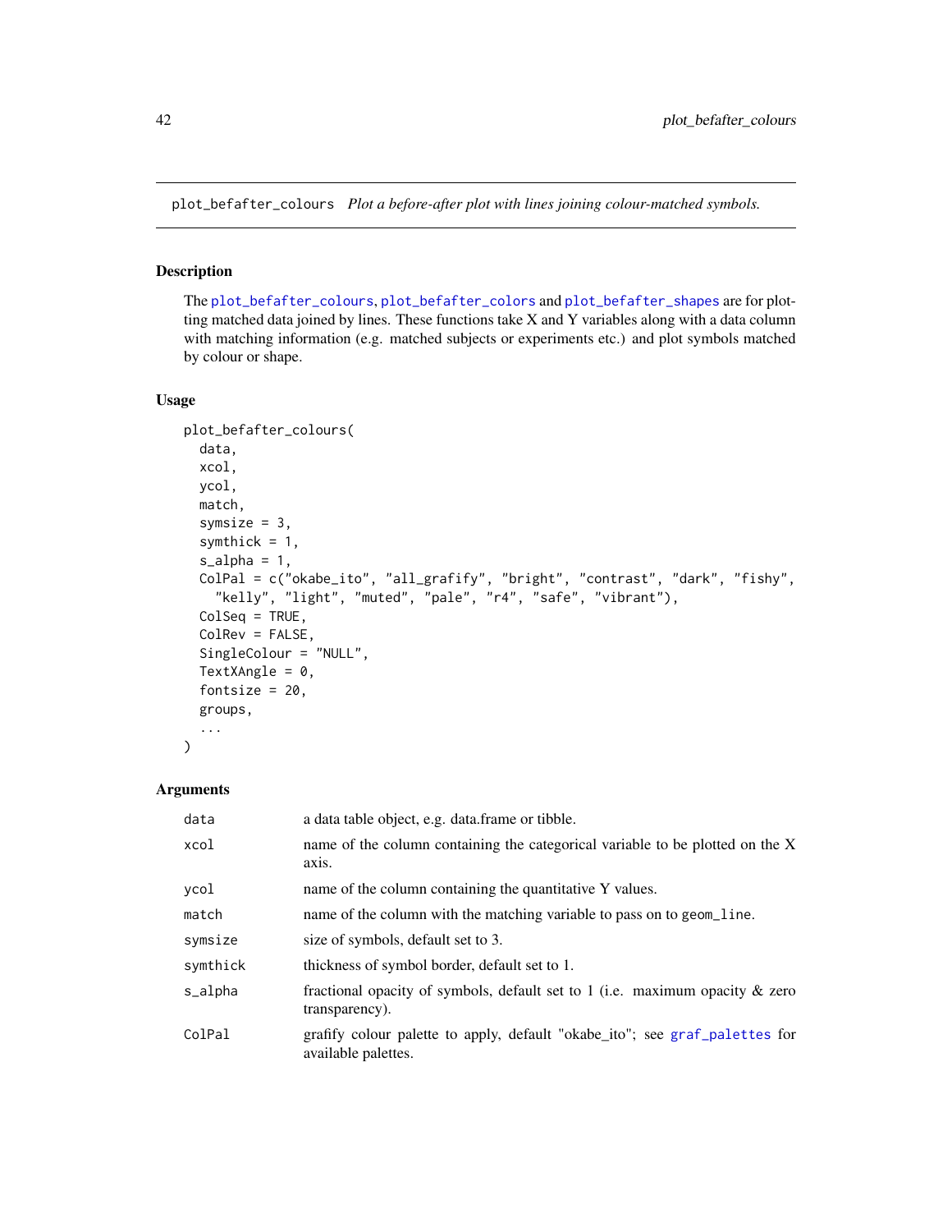plot_befafter_colours *Plot a before-after plot with lines joining colour-matched symbols.*

## Description

The plot_befafter_colours, plot_befafter_colors and plot_befafter_shapes are for plotting matched data joined by lines. These functions take X and Y variables along with a data column with matching information (e.g. matched subjects or experiments etc.) and plot symbols matched by colour or shape.

## Usage

```
plot_befafter_colours(
  data,
  xcol,
  ycol,
  match,
  symsize = 3,
  symthick = 1,
  s_alpha = 1,
  ColPal = c("okabe_ito", "all_grafify", "bright", "contrast", "dark", "fishy",
    "kelly", "light", "muted", "pale", "r4", "safe", "vibrant"),
  ColSeq = TRUE,
  ColRev = FALSE,
  SingleColour = "NULL",
  TextXAngle = 0,
  fontsize = 20,
  groups,
  ...
)
```

## Arguments

| Argument | Description |
|---|---|
| data | a data table object, e.g. data.frame or tibble. |
| xcol | name of the column containing the categorical variable to be plotted on the X axis. |
| ycol | name of the column containing the quantitative Y values. |
| match | name of the column with the matching variable to pass on to geom_line. |
| symsize | size of symbols, default set to 3. |
| symthick | thickness of symbol border, default set to 1. |
| s_alpha | fractional opacity of symbols, default set to 1 (i.e. maximum opacity & zero transparency). |
| ColPal | grafify colour palette to apply, default "okabe_ito"; see graf_palettes for available palettes. |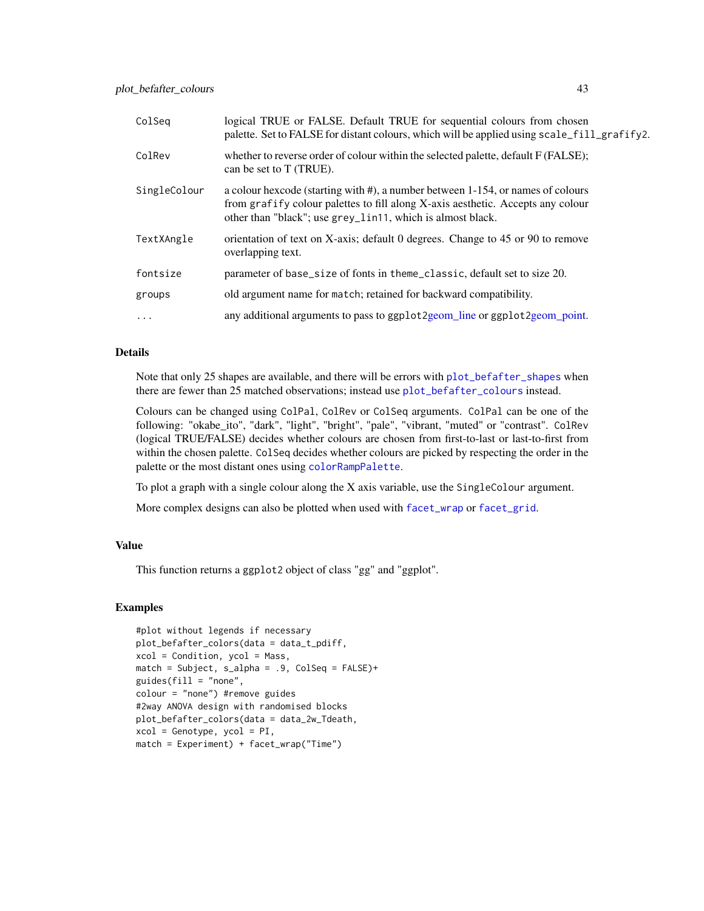| | |
|---|---|
| ColSeq | logical TRUE or FALSE. Default TRUE for sequential colours from chosen palette. Set to FALSE for distant colours, which will be applied using scale_fill_grafify2. |
| ColRev | whether to reverse order of colour within the selected palette, default F (FALSE); can be set to T (TRUE). |
| SingleColour | a colour hexcode (starting with #), a number between 1-154, or names of colours from grafify colour palettes to fill along X-axis aesthetic. Accepts any colour other than "black"; use grey_lin11, which is almost black. |
| TextXAngle | orientation of text on X-axis; default 0 degrees. Change to 45 or 90 to remove overlapping text. |
| fontsize | parameter of base_size of fonts in theme_classic, default set to size 20. |
| groups | old argument name for match; retained for backward compatibility. |
| ... | any additional arguments to pass to ggplot2geom_line or ggplot2geom_point. |

### Details

Note that only 25 shapes are available, and there will be errors with plot_befafter_shapes when there are fewer than 25 matched observations; instead use plot_befafter_colours instead.

Colours can be changed using ColPal, ColRev or ColSeq arguments. ColPal can be one of the following: "okabe_ito", "dark", "light", "bright", "pale", "vibrant, "muted" or "contrast". ColRev (logical TRUE/FALSE) decides whether colours are chosen from first-to-last or last-to-first from within the chosen palette. ColSeq decides whether colours are picked by respecting the order in the palette or the most distant ones using colorRampPalette.

To plot a graph with a single colour along the X axis variable, use the SingleColour argument.

More complex designs can also be plotted when used with facet_wrap or facet_grid.

### Value

This function returns a ggplot2 object of class "gg" and "ggplot".

### Examples

```
#plot without legends if necessary
plot_befafter_colors(data = data_t_pdiff,
xcol = Condition, ycol = Mass,
match = Subject, s_alpha = .9, ColSeq = FALSE)+
guides(fill = "none",
colour = "none") #remove guides
#2way ANOVA design with randomised blocks
plot_befafter_colors(data = data_2w_Tdeath,
xcol = Genotype, ycol = PI,
match = Experiment) + facet_wrap("Time")
```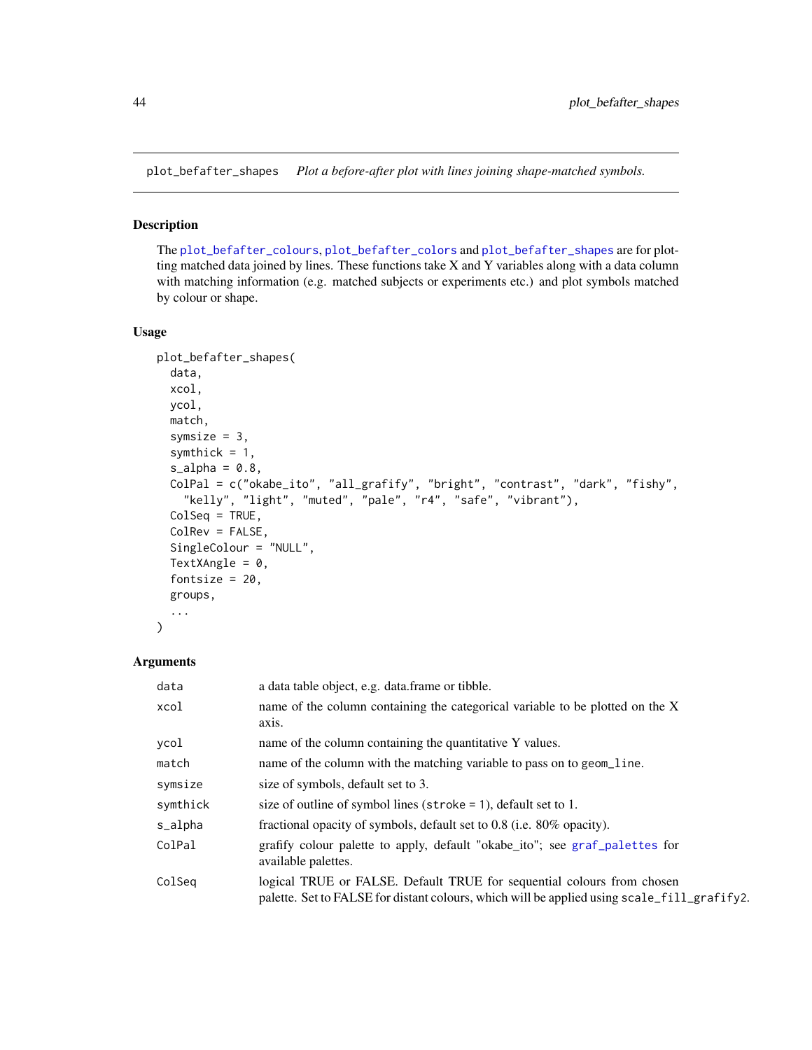plot_befafter_shapes    *Plot a before-after plot with lines joining shape-matched symbols.*

## Description

The `plot_befafter_colours`, `plot_befafter_colors` and `plot_befafter_shapes` are for plotting matched data joined by lines. These functions take X and Y variables along with a data column with matching information (e.g. matched subjects or experiments etc.) and plot symbols matched by colour or shape.

## Usage

```
plot_befafter_shapes(
  data,
  xcol,
  ycol,
  match,
  symsize = 3,
  symthick = 1,
  s_alpha = 0.8,
  ColPal = c("okabe_ito", "all_grafify", "bright", "contrast", "dark", "fishy",
    "kelly", "light", "muted", "pale", "r4", "safe", "vibrant"),
  ColSeq = TRUE,
  ColRev = FALSE,
  SingleColour = "NULL",
  TextXAngle = 0,
  fontsize = 20,
  groups,
  ...
)
```

## Arguments

| | |
|---|---|
| data | a data table object, e.g. data.frame or tibble. |
| xcol | name of the column containing the categorical variable to be plotted on the X axis. |
| ycol | name of the column containing the quantitative Y values. |
| match | name of the column with the matching variable to pass on to `geom_line`. |
| symsize | size of symbols, default set to 3. |
| symthick | size of outline of symbol lines (`stroke = 1`), default set to 1. |
| s_alpha | fractional opacity of symbols, default set to 0.8 (i.e. 80% opacity). |
| ColPal | grafify colour palette to apply, default "okabe_ito"; see `graf_palettes` for available palettes. |
| ColSeq | logical TRUE or FALSE. Default TRUE for sequential colours from chosen palette. Set to FALSE for distant colours, which will be applied using `scale_fill_grafify2`. |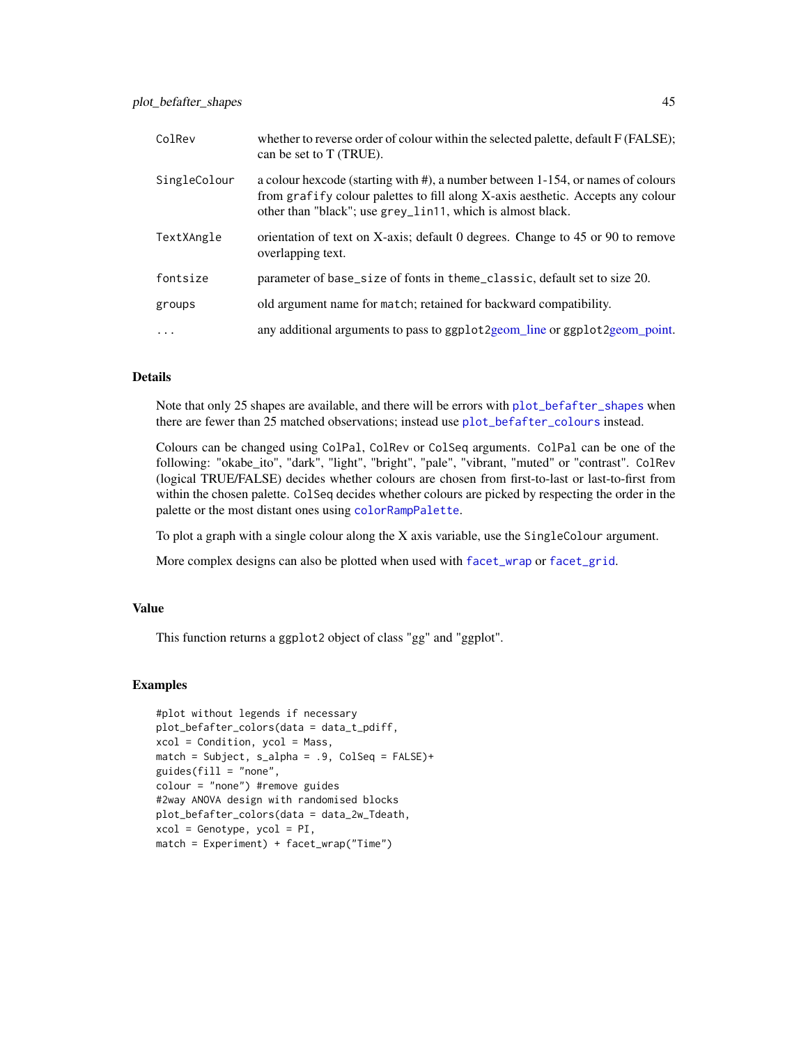| | |
|---|---|
| ColRev | whether to reverse order of colour within the selected palette, default F (FALSE); can be set to T (TRUE). |
| SingleColour | a colour hexcode (starting with #), a number between 1-154, or names of colours from grafify colour palettes to fill along X-axis aesthetic. Accepts any colour other than "black"; use grey_lin11, which is almost black. |
| TextXAngle | orientation of text on X-axis; default 0 degrees. Change to 45 or 90 to remove overlapping text. |
| fontsize | parameter of base_size of fonts in theme_classic, default set to size 20. |
| groups | old argument name for match; retained for backward compatibility. |
| ... | any additional arguments to pass to ggplot2geom_line or ggplot2geom_point. |

## Details

Note that only 25 shapes are available, and there will be errors with plot_befafter_shapes when there are fewer than 25 matched observations; instead use plot_befafter_colours instead.

Colours can be changed using ColPal, ColRev or ColSeq arguments. ColPal can be one of the following: "okabe_ito", "dark", "light", "bright", "pale", "vibrant, "muted" or "contrast". ColRev (logical TRUE/FALSE) decides whether colours are chosen from first-to-last or last-to-first from within the chosen palette. ColSeq decides whether colours are picked by respecting the order in the palette or the most distant ones using colorRampPalette.

To plot a graph with a single colour along the X axis variable, use the SingleColour argument.

More complex designs can also be plotted when used with facet_wrap or facet_grid.

## Value

This function returns a ggplot2 object of class "gg" and "ggplot".

## Examples

```
#plot without legends if necessary
plot_befafter_colors(data = data_t_pdiff,
xcol = Condition, ycol = Mass,
match = Subject, s_alpha = .9, ColSeq = FALSE)+
guides(fill = "none",
colour = "none") #remove guides
#2way ANOVA design with randomised blocks
plot_befafter_colors(data = data_2w_Tdeath,
xcol = Genotype, ycol = PI,
match = Experiment) + facet_wrap("Time")
```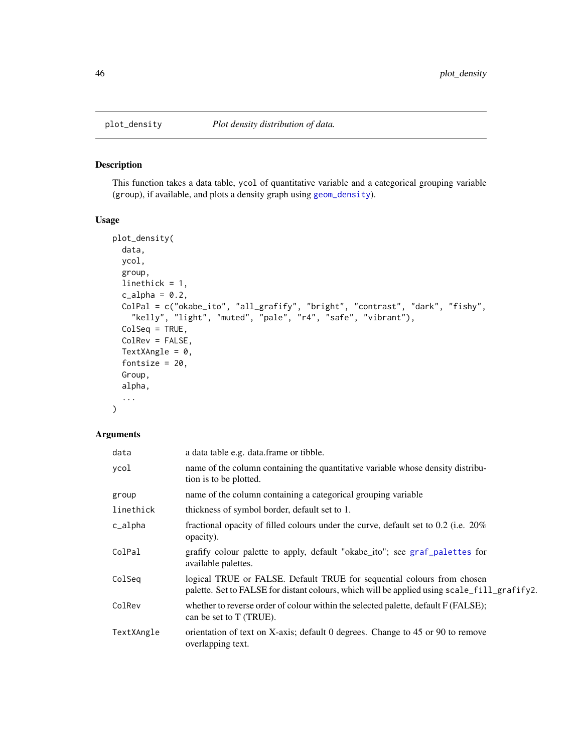## plot_density — *Plot density distribution of data.*

### Description

This function takes a data table, ycol of quantitative variable and a categorical grouping variable (group), if available, and plots a density graph using geom_density).

### Usage

```
plot_density(
  data,
  ycol,
  group,
  linethick = 1,
  c_alpha = 0.2,
  ColPal = c("okabe_ito", "all_grafify", "bright", "contrast", "dark", "fishy",
    "kelly", "light", "muted", "pale", "r4", "safe", "vibrant"),
  ColSeq = TRUE,
  ColRev = FALSE,
  TextXAngle = 0,
  fontsize = 20,
  Group,
  alpha,
  ...
)
```

### Arguments

| | |
|---|---|
| data | a data table e.g. data.frame or tibble. |
| ycol | name of the column containing the quantitative variable whose density distribution is to be plotted. |
| group | name of the column containing a categorical grouping variable |
| linethick | thickness of symbol border, default set to 1. |
| c_alpha | fractional opacity of filled colours under the curve, default set to 0.2 (i.e. 20% opacity). |
| ColPal | grafify colour palette to apply, default "okabe_ito"; see graf_palettes for available palettes. |
| ColSeq | logical TRUE or FALSE. Default TRUE for sequential colours from chosen palette. Set to FALSE for distant colours, which will be applied using scale_fill_grafify2. |
| ColRev | whether to reverse order of colour within the selected palette, default F (FALSE); can be set to T (TRUE). |
| TextXAngle | orientation of text on X-axis; default 0 degrees. Change to 45 or 90 to remove overlapping text. |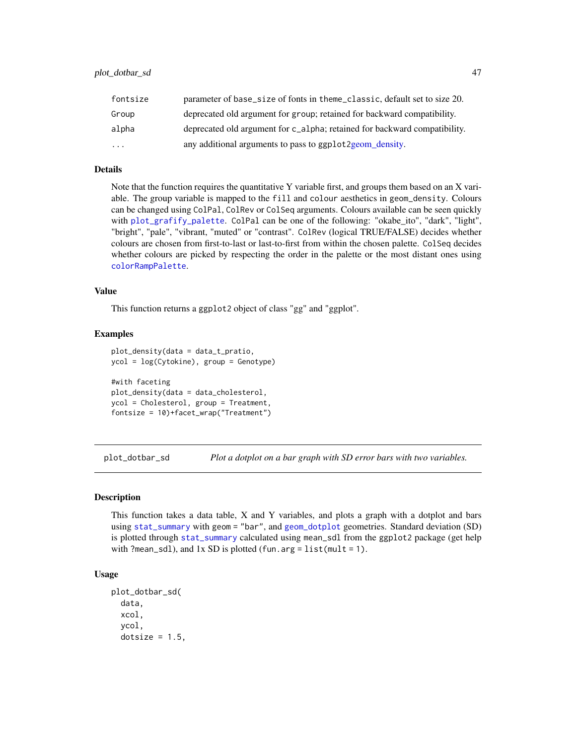| | |
|---|---|
| fontsize | parameter of base_size of fonts in theme_classic, default set to size 20. |
| Group | deprecated old argument for group; retained for backward compatibility. |
| alpha | deprecated old argument for c_alpha; retained for backward compatibility. |
| ... | any additional arguments to pass to ggplot2geom_density. |

### Details

Note that the function requires the quantitative Y variable first, and groups them based on an X variable. The group variable is mapped to the fill and colour aesthetics in geom_density. Colours can be changed using ColPal, ColRev or ColSeq arguments. Colours available can be seen quickly with plot_grafify_palette. ColPal can be one of the following: "okabe_ito", "dark", "light", "bright", "pale", "vibrant, "muted" or "contrast". ColRev (logical TRUE/FALSE) decides whether colours are chosen from first-to-last or last-to-first from within the chosen palette. ColSeq decides whether colours are picked by respecting the order in the palette or the most distant ones using colorRampPalette.

### Value

This function returns a ggplot2 object of class "gg" and "ggplot".

### Examples

```
plot_density(data = data_t_pratio,
ycol = log(Cytokine), group = Genotype)

#with faceting
plot_density(data = data_cholesterol,
ycol = Cholesterol, group = Treatment,
fontsize = 10)+facet_wrap("Treatment")
```

---

## plot_dotbar_sd — *Plot a dotplot on a bar graph with SD error bars with two variables.*

### Description

This function takes a data table, X and Y variables, and plots a graph with a dotplot and bars using stat_summary with geom = "bar", and geom_dotplot geometries. Standard deviation (SD) is plotted through stat_summary calculated using mean_sdl from the ggplot2 package (get help with ?mean_sdl), and 1x SD is plotted (fun.arg = list(mult = 1).

### Usage

```
plot_dotbar_sd(
  data,
  xcol,
  ycol,
  dotsize = 1.5,
```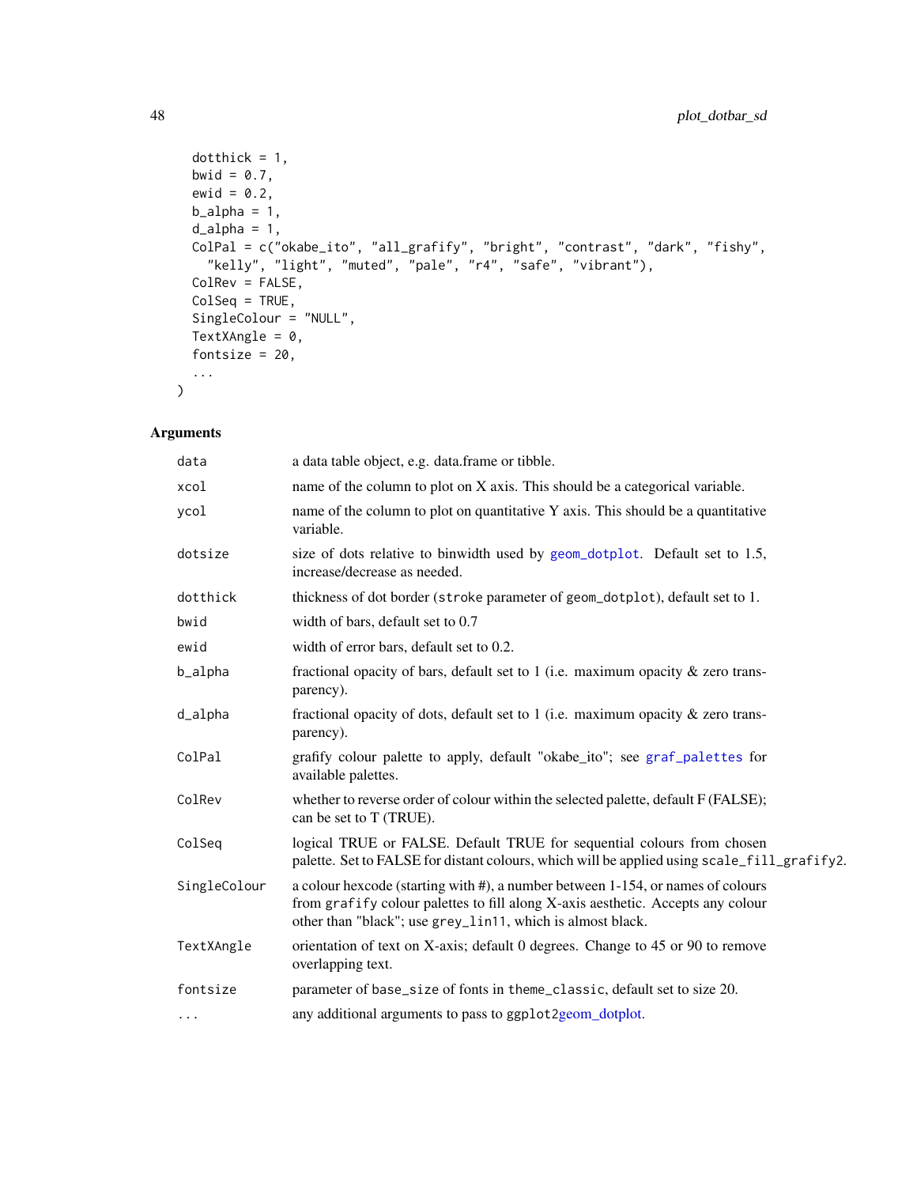```
  dotthick = 1,
  bwid = 0.7,
  ewid = 0.2,
  b_alpha = 1,
  d_alpha = 1,
  ColPal = c("okabe_ito", "all_grafify", "bright", "contrast", "dark", "fishy",
    "kelly", "light", "muted", "pale", "r4", "safe", "vibrant"),
  ColRev = FALSE,
  ColSeq = TRUE,
  SingleColour = "NULL",
  TextXAngle = 0,
  fontsize = 20,
  ...
)
```

## Arguments

| | |
|---|---|
| data | a data table object, e.g. data.frame or tibble. |
| xcol | name of the column to plot on X axis. This should be a categorical variable. |
| ycol | name of the column to plot on quantitative Y axis. This should be a quantitative variable. |
| dotsize | size of dots relative to binwidth used by geom_dotplot. Default set to 1.5, increase/decrease as needed. |
| dotthick | thickness of dot border (stroke parameter of geom_dotplot), default set to 1. |
| bwid | width of bars, default set to 0.7 |
| ewid | width of error bars, default set to 0.2. |
| b_alpha | fractional opacity of bars, default set to 1 (i.e. maximum opacity & zero transparency). |
| d_alpha | fractional opacity of dots, default set to 1 (i.e. maximum opacity & zero transparency). |
| ColPal | grafify colour palette to apply, default "okabe_ito"; see graf_palettes for available palettes. |
| ColRev | whether to reverse order of colour within the selected palette, default F (FALSE); can be set to T (TRUE). |
| ColSeq | logical TRUE or FALSE. Default TRUE for sequential colours from chosen palette. Set to FALSE for distant colours, which will be applied using scale_fill_grafify2. |
| SingleColour | a colour hexcode (starting with #), a number between 1-154, or names of colours from grafify colour palettes to fill along X-axis aesthetic. Accepts any colour other than "black"; use grey_lin11, which is almost black. |
| TextXAngle | orientation of text on X-axis; default 0 degrees. Change to 45 or 90 to remove overlapping text. |
| fontsize | parameter of base_size of fonts in theme_classic, default set to size 20. |
| ... | any additional arguments to pass to ggplot2geom_dotplot. |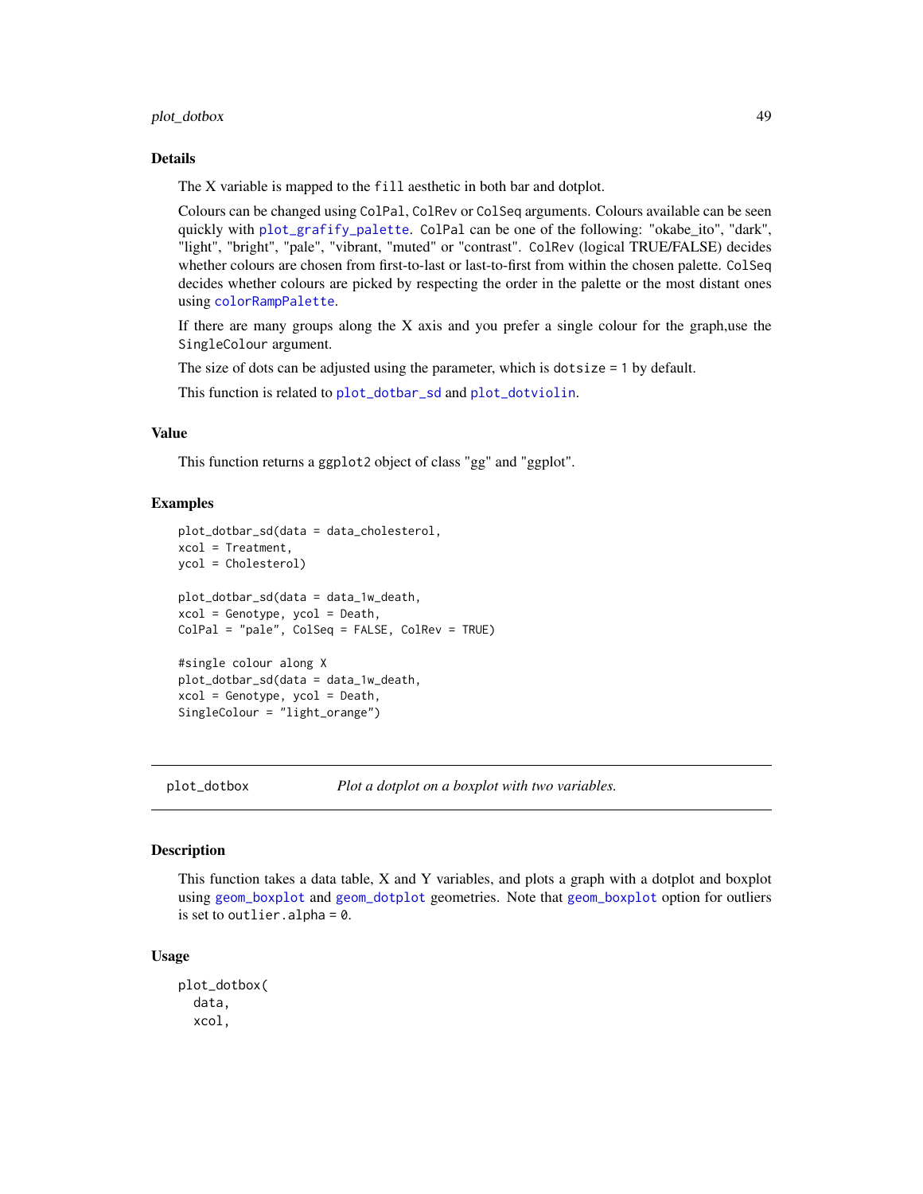### Details

The X variable is mapped to the `fill` aesthetic in both bar and dotplot.

Colours can be changed using `ColPal`, `ColRev` or `ColSeq` arguments. Colours available can be seen quickly with `plot_grafify_palette`. `ColPal` can be one of the following: "okabe_ito", "dark", "light", "bright", "pale", "vibrant, "muted" or "contrast". `ColRev` (logical TRUE/FALSE) decides whether colours are chosen from first-to-last or last-to-first from within the chosen palette. `ColSeq` decides whether colours are picked by respecting the order in the palette or the most distant ones using `colorRampPalette`.

If there are many groups along the X axis and you prefer a single colour for the graph,use the `SingleColour` argument.

The size of dots can be adjusted using the parameter, which is `dotsize = 1` by default.

This function is related to `plot_dotbar_sd` and `plot_dotviolin`.

### Value

This function returns a `ggplot2` object of class "gg" and "ggplot".

### Examples

```
plot_dotbar_sd(data = data_cholesterol,
xcol = Treatment,
ycol = Cholesterol)

plot_dotbar_sd(data = data_1w_death,
xcol = Genotype, ycol = Death,
ColPal = "pale", ColSeq = FALSE, ColRev = TRUE)

#single colour along X
plot_dotbar_sd(data = data_1w_death,
xcol = Genotype, ycol = Death,
SingleColour = "light_orange")
```

---

## plot_dotbox — *Plot a dotplot on a boxplot with two variables.*

### Description

This function takes a data table, X and Y variables, and plots a graph with a dotplot and boxplot using `geom_boxplot` and `geom_dotplot` geometries. Note that `geom_boxplot` option for outliers is set to `outlier.alpha = 0`.

### Usage

```
plot_dotbox(
  data,
  xcol,
```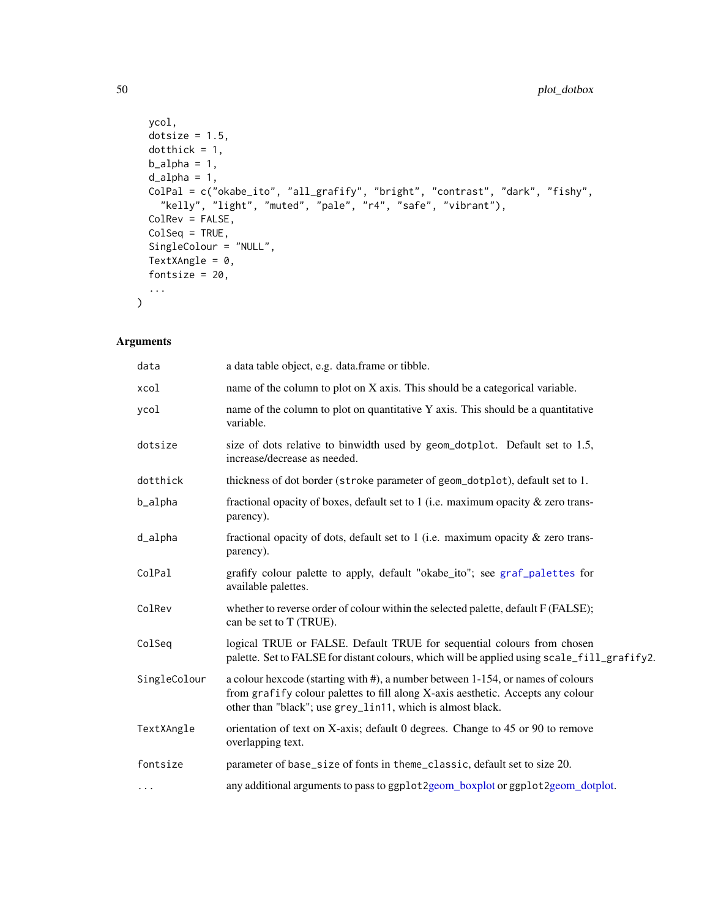```
  ycol,
  dotsize = 1.5,
  dotthick = 1,
  b_alpha = 1,
  d_alpha = 1,
  ColPal = c("okabe_ito", "all_grafify", "bright", "contrast", "dark", "fishy",
    "kelly", "light", "muted", "pale", "r4", "safe", "vibrant"),
  ColRev = FALSE,
  ColSeq = TRUE,
  SingleColour = "NULL",
  TextXAngle = 0,
  fontsize = 20,
  ...
)
```

## Arguments

| | |
|---|---|
| `data` | a data table object, e.g. data.frame or tibble. |
| `xcol` | name of the column to plot on X axis. This should be a categorical variable. |
| `ycol` | name of the column to plot on quantitative Y axis. This should be a quantitative variable. |
| `dotsize` | size of dots relative to binwidth used by `geom_dotplot`. Default set to 1.5, increase/decrease as needed. |
| `dotthick` | thickness of dot border (`stroke` parameter of `geom_dotplot`), default set to 1. |
| `b_alpha` | fractional opacity of boxes, default set to 1 (i.e. maximum opacity & zero transparency). |
| `d_alpha` | fractional opacity of dots, default set to 1 (i.e. maximum opacity & zero transparency). |
| `ColPal` | grafify colour palette to apply, default "okabe_ito"; see `graf_palettes` for available palettes. |
| `ColRev` | whether to reverse order of colour within the selected palette, default F (FALSE); can be set to T (TRUE). |
| `ColSeq` | logical TRUE or FALSE. Default TRUE for sequential colours from chosen palette. Set to FALSE for distant colours, which will be applied using `scale_fill_grafify2`. |
| `SingleColour` | a colour hexcode (starting with #), a number between 1-154, or names of colours from `grafify` colour palettes to fill along X-axis aesthetic. Accepts any colour other than "black"; use `grey_lin11`, which is almost black. |
| `TextXAngle` | orientation of text on X-axis; default 0 degrees. Change to 45 or 90 to remove overlapping text. |
| `fontsize` | parameter of `base_size` of fonts in `theme_classic`, default set to size 20. |
| `...` | any additional arguments to pass to `ggplot2`geom_boxplot or `ggplot2`geom_dotplot. |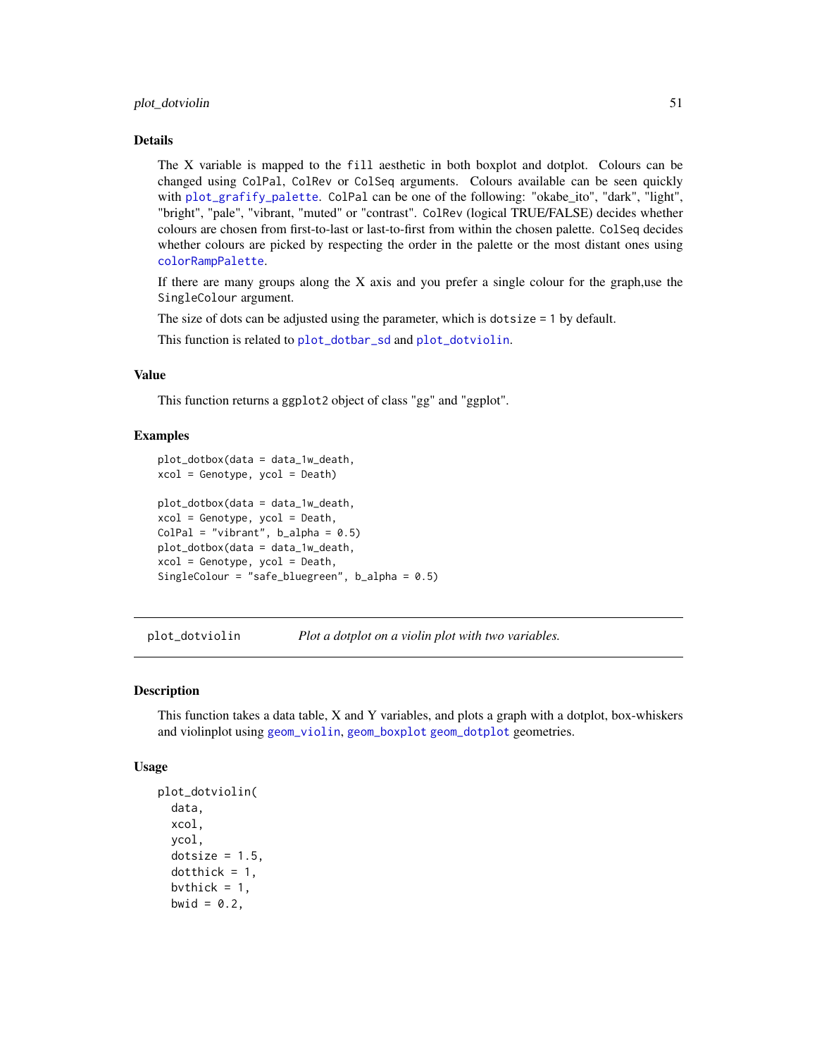### Details

The X variable is mapped to the `fill` aesthetic in both boxplot and dotplot. Colours can be changed using `ColPal`, `ColRev` or `ColSeq` arguments. Colours available can be seen quickly with `plot_grafify_palette`. `ColPal` can be one of the following: "okabe_ito", "dark", "light", "bright", "pale", "vibrant, "muted" or "contrast". `ColRev` (logical TRUE/FALSE) decides whether colours are chosen from first-to-last or last-to-first from within the chosen palette. `ColSeq` decides whether colours are picked by respecting the order in the palette or the most distant ones using `colorRampPalette`.

If there are many groups along the X axis and you prefer a single colour for the graph,use the `SingleColour` argument.

The size of dots can be adjusted using the parameter, which is `dotsize = 1` by default.

This function is related to `plot_dotbar_sd` and `plot_dotviolin`.

### Value

This function returns a `ggplot2` object of class "gg" and "ggplot".

### Examples

```
plot_dotbox(data = data_1w_death,
xcol = Genotype, ycol = Death)

plot_dotbox(data = data_1w_death,
xcol = Genotype, ycol = Death,
ColPal = "vibrant", b_alpha = 0.5)
plot_dotbox(data = data_1w_death,
xcol = Genotype, ycol = Death,
SingleColour = "safe_bluegreen", b_alpha = 0.5)
```

---

## plot_dotviolin — *Plot a dotplot on a violin plot with two variables.*

### Description

This function takes a data table, X and Y variables, and plots a graph with a dotplot, box-whiskers and violinplot using `geom_violin`, `geom_boxplot` `geom_dotplot` geometries.

### Usage

```
plot_dotviolin(
  data,
  xcol,
  ycol,
  dotsize = 1.5,
  dotthick = 1,
  bvthick = 1,
  bwid = 0.2,
```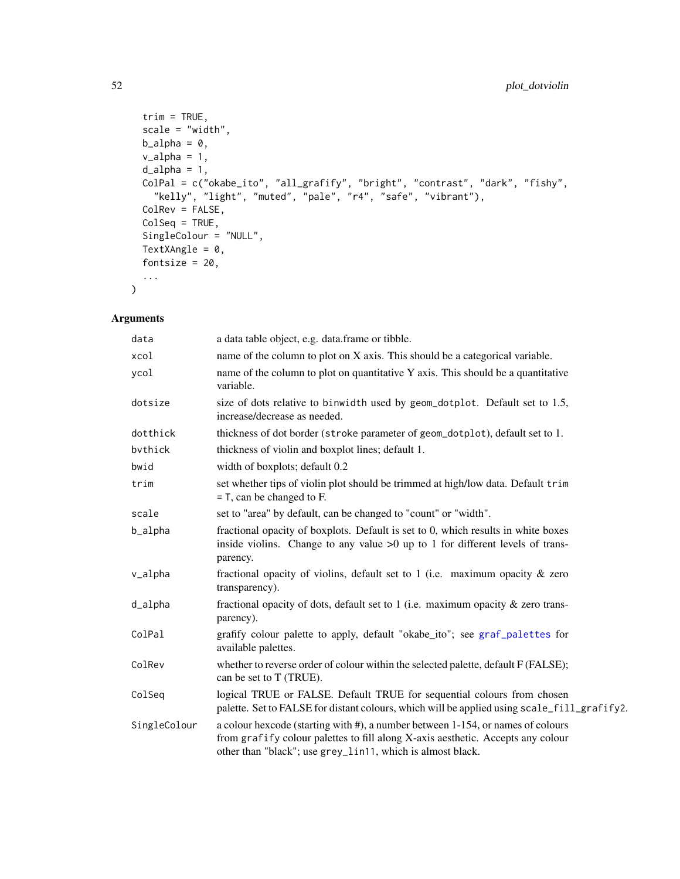```
  trim = TRUE,
  scale = "width",
  b_alpha = 0,
  v_alpha = 1,
  d_alpha = 1,
  ColPal = c("okabe_ito", "all_grafify", "bright", "contrast", "dark", "fishy",
    "kelly", "light", "muted", "pale", "r4", "safe", "vibrant"),
  ColRev = FALSE,
  ColSeq = TRUE,
  SingleColour = "NULL",
  TextXAngle = 0,
  fontsize = 20,
  ...
)
```

## Arguments

| | |
|---|---|
| `data` | a data table object, e.g. data.frame or tibble. |
| `xcol` | name of the column to plot on X axis. This should be a categorical variable. |
| `ycol` | name of the column to plot on quantitative Y axis. This should be a quantitative variable. |
| `dotsize` | size of dots relative to `binwidth` used by `geom_dotplot`. Default set to 1.5, increase/decrease as needed. |
| `dotthick` | thickness of dot border (`stroke` parameter of `geom_dotplot`), default set to 1. |
| `bvthick` | thickness of violin and boxplot lines; default 1. |
| `bwid` | width of boxplots; default 0.2 |
| `trim` | set whether tips of violin plot should be trimmed at high/low data. Default `trim` = T, can be changed to F. |
| `scale` | set to "area" by default, can be changed to "count" or "width". |
| `b_alpha` | fractional opacity of boxplots. Default is set to 0, which results in white boxes inside violins. Change to any value >0 up to 1 for different levels of transparency. |
| `v_alpha` | fractional opacity of violins, default set to 1 (i.e. maximum opacity & zero transparency). |
| `d_alpha` | fractional opacity of dots, default set to 1 (i.e. maximum opacity & zero transparency). |
| `ColPal` | grafify colour palette to apply, default "okabe_ito"; see `graf_palettes` for available palettes. |
| `ColRev` | whether to reverse order of colour within the selected palette, default F (FALSE); can be set to T (TRUE). |
| `ColSeq` | logical TRUE or FALSE. Default TRUE for sequential colours from chosen palette. Set to FALSE for distant colours, which will be applied using `scale_fill_grafify2`. |
| `SingleColour` | a colour hexcode (starting with #), a number between 1-154, or names of colours from `grafify` colour palettes to fill along X-axis aesthetic. Accepts any colour other than "black"; use `grey_lin11`, which is almost black. |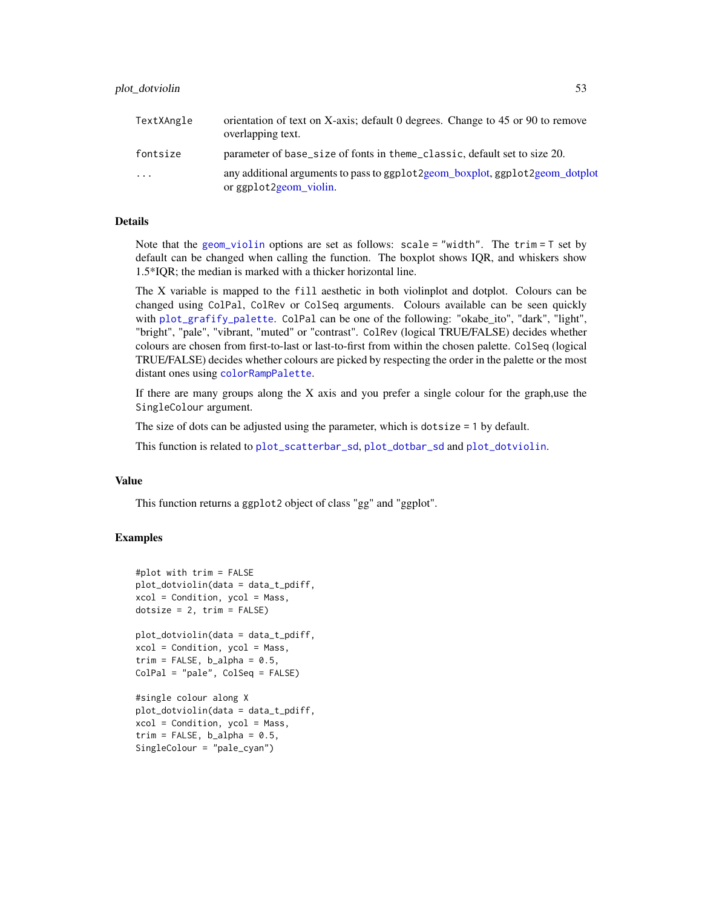| | |
|---|---|
| TextXAngle | orientation of text on X-axis; default 0 degrees. Change to 45 or 90 to remove overlapping text. |
| fontsize | parameter of base_size of fonts in theme_classic, default set to size 20. |
| ... | any additional arguments to pass to ggplot2geom_boxplot, ggplot2geom_dotplot or ggplot2geom_violin. |

## Details

Note that the geom_violin options are set as follows: scale = "width". The trim = T set by default can be changed when calling the function. The boxplot shows IQR, and whiskers show 1.5*IQR; the median is marked with a thicker horizontal line.

The X variable is mapped to the fill aesthetic in both violinplot and dotplot. Colours can be changed using ColPal, ColRev or ColSeq arguments. Colours available can be seen quickly with plot_grafify_palette. ColPal can be one of the following: "okabe_ito", "dark", "light", "bright", "pale", "vibrant, "muted" or "contrast". ColRev (logical TRUE/FALSE) decides whether colours are chosen from first-to-last or last-to-first from within the chosen palette. ColSeq (logical TRUE/FALSE) decides whether colours are picked by respecting the order in the palette or the most distant ones using colorRampPalette.

If there are many groups along the X axis and you prefer a single colour for the graph,use the SingleColour argument.

The size of dots can be adjusted using the parameter, which is dotsize = 1 by default.

This function is related to plot_scatterbar_sd, plot_dotbar_sd and plot_dotviolin.

## Value

This function returns a ggplot2 object of class "gg" and "ggplot".

## Examples

```
#plot with trim = FALSE
plot_dotviolin(data = data_t_pdiff,
xcol = Condition, ycol = Mass,
dotsize = 2, trim = FALSE)

plot_dotviolin(data = data_t_pdiff,
xcol = Condition, ycol = Mass,
trim = FALSE, b_alpha = 0.5,
ColPal = "pale", ColSeq = FALSE)

#single colour along X
plot_dotviolin(data = data_t_pdiff,
xcol = Condition, ycol = Mass,
trim = FALSE, b_alpha = 0.5,
SingleColour = "pale_cyan")
```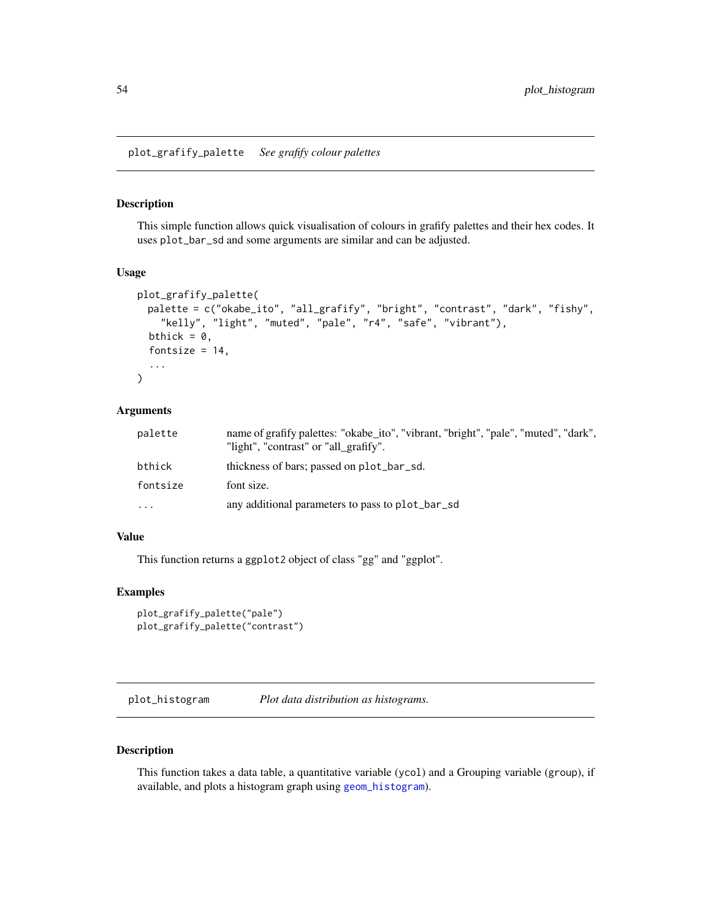## plot_grafify_palette *See grafify colour palettes*

### Description

This simple function allows quick visualisation of colours in grafify palettes and their hex codes. It uses plot_bar_sd and some arguments are similar and can be adjusted.

### Usage

```
plot_grafify_palette(
  palette = c("okabe_ito", "all_grafify", "bright", "contrast", "dark", "fishy",
    "kelly", "light", "muted", "pale", "r4", "safe", "vibrant"),
  bthick = 0,
  fontsize = 14,
  ...
)
```

### Arguments

| | |
|---|---|
| palette | name of grafify palettes: "okabe_ito", "vibrant, "bright", "pale", "muted", "dark", "light", "contrast" or "all_grafify". |
| bthick | thickness of bars; passed on plot_bar_sd. |
| fontsize | font size. |
| ... | any additional parameters to pass to plot_bar_sd |

### Value

This function returns a ggplot2 object of class "gg" and "ggplot".

### Examples

```
plot_grafify_palette("pale")
plot_grafify_palette("contrast")
```

## plot_histogram *Plot data distribution as histograms.*

### Description

This function takes a data table, a quantitative variable (ycol) and a Grouping variable (group), if available, and plots a histogram graph using geom_histogram).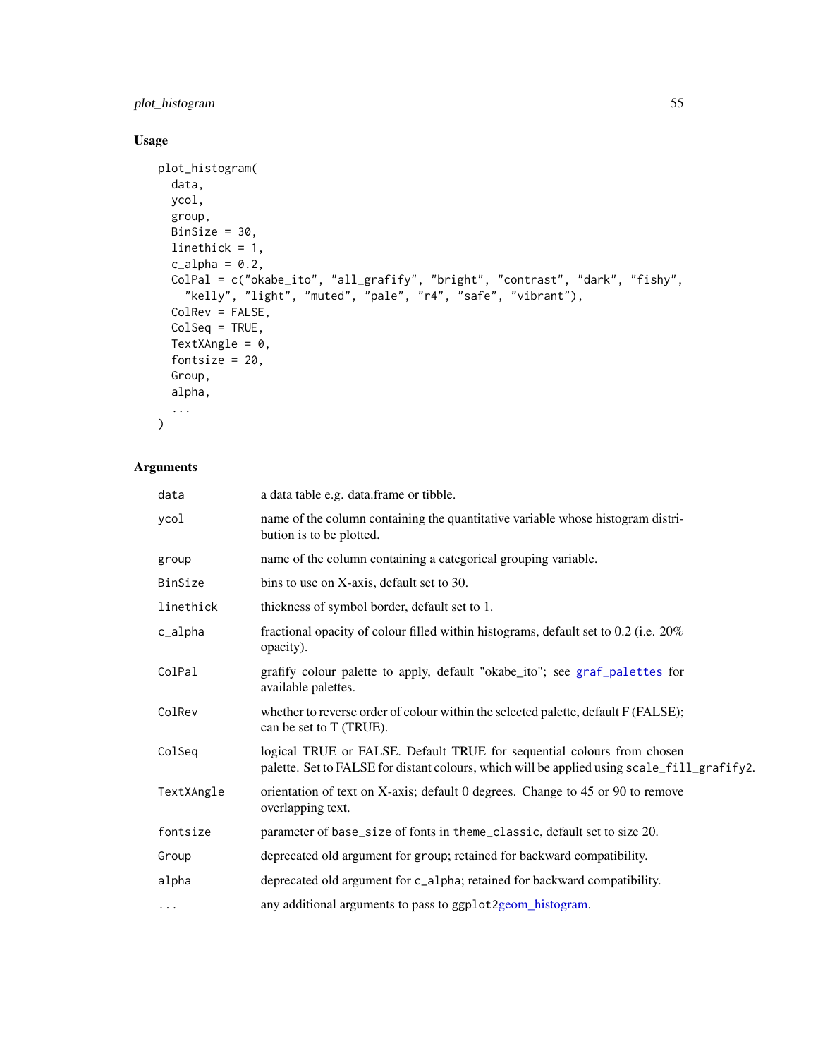## Usage

```
plot_histogram(
  data,
  ycol,
  group,
  BinSize = 30,
  linethick = 1,
  c_alpha = 0.2,
  ColPal = c("okabe_ito", "all_grafify", "bright", "contrast", "dark", "fishy",
    "kelly", "light", "muted", "pale", "r4", "safe", "vibrant"),
  ColRev = FALSE,
  ColSeq = TRUE,
  TextXAngle = 0,
  fontsize = 20,
  Group,
  alpha,
  ...
)
```

## Arguments

| Argument | Description |
|---|---|
| `data` | a data table e.g. data.frame or tibble. |
| `ycol` | name of the column containing the quantitative variable whose histogram distribution is to be plotted. |
| `group` | name of the column containing a categorical grouping variable. |
| `BinSize` | bins to use on X-axis, default set to 30. |
| `linethick` | thickness of symbol border, default set to 1. |
| `c_alpha` | fractional opacity of colour filled within histograms, default set to 0.2 (i.e. 20% opacity). |
| `ColPal` | grafify colour palette to apply, default "okabe_ito"; see `graf_palettes` for available palettes. |
| `ColRev` | whether to reverse order of colour within the selected palette, default F (FALSE); can be set to T (TRUE). |
| `ColSeq` | logical TRUE or FALSE. Default TRUE for sequential colours from chosen palette. Set to FALSE for distant colours, which will be applied using `scale_fill_grafify2`. |
| `TextXAngle` | orientation of text on X-axis; default 0 degrees. Change to 45 or 90 to remove overlapping text. |
| `fontsize` | parameter of `base_size` of fonts in `theme_classic`, default set to size 20. |
| `Group` | deprecated old argument for `group`; retained for backward compatibility. |
| `alpha` | deprecated old argument for `c_alpha`; retained for backward compatibility. |
| `...` | any additional arguments to pass to `ggplot2`geom_histogram. |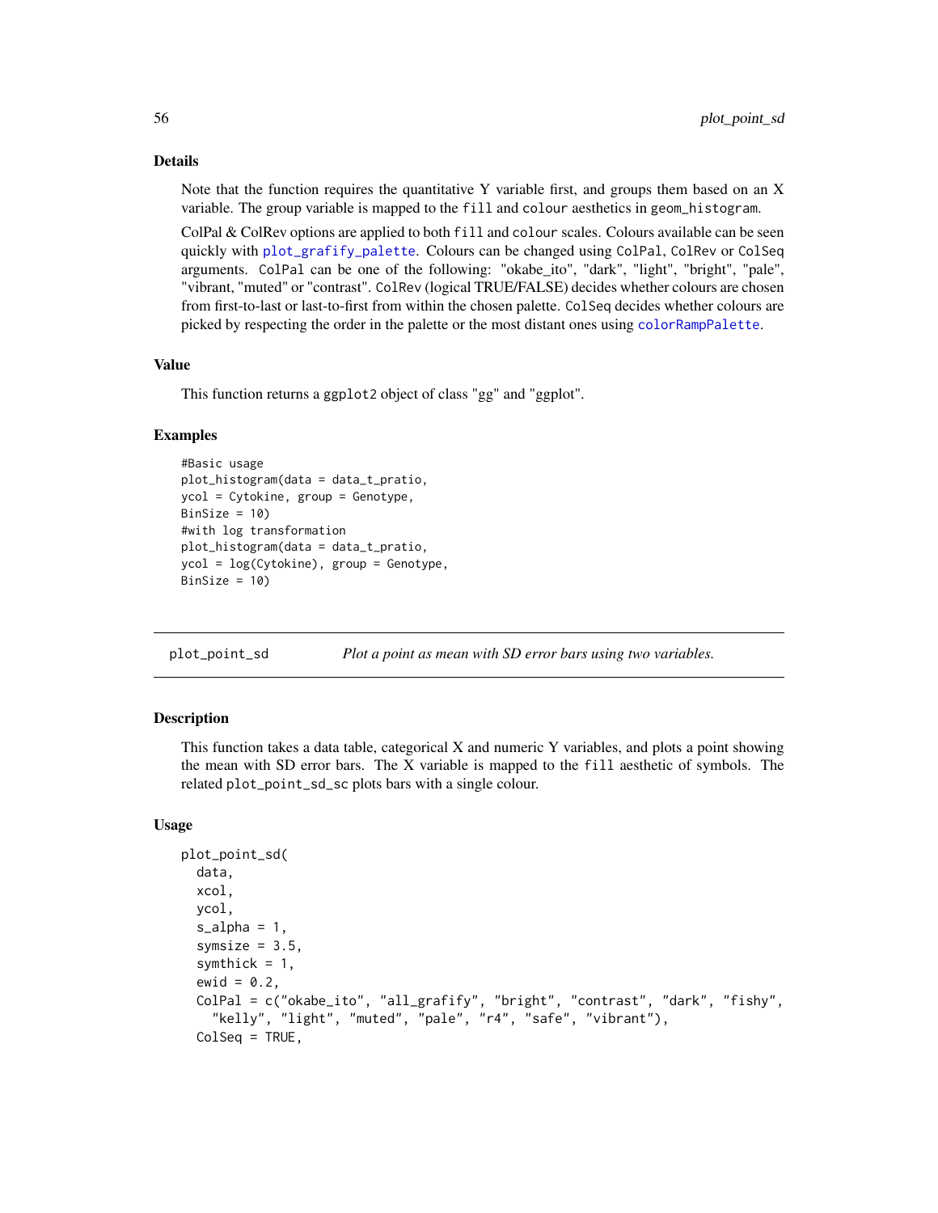### Details

Note that the function requires the quantitative Y variable first, and groups them based on an X variable. The group variable is mapped to the `fill` and `colour` aesthetics in `geom_histogram`.

ColPal & ColRev options are applied to both `fill` and `colour` scales. Colours available can be seen quickly with `plot_grafify_palette`. Colours can be changed using `ColPal`, `ColRev` or `ColSeq` arguments. `ColPal` can be one of the following: "okabe_ito", "dark", "light", "bright", "pale", "vibrant, "muted" or "contrast". `ColRev` (logical TRUE/FALSE) decides whether colours are chosen from first-to-last or last-to-first from within the chosen palette. `ColSeq` decides whether colours are picked by respecting the order in the palette or the most distant ones using `colorRampPalette`.

### Value

This function returns a `ggplot2` object of class "gg" and "ggplot".

### Examples

```
#Basic usage
plot_histogram(data = data_t_pratio,
ycol = Cytokine, group = Genotype,
BinSize = 10)
#with log transformation
plot_histogram(data = data_t_pratio,
ycol = log(Cytokine), group = Genotype,
BinSize = 10)
```

---

## plot_point_sd — *Plot a point as mean with SD error bars using two variables.*

### Description

This function takes a data table, categorical X and numeric Y variables, and plots a point showing the mean with SD error bars. The X variable is mapped to the `fill` aesthetic of symbols. The related `plot_point_sd_sc` plots bars with a single colour.

### Usage

```
plot_point_sd(
  data,
  xcol,
  ycol,
  s_alpha = 1,
  symsize = 3.5,
  symthick = 1,
  ewid = 0.2,
  ColPal = c("okabe_ito", "all_grafify", "bright", "contrast", "dark", "fishy",
    "kelly", "light", "muted", "pale", "r4", "safe", "vibrant"),
  ColSeq = TRUE,
```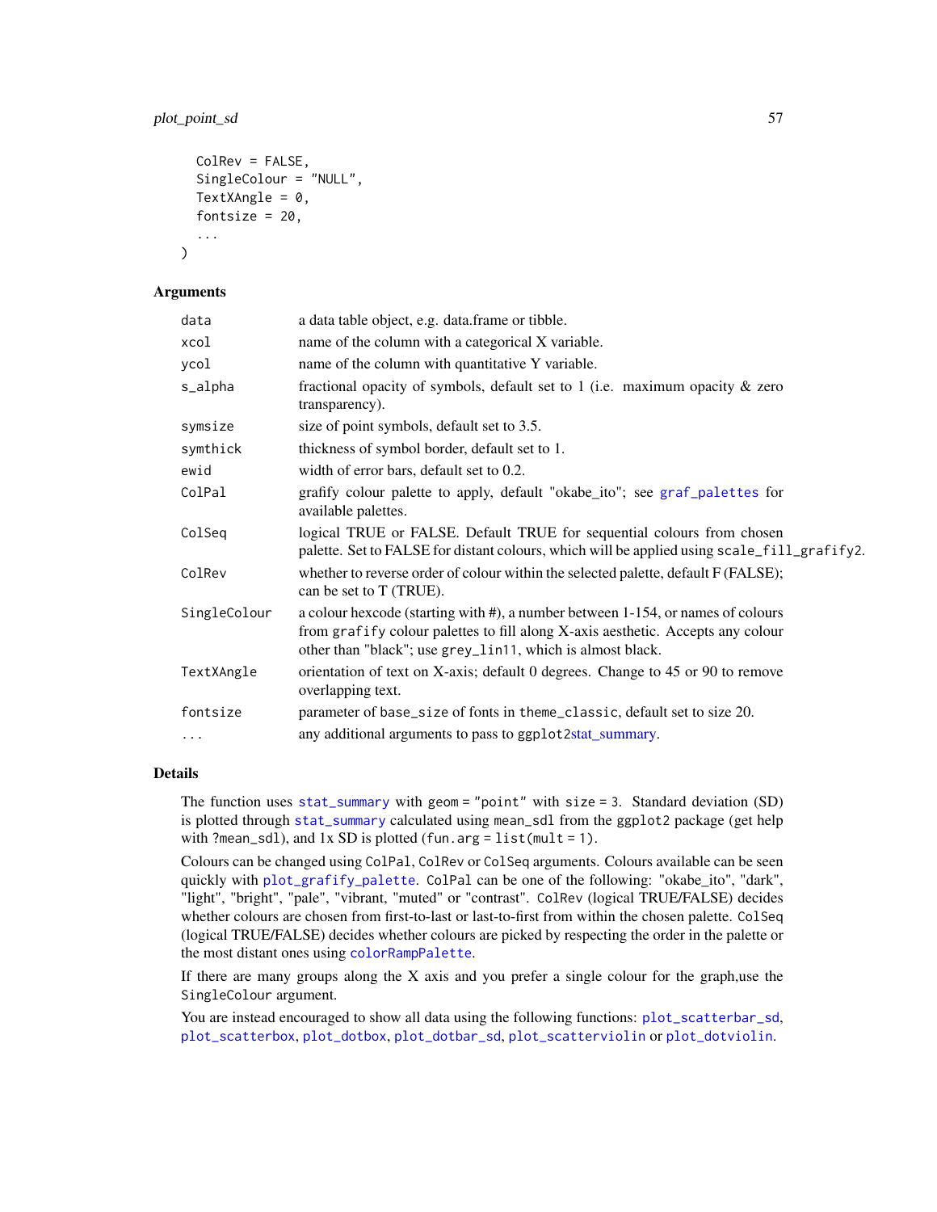```
  ColRev = FALSE,
  SingleColour = "NULL",
  TextXAngle = 0,
  fontsize = 20,
  ...
)
```

### Arguments

| | |
|---|---|
| data | a data table object, e.g. data.frame or tibble. |
| xcol | name of the column with a categorical X variable. |
| ycol | name of the column with quantitative Y variable. |
| s_alpha | fractional opacity of symbols, default set to 1 (i.e. maximum opacity & zero transparency). |
| symsize | size of point symbols, default set to 3.5. |
| symthick | thickness of symbol border, default set to 1. |
| ewid | width of error bars, default set to 0.2. |
| ColPal | grafify colour palette to apply, default "okabe_ito"; see graf_palettes for available palettes. |
| ColSeq | logical TRUE or FALSE. Default TRUE for sequential colours from chosen palette. Set to FALSE for distant colours, which will be applied using scale_fill_grafify2. |
| ColRev | whether to reverse order of colour within the selected palette, default F (FALSE); can be set to T (TRUE). |
| SingleColour | a colour hexcode (starting with #), a number between 1-154, or names of colours from grafify colour palettes to fill along X-axis aesthetic. Accepts any colour other than "black"; use grey_lin11, which is almost black. |
| TextXAngle | orientation of text on X-axis; default 0 degrees. Change to 45 or 90 to remove overlapping text. |
| fontsize | parameter of base_size of fonts in theme_classic, default set to size 20. |
| ... | any additional arguments to pass to ggplot2stat_summary. |

### Details

The function uses stat_summary with geom = "point" with size = 3. Standard deviation (SD) is plotted through stat_summary calculated using mean_sdl from the ggplot2 package (get help with ?mean_sdl), and 1x SD is plotted (fun.arg = list(mult = 1).

Colours can be changed using ColPal, ColRev or ColSeq arguments. Colours available can be seen quickly with plot_grafify_palette. ColPal can be one of the following: "okabe_ito", "dark", "light", "bright", "pale", "vibrant, "muted" or "contrast". ColRev (logical TRUE/FALSE) decides whether colours are chosen from first-to-last or last-to-first from within the chosen palette. ColSeq (logical TRUE/FALSE) decides whether colours are picked by respecting the order in the palette or the most distant ones using colorRampPalette.

If there are many groups along the X axis and you prefer a single colour for the graph,use the SingleColour argument.

You are instead encouraged to show all data using the following functions: plot_scatterbar_sd, plot_scatterbox, plot_dotbox, plot_dotbar_sd, plot_scatterviolin or plot_dotviolin.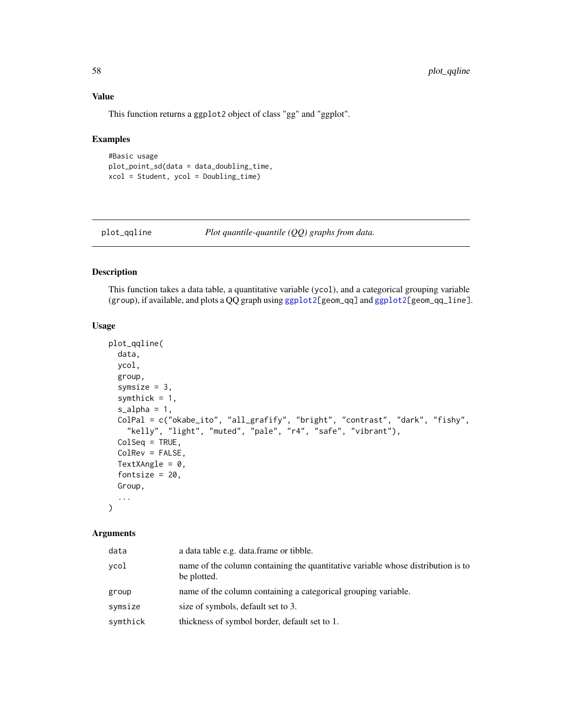## Value

This function returns a ggplot2 object of class "gg" and "ggplot".

## Examples

```
#Basic usage
plot_point_sd(data = data_doubling_time,
xcol = Student, ycol = Doubling_time)
```

---

# plot_qqline — *Plot quantile-quantile (QQ) graphs from data.*

---

## Description

This function takes a data table, a quantitative variable (ycol), and a categorical grouping variable (group), if available, and plots a QQ graph using ggplot2[geom_qq] and ggplot2[geom_qq_line].

## Usage

```
plot_qqline(
  data,
  ycol,
  group,
  symsize = 3,
  symthick = 1,
  s_alpha = 1,
  ColPal = c("okabe_ito", "all_grafify", "bright", "contrast", "dark", "fishy",
    "kelly", "light", "muted", "pale", "r4", "safe", "vibrant"),
  ColSeq = TRUE,
  ColRev = FALSE,
  TextXAngle = 0,
  fontsize = 20,
  Group,
  ...
)
```

## Arguments

| | |
|---|---|
| data | a data table e.g. data.frame or tibble. |
| ycol | name of the column containing the quantitative variable whose distribution is to be plotted. |
| group | name of the column containing a categorical grouping variable. |
| symsize | size of symbols, default set to 3. |
| symthick | thickness of symbol border, default set to 1. |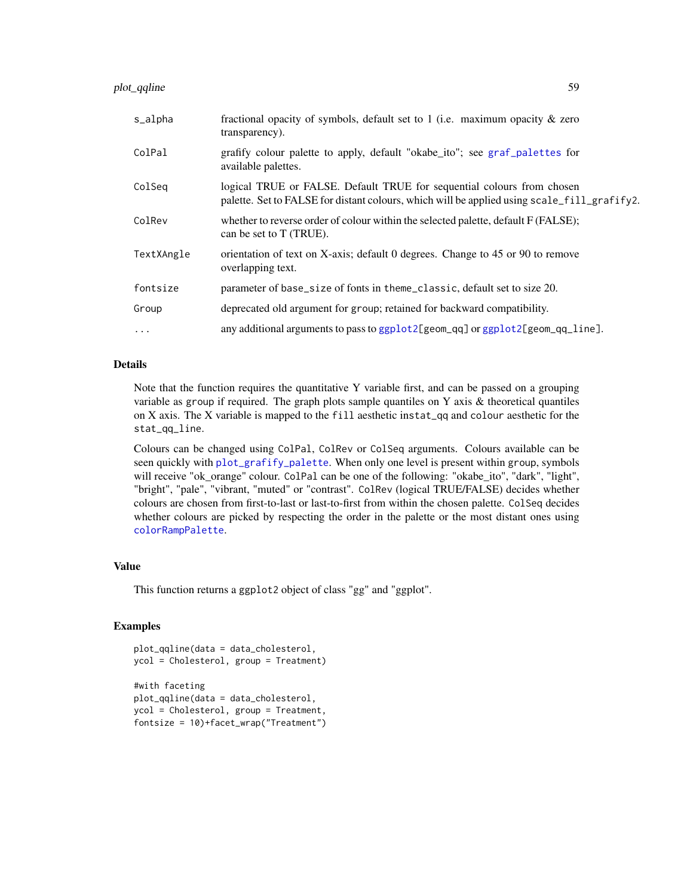| | |
|---|---|
| s_alpha | fractional opacity of symbols, default set to 1 (i.e. maximum opacity & zero transparency). |
| ColPal | grafify colour palette to apply, default "okabe_ito"; see graf_palettes for available palettes. |
| ColSeq | logical TRUE or FALSE. Default TRUE for sequential colours from chosen palette. Set to FALSE for distant colours, which will be applied using scale_fill_grafify2. |
| ColRev | whether to reverse order of colour within the selected palette, default F (FALSE); can be set to T (TRUE). |
| TextXAngle | orientation of text on X-axis; default 0 degrees. Change to 45 or 90 to remove overlapping text. |
| fontsize | parameter of base_size of fonts in theme_classic, default set to size 20. |
| Group | deprecated old argument for group; retained for backward compatibility. |
| ... | any additional arguments to pass to ggplot2[geom_qq] or ggplot2[geom_qq_line]. |

## Details

Note that the function requires the quantitative Y variable first, and can be passed on a grouping variable as group if required. The graph plots sample quantiles on Y axis & theoretical quantiles on X axis. The X variable is mapped to the fill aesthetic instat_qq and colour aesthetic for the stat_qq_line.

Colours can be changed using ColPal, ColRev or ColSeq arguments. Colours available can be seen quickly with plot_grafify_palette. When only one level is present within group, symbols will receive "ok_orange" colour. ColPal can be one of the following: "okabe_ito", "dark", "light", "bright", "pale", "vibrant, "muted" or "contrast". ColRev (logical TRUE/FALSE) decides whether colours are chosen from first-to-last or last-to-first from within the chosen palette. ColSeq decides whether colours are picked by respecting the order in the palette or the most distant ones using colorRampPalette.

## Value

This function returns a ggplot2 object of class "gg" and "ggplot".

## Examples

```
plot_qqline(data = data_cholesterol,
ycol = Cholesterol, group = Treatment)

#with faceting
plot_qqline(data = data_cholesterol,
ycol = Cholesterol, group = Treatment,
fontsize = 10)+facet_wrap("Treatment")
```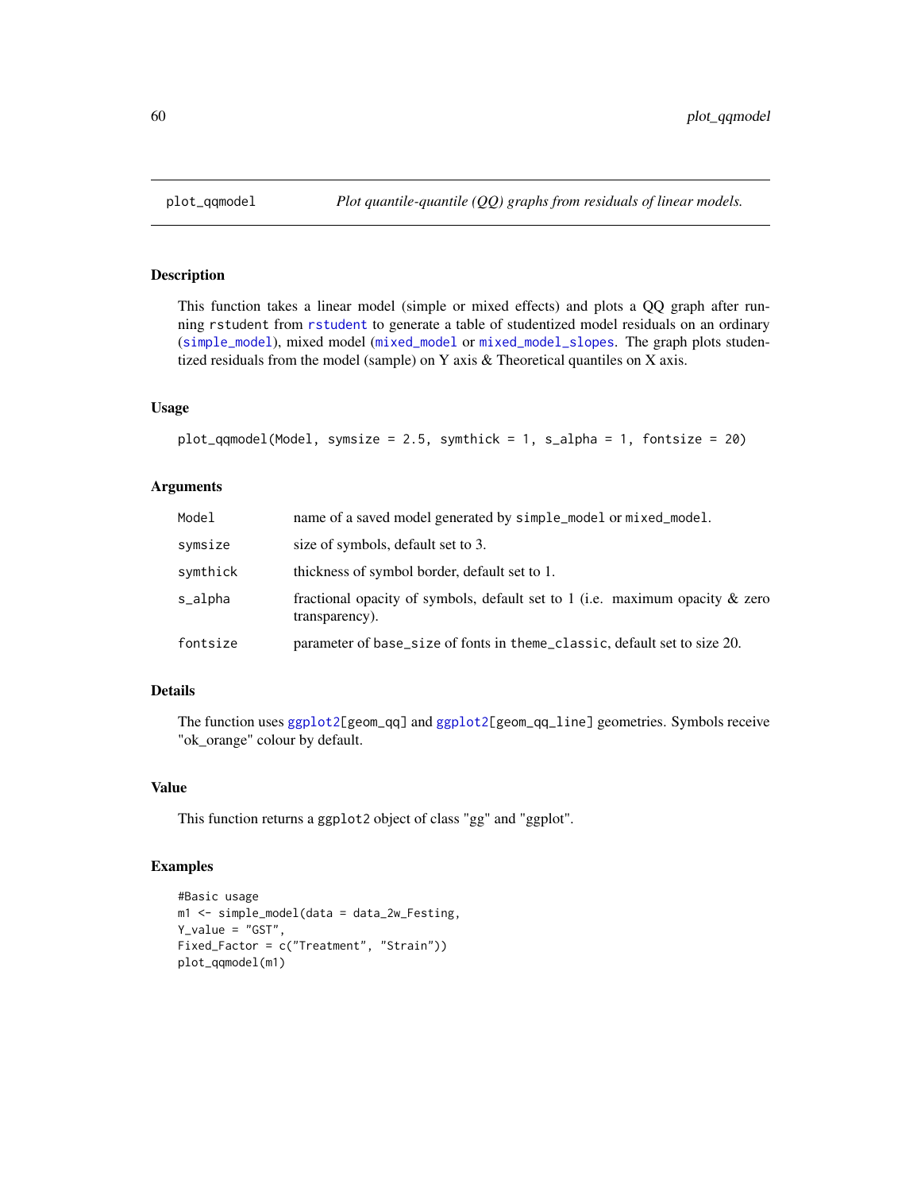plot_qqmodel — *Plot quantile-quantile (QQ) graphs from residuals of linear models.*

## Description

This function takes a linear model (simple or mixed effects) and plots a QQ graph after running rstudent from rstudent to generate a table of studentized model residuals on an ordinary (simple_model), mixed model (mixed_model or mixed_model_slopes. The graph plots studentized residuals from the model (sample) on Y axis & Theoretical quantiles on X axis.

## Usage

```
plot_qqmodel(Model, symsize = 2.5, symthick = 1, s_alpha = 1, fontsize = 20)
```

## Arguments

| | |
|---|---|
| Model | name of a saved model generated by simple_model or mixed_model. |
| symsize | size of symbols, default set to 3. |
| symthick | thickness of symbol border, default set to 1. |
| s_alpha | fractional opacity of symbols, default set to 1 (i.e. maximum opacity & zero transparency). |
| fontsize | parameter of base_size of fonts in theme_classic, default set to size 20. |

## Details

The function uses ggplot2[geom_qq] and ggplot2[geom_qq_line] geometries. Symbols receive "ok_orange" colour by default.

## Value

This function returns a ggplot2 object of class "gg" and "ggplot".

## Examples

```
#Basic usage
m1 <- simple_model(data = data_2w_Festing,
Y_value = "GST",
Fixed_Factor = c("Treatment", "Strain"))
plot_qqmodel(m1)
```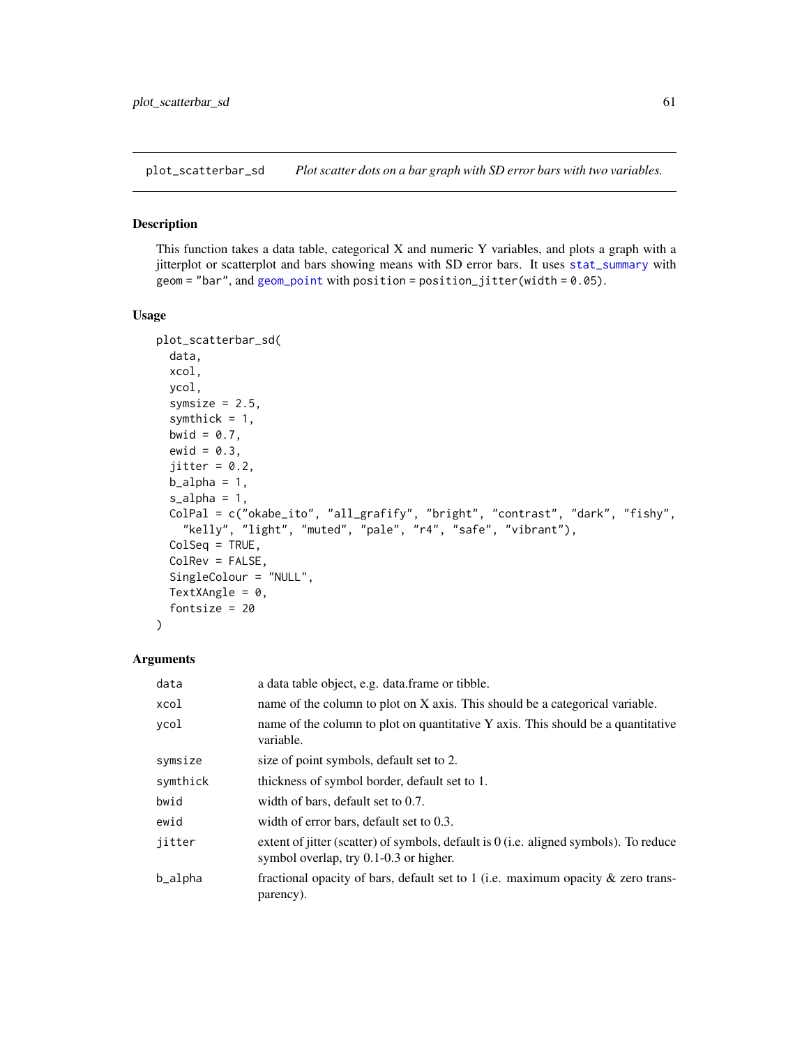## plot_scatterbar_sd — *Plot scatter dots on a bar graph with SD error bars with two variables.*

### Description

This function takes a data table, categorical X and numeric Y variables, and plots a graph with a jitterplot or scatterplot and bars showing means with SD error bars. It uses `stat_summary` with `geom = "bar"`, and `geom_point` with `position = position_jitter(width = 0.05)`.

### Usage

```
plot_scatterbar_sd(
  data,
  xcol,
  ycol,
  symsize = 2.5,
  symthick = 1,
  bwid = 0.7,
  ewid = 0.3,
  jitter = 0.2,
  b_alpha = 1,
  s_alpha = 1,
  ColPal = c("okabe_ito", "all_grafify", "bright", "contrast", "dark", "fishy",
    "kelly", "light", "muted", "pale", "r4", "safe", "vibrant"),
  ColSeq = TRUE,
  ColRev = FALSE,
  SingleColour = "NULL",
  TextXAngle = 0,
  fontsize = 20
)
```

### Arguments

| | |
|---|---|
| `data` | a data table object, e.g. data.frame or tibble. |
| `xcol` | name of the column to plot on X axis. This should be a categorical variable. |
| `ycol` | name of the column to plot on quantitative Y axis. This should be a quantitative variable. |
| `symsize` | size of point symbols, default set to 2. |
| `symthick` | thickness of symbol border, default set to 1. |
| `bwid` | width of bars, default set to 0.7. |
| `ewid` | width of error bars, default set to 0.3. |
| `jitter` | extent of jitter (scatter) of symbols, default is 0 (i.e. aligned symbols). To reduce symbol overlap, try 0.1-0.3 or higher. |
| `b_alpha` | fractional opacity of bars, default set to 1 (i.e. maximum opacity & zero transparency). |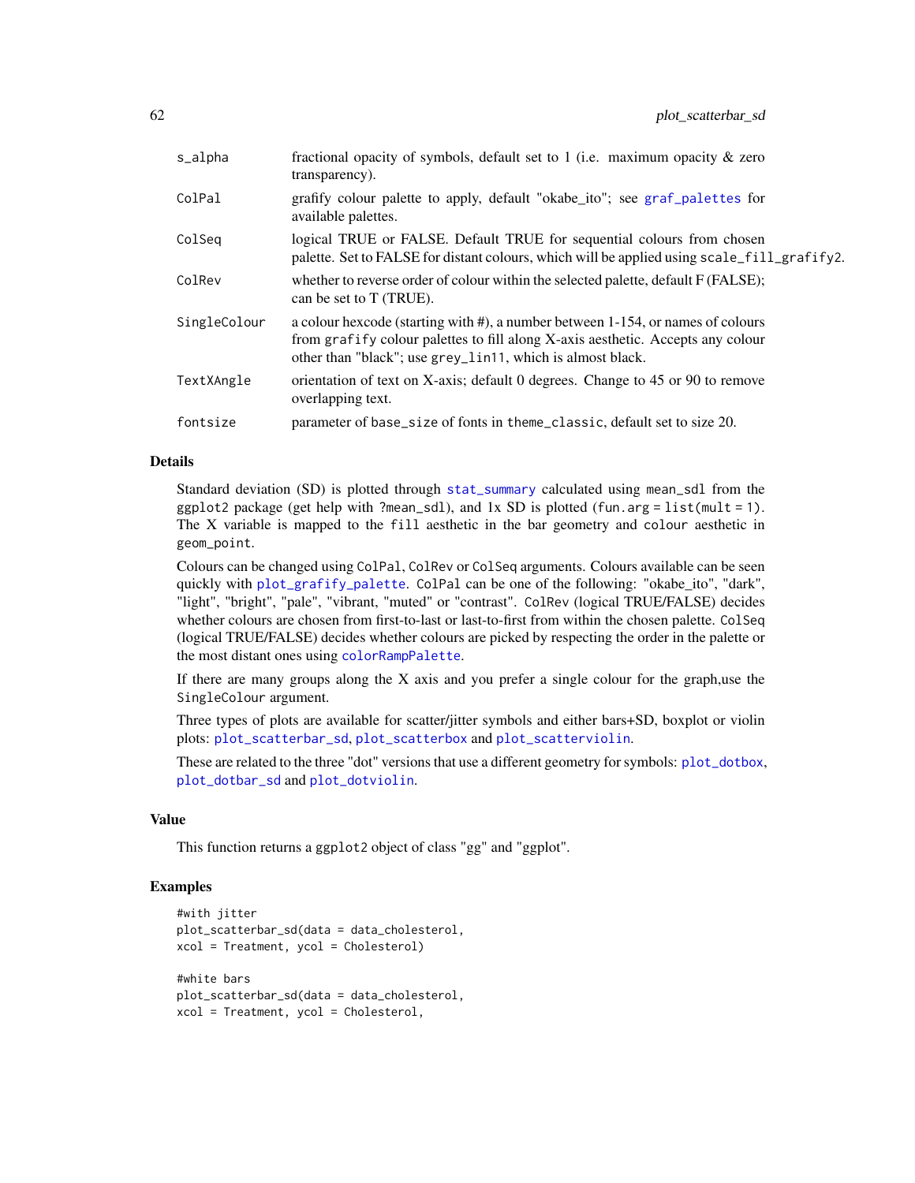| | |
|---|---|
| s_alpha | fractional opacity of symbols, default set to 1 (i.e. maximum opacity & zero transparency). |
| ColPal | grafify colour palette to apply, default "okabe_ito"; see graf_palettes for available palettes. |
| ColSeq | logical TRUE or FALSE. Default TRUE for sequential colours from chosen palette. Set to FALSE for distant colours, which will be applied using scale_fill_grafify2. |
| ColRev | whether to reverse order of colour within the selected palette, default F (FALSE); can be set to T (TRUE). |
| SingleColour | a colour hexcode (starting with #), a number between 1-154, or names of colours from grafify colour palettes to fill along X-axis aesthetic. Accepts any colour other than "black"; use grey_lin11, which is almost black. |
| TextXAngle | orientation of text on X-axis; default 0 degrees. Change to 45 or 90 to remove overlapping text. |
| fontsize | parameter of base_size of fonts in theme_classic, default set to size 20. |

## Details

Standard deviation (SD) is plotted through stat_summary calculated using mean_sdl from the ggplot2 package (get help with ?mean_sdl), and 1x SD is plotted (fun.arg = list(mult = 1). The X variable is mapped to the fill aesthetic in the bar geometry and colour aesthetic in geom_point.

Colours can be changed using ColPal, ColRev or ColSeq arguments. Colours available can be seen quickly with plot_grafify_palette. ColPal can be one of the following: "okabe_ito", "dark", "light", "bright", "pale", "vibrant, "muted" or "contrast". ColRev (logical TRUE/FALSE) decides whether colours are chosen from first-to-last or last-to-first from within the chosen palette. ColSeq (logical TRUE/FALSE) decides whether colours are picked by respecting the order in the palette or the most distant ones using colorRampPalette.

If there are many groups along the X axis and you prefer a single colour for the graph,use the SingleColour argument.

Three types of plots are available for scatter/jitter symbols and either bars+SD, boxplot or violin plots: plot_scatterbar_sd, plot_scatterbox and plot_scatterviolin.

These are related to the three "dot" versions that use a different geometry for symbols: plot_dotbox, plot_dotbar_sd and plot_dotviolin.

## Value

This function returns a ggplot2 object of class "gg" and "ggplot".

## Examples

```
#with jitter
plot_scatterbar_sd(data = data_cholesterol,
xcol = Treatment, ycol = Cholesterol)

#white bars
plot_scatterbar_sd(data = data_cholesterol,
xcol = Treatment, ycol = Cholesterol,
```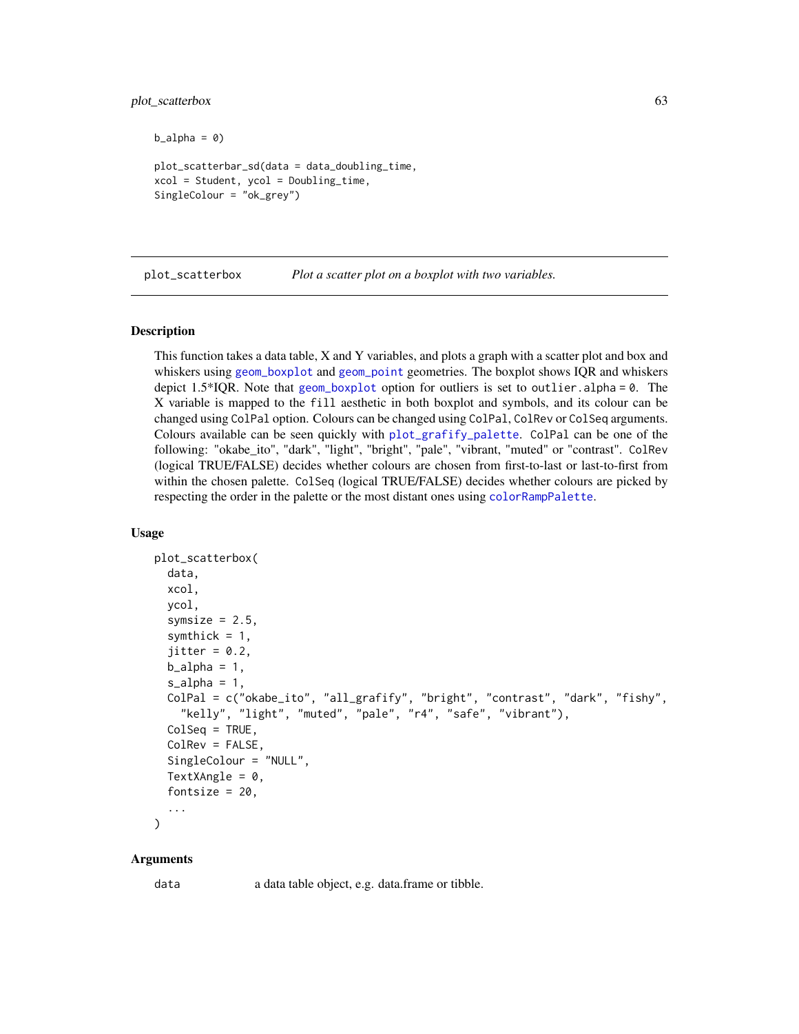```
b_alpha = 0)

plot_scatterbar_sd(data = data_doubling_time,
xcol = Student, ycol = Doubling_time,
SingleColour = "ok_grey")
```

---

## plot_scatterbox *Plot a scatter plot on a boxplot with two variables.*

---

### Description

This function takes a data table, X and Y variables, and plots a graph with a scatter plot and box and whiskers using `geom_boxplot` and `geom_point` geometries. The boxplot shows IQR and whiskers depict 1.5*IQR. Note that `geom_boxplot` option for outliers is set to `outlier.alpha = 0`. The X variable is mapped to the `fill` aesthetic in both boxplot and symbols, and its colour can be changed using `ColPal` option. Colours can be changed using `ColPal`, `ColRev` or `ColSeq` arguments. Colours available can be seen quickly with `plot_grafify_palette`. `ColPal` can be one of the following: "okabe_ito", "dark", "light", "bright", "pale", "vibrant, "muted" or "contrast". `ColRev` (logical TRUE/FALSE) decides whether colours are chosen from first-to-last or last-to-first from within the chosen palette. `ColSeq` (logical TRUE/FALSE) decides whether colours are picked by respecting the order in the palette or the most distant ones using `colorRampPalette`.

### Usage

```
plot_scatterbox(
  data,
  xcol,
  ycol,
  symsize = 2.5,
  symthick = 1,
  jitter = 0.2,
  b_alpha = 1,
  s_alpha = 1,
  ColPal = c("okabe_ito", "all_grafify", "bright", "contrast", "dark", "fishy",
    "kelly", "light", "muted", "pale", "r4", "safe", "vibrant"),
  ColSeq = TRUE,
  ColRev = FALSE,
  SingleColour = "NULL",
  TextXAngle = 0,
  fontsize = 20,
  ...
)
```

### Arguments

`data` a data table object, e.g. data.frame or tibble.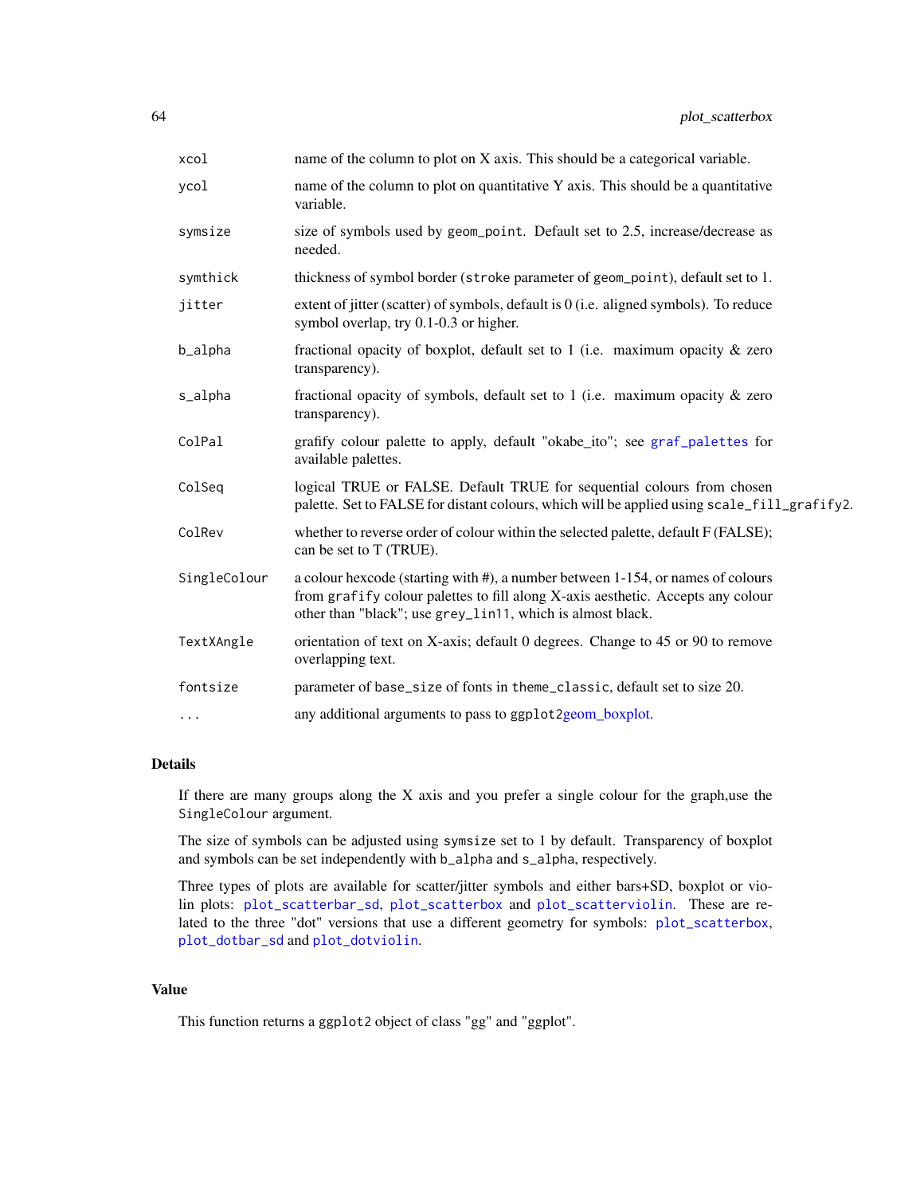| | |
|---|---|
| xcol | name of the column to plot on X axis. This should be a categorical variable. |
| ycol | name of the column to plot on quantitative Y axis. This should be a quantitative variable. |
| symsize | size of symbols used by geom_point. Default set to 2.5, increase/decrease as needed. |
| symthick | thickness of symbol border (stroke parameter of geom_point), default set to 1. |
| jitter | extent of jitter (scatter) of symbols, default is 0 (i.e. aligned symbols). To reduce symbol overlap, try 0.1-0.3 or higher. |
| b_alpha | fractional opacity of boxplot, default set to 1 (i.e. maximum opacity & zero transparency). |
| s_alpha | fractional opacity of symbols, default set to 1 (i.e. maximum opacity & zero transparency). |
| ColPal | grafify colour palette to apply, default "okabe_ito"; see graf_palettes for available palettes. |
| ColSeq | logical TRUE or FALSE. Default TRUE for sequential colours from chosen palette. Set to FALSE for distant colours, which will be applied using scale_fill_grafify2. |
| ColRev | whether to reverse order of colour within the selected palette, default F (FALSE); can be set to T (TRUE). |
| SingleColour | a colour hexcode (starting with #), a number between 1-154, or names of colours from grafify colour palettes to fill along X-axis aesthetic. Accepts any colour other than "black"; use grey_lin11, which is almost black. |
| TextXAngle | orientation of text on X-axis; default 0 degrees. Change to 45 or 90 to remove overlapping text. |
| fontsize | parameter of base_size of fonts in theme_classic, default set to size 20. |
| ... | any additional arguments to pass to ggplot2geom_boxplot. |

## Details

If there are many groups along the X axis and you prefer a single colour for the graph,use the SingleColour argument.

The size of symbols can be adjusted using symsize set to 1 by default. Transparency of boxplot and symbols can be set independently with b_alpha and s_alpha, respectively.

Three types of plots are available for scatter/jitter symbols and either bars+SD, boxplot or violin plots: plot_scatterbar_sd, plot_scatterbox and plot_scatterviolin. These are related to the three "dot" versions that use a different geometry for symbols: plot_scatterbox, plot_dotbar_sd and plot_dotviolin.

## Value

This function returns a ggplot2 object of class "gg" and "ggplot".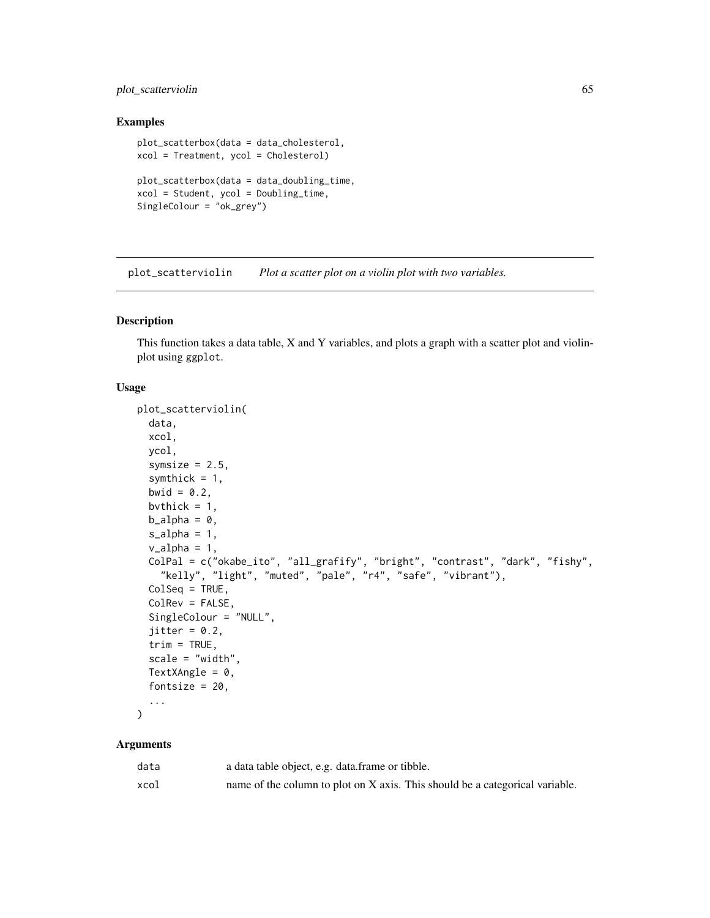### Examples

```
plot_scatterbox(data = data_cholesterol,
xcol = Treatment, ycol = Cholesterol)

plot_scatterbox(data = data_doubling_time,
xcol = Student, ycol = Doubling_time,
SingleColour = "ok_grey")
```

---

## plot_scatterviolin — *Plot a scatter plot on a violin plot with two variables.*

---

### Description

This function takes a data table, X and Y variables, and plots a graph with a scatter plot and violinplot using ggplot.

### Usage

```
plot_scatterviolin(
  data,
  xcol,
  ycol,
  symsize = 2.5,
  symthick = 1,
  bwid = 0.2,
  bvthick = 1,
  b_alpha = 0,
  s_alpha = 1,
  v_alpha = 1,
  ColPal = c("okabe_ito", "all_grafify", "bright", "contrast", "dark", "fishy",
    "kelly", "light", "muted", "pale", "r4", "safe", "vibrant"),
  ColSeq = TRUE,
  ColRev = FALSE,
  SingleColour = "NULL",
  jitter = 0.2,
  trim = TRUE,
  scale = "width",
  TextXAngle = 0,
  fontsize = 20,
  ...
)
```

### Arguments

| | |
|---|---|
| data | a data table object, e.g. data.frame or tibble. |
| xcol | name of the column to plot on X axis. This should be a categorical variable. |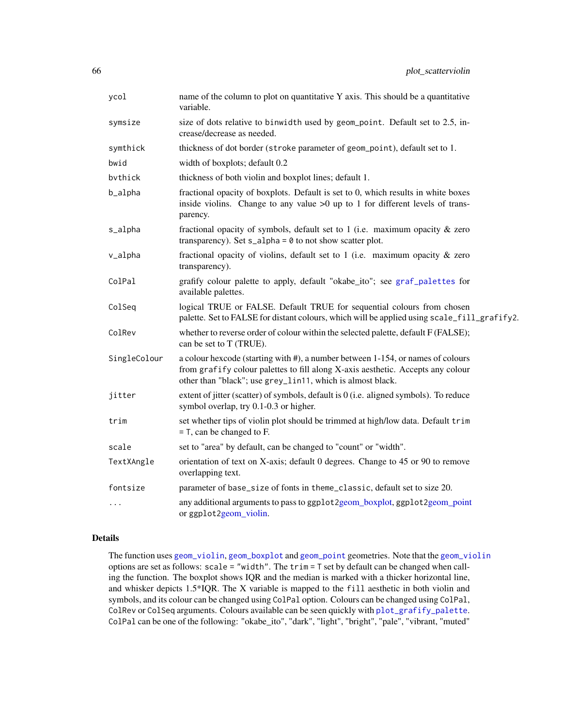| | |
|---|---|
| ycol | name of the column to plot on quantitative Y axis. This should be a quantitative variable. |
| symsize | size of dots relative to `binwidth` used by `geom_point`. Default set to 2.5, increase/decrease as needed. |
| symthick | thickness of dot border (`stroke` parameter of `geom_point`), default set to 1. |
| bwid | width of boxplots; default 0.2 |
| bvthick | thickness of both violin and boxplot lines; default 1. |
| b_alpha | fractional opacity of boxplots. Default is set to 0, which results in white boxes inside violins. Change to any value >0 up to 1 for different levels of transparency. |
| s_alpha | fractional opacity of symbols, default set to 1 (i.e. maximum opacity & zero transparency). Set `s_alpha = 0` to not show scatter plot. |
| v_alpha | fractional opacity of violins, default set to 1 (i.e. maximum opacity & zero transparency). |
| ColPal | grafify colour palette to apply, default "okabe_ito"; see `graf_palettes` for available palettes. |
| ColSeq | logical TRUE or FALSE. Default TRUE for sequential colours from chosen palette. Set to FALSE for distant colours, which will be applied using `scale_fill_grafify2`. |
| ColRev | whether to reverse order of colour within the selected palette, default F (FALSE); can be set to T (TRUE). |
| SingleColour | a colour hexcode (starting with #), a number between 1-154, or names of colours from `grafify` colour palettes to fill along X-axis aesthetic. Accepts any colour other than "black"; use `grey_lin11`, which is almost black. |
| jitter | extent of jitter (scatter) of symbols, default is 0 (i.e. aligned symbols). To reduce symbol overlap, try 0.1-0.3 or higher. |
| trim | set whether tips of violin plot should be trimmed at high/low data. Default `trim = T`, can be changed to F. |
| scale | set to "area" by default, can be changed to "count" or "width". |
| TextXAngle | orientation of text on X-axis; default 0 degrees. Change to 45 or 90 to remove overlapping text. |
| fontsize | parameter of `base_size` of fonts in `theme_classic`, default set to size 20. |
| ... | any additional arguments to pass to `ggplot2`geom_boxplot, `ggplot2`geom_point or `ggplot2`geom_violin. |

## Details

The function uses `geom_violin`, `geom_boxplot` and `geom_point` geometries. Note that the `geom_violin` options are set as follows: `scale = "width"`. The `trim = T` set by default can be changed when calling the function. The boxplot shows IQR and the median is marked with a thicker horizontal line, and whisker depicts 1.5*IQR. The X variable is mapped to the `fill` aesthetic in both violin and symbols, and its colour can be changed using `ColPal` option. Colours can be changed using `ColPal`, `ColRev` or `ColSeq` arguments. Colours available can be seen quickly with `plot_grafify_palette`. `ColPal` can be one of the following: "okabe_ito", "dark", "light", "bright", "pale", "vibrant, "muted"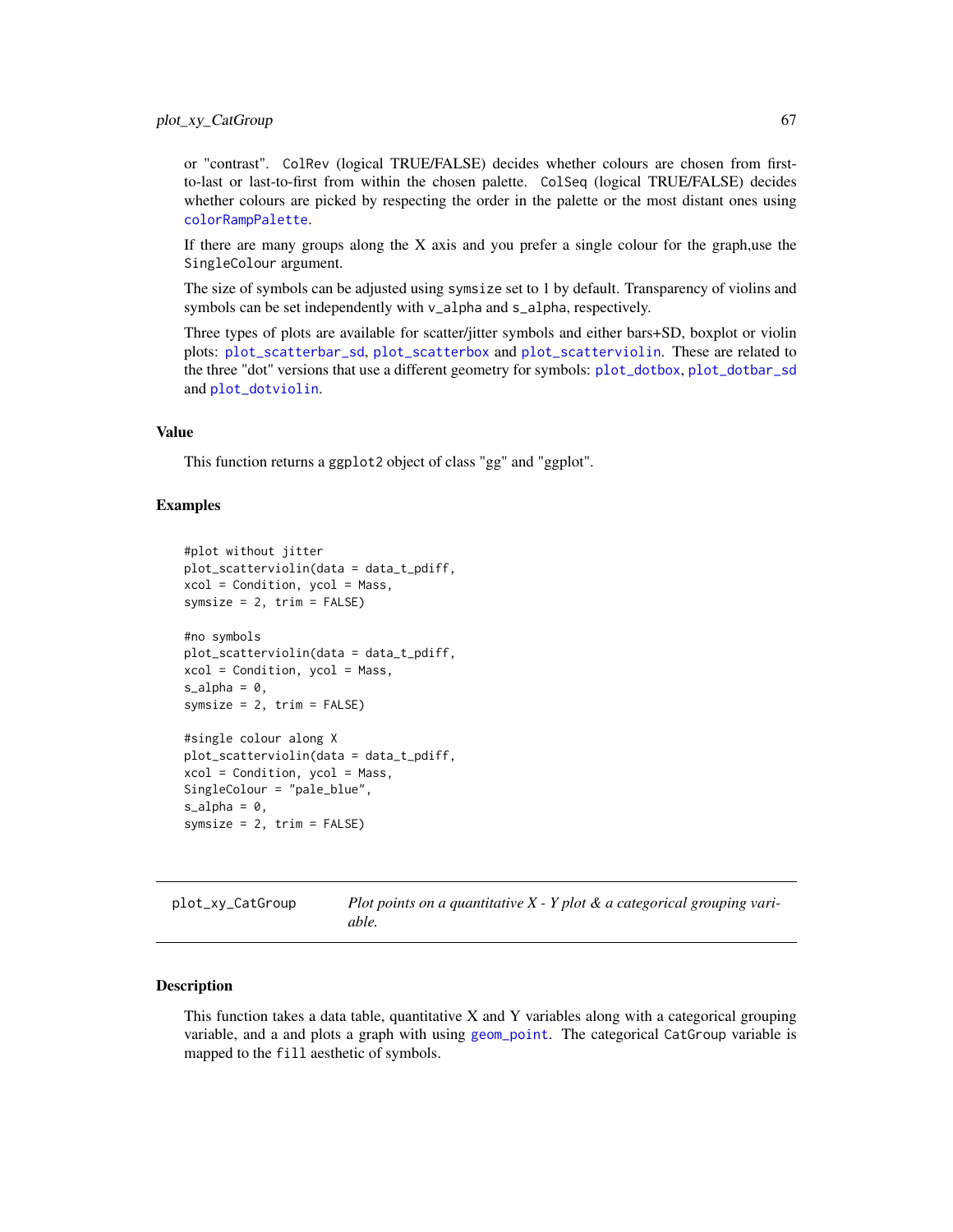or "contrast". `ColRev` (logical TRUE/FALSE) decides whether colours are chosen from first-to-last or last-to-first from within the chosen palette. `ColSeq` (logical TRUE/FALSE) decides whether colours are picked by respecting the order in the palette or the most distant ones using `colorRampPalette`.

If there are many groups along the X axis and you prefer a single colour for the graph,use the `SingleColour` argument.

The size of symbols can be adjusted using `symsize` set to 1 by default. Transparency of violins and symbols can be set independently with `v_alpha` and `s_alpha`, respectively.

Three types of plots are available for scatter/jitter symbols and either bars+SD, boxplot or violin plots: `plot_scatterbar_sd`, `plot_scatterbox` and `plot_scatterviolin`. These are related to the three "dot" versions that use a different geometry for symbols: `plot_dotbox`, `plot_dotbar_sd` and `plot_dotviolin`.

### Value

This function returns a `ggplot2` object of class "gg" and "ggplot".

### Examples

```
#plot without jitter
plot_scatterviolin(data = data_t_pdiff,
xcol = Condition, ycol = Mass,
symsize = 2, trim = FALSE)

#no symbols
plot_scatterviolin(data = data_t_pdiff,
xcol = Condition, ycol = Mass,
s_alpha = 0,
symsize = 2, trim = FALSE)

#single colour along X
plot_scatterviolin(data = data_t_pdiff,
xcol = Condition, ycol = Mass,
SingleColour = "pale_blue",
s_alpha = 0,
symsize = 2, trim = FALSE)
```

---

## plot_xy_CatGroup — *Plot points on a quantitative X - Y plot & a categorical grouping variable.*

---

### Description

This function takes a data table, quantitative X and Y variables along with a categorical grouping variable, and a and plots a graph with using `geom_point`. The categorical `CatGroup` variable is mapped to the `fill` aesthetic of symbols.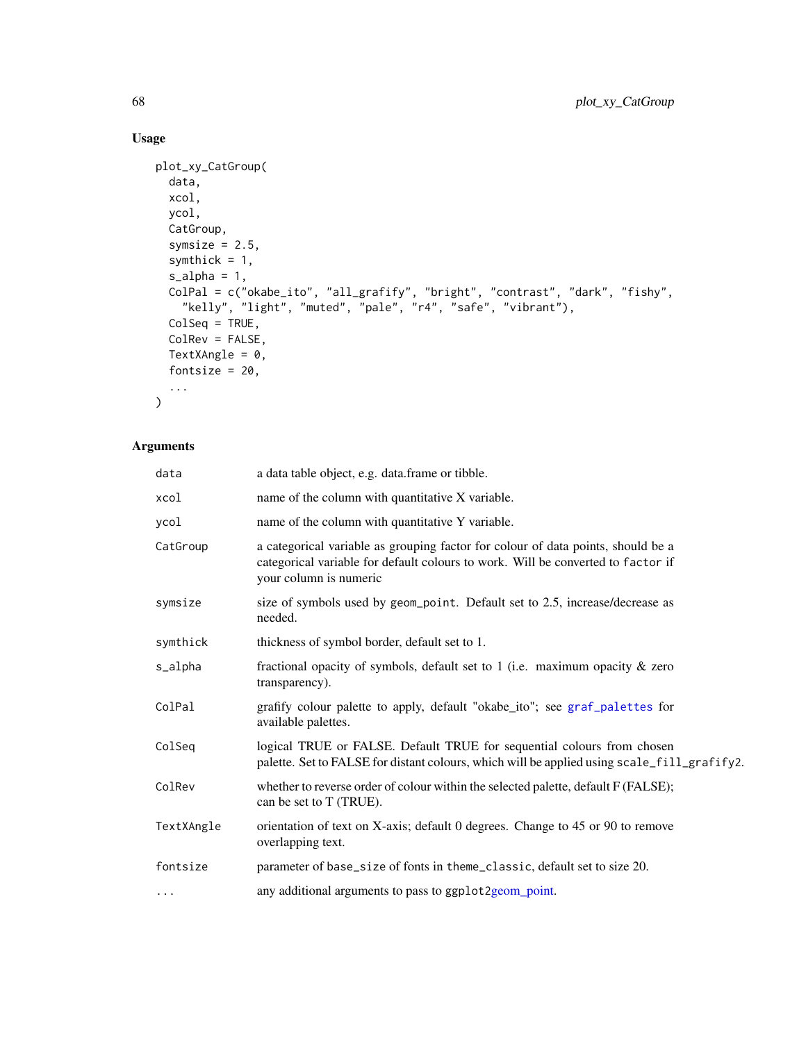## Usage

```
plot_xy_CatGroup(
  data,
  xcol,
  ycol,
  CatGroup,
  symsize = 2.5,
  symthick = 1,
  s_alpha = 1,
  ColPal = c("okabe_ito", "all_grafify", "bright", "contrast", "dark", "fishy",
    "kelly", "light", "muted", "pale", "r4", "safe", "vibrant"),
  ColSeq = TRUE,
  ColRev = FALSE,
  TextXAngle = 0,
  fontsize = 20,
  ...
)
```

## Arguments

| | |
|---|---|
| `data` | a data table object, e.g. data.frame or tibble. |
| `xcol` | name of the column with quantitative X variable. |
| `ycol` | name of the column with quantitative Y variable. |
| `CatGroup` | a categorical variable as grouping factor for colour of data points, should be a categorical variable for default colours to work. Will be converted to `factor` if your column is numeric |
| `symsize` | size of symbols used by `geom_point`. Default set to 2.5, increase/decrease as needed. |
| `symthick` | thickness of symbol border, default set to 1. |
| `s_alpha` | fractional opacity of symbols, default set to 1 (i.e. maximum opacity & zero transparency). |
| `ColPal` | grafify colour palette to apply, default "okabe_ito"; see `graf_palettes` for available palettes. |
| `ColSeq` | logical TRUE or FALSE. Default TRUE for sequential colours from chosen palette. Set to FALSE for distant colours, which will be applied using `scale_fill_grafify2`. |
| `ColRev` | whether to reverse order of colour within the selected palette, default F (FALSE); can be set to T (TRUE). |
| `TextXAngle` | orientation of text on X-axis; default 0 degrees. Change to 45 or 90 to remove overlapping text. |
| `fontsize` | parameter of `base_size` of fonts in `theme_classic`, default set to size 20. |
| `...` | any additional arguments to pass to `ggplot2`geom_point. |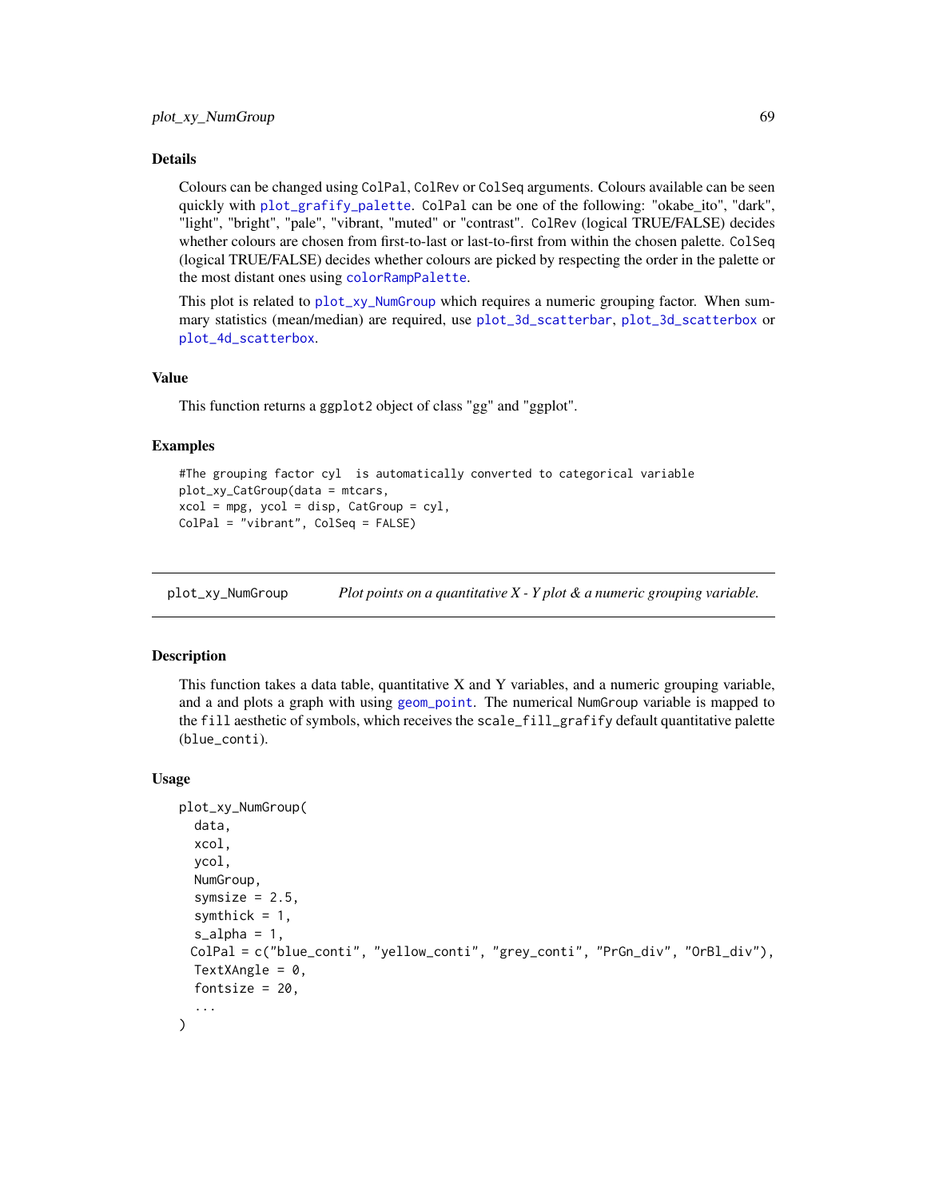## Details

Colours can be changed using `ColPal`, `ColRev` or `ColSeq` arguments. Colours available can be seen quickly with `plot_grafify_palette`. `ColPal` can be one of the following: "okabe_ito", "dark", "light", "bright", "pale", "vibrant, "muted" or "contrast". `ColRev` (logical TRUE/FALSE) decides whether colours are chosen from first-to-last or last-to-first from within the chosen palette. `ColSeq` (logical TRUE/FALSE) decides whether colours are picked by respecting the order in the palette or the most distant ones using `colorRampPalette`.

This plot is related to `plot_xy_NumGroup` which requires a numeric grouping factor. When summary statistics (mean/median) are required, use `plot_3d_scatterbar`, `plot_3d_scatterbox` or `plot_4d_scatterbox`.

## Value

This function returns a `ggplot2` object of class "gg" and "ggplot".

## Examples

```
#The grouping factor cyl  is automatically converted to categorical variable
plot_xy_CatGroup(data = mtcars,
xcol = mpg, ycol = disp, CatGroup = cyl,
ColPal = "vibrant", ColSeq = FALSE)
```

---

# plot_xy_NumGroup — *Plot points on a quantitative X - Y plot & a numeric grouping variable.*

## Description

This function takes a data table, quantitative X and Y variables, and a numeric grouping variable, and a and plots a graph with using `geom_point`. The numerical `NumGroup` variable is mapped to the `fill` aesthetic of symbols, which receives the `scale_fill_grafify` default quantitative palette (`blue_conti`).

## Usage

```
plot_xy_NumGroup(
  data,
  xcol,
  ycol,
  NumGroup,
  symsize = 2.5,
  symthick = 1,
  s_alpha = 1,
 ColPal = c("blue_conti", "yellow_conti", "grey_conti", "PrGn_div", "OrBl_div"),
  TextXAngle = 0,
  fontsize = 20,
  ...
)
```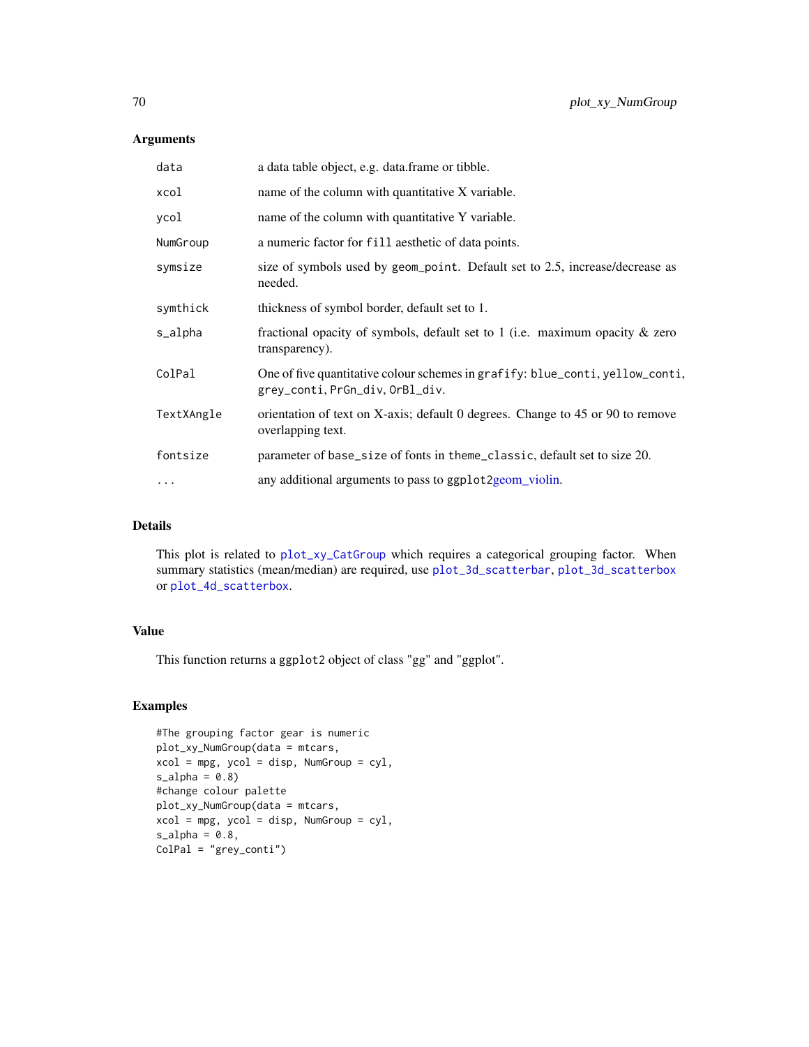### Arguments

| | |
|---|---|
| data | a data table object, e.g. data.frame or tibble. |
| xcol | name of the column with quantitative X variable. |
| ycol | name of the column with quantitative Y variable. |
| NumGroup | a numeric factor for fill aesthetic of data points. |
| symsize | size of symbols used by geom_point. Default set to 2.5, increase/decrease as needed. |
| symthick | thickness of symbol border, default set to 1. |
| s_alpha | fractional opacity of symbols, default set to 1 (i.e. maximum opacity & zero transparency). |
| ColPal | One of five quantitative colour schemes in grafify: blue_conti, yellow_conti, grey_conti, PrGn_div, OrBl_div. |
| TextXAngle | orientation of text on X-axis; default 0 degrees. Change to 45 or 90 to remove overlapping text. |
| fontsize | parameter of base_size of fonts in theme_classic, default set to size 20. |
| ... | any additional arguments to pass to ggplot2geom_violin. |

### Details

This plot is related to plot_xy_CatGroup which requires a categorical grouping factor. When summary statistics (mean/median) are required, use plot_3d_scatterbar, plot_3d_scatterbox or plot_4d_scatterbox.

### Value

This function returns a ggplot2 object of class "gg" and "ggplot".

### Examples

```
#The grouping factor gear is numeric
plot_xy_NumGroup(data = mtcars,
xcol = mpg, ycol = disp, NumGroup = cyl,
s_alpha = 0.8)
#change colour palette
plot_xy_NumGroup(data = mtcars,
xcol = mpg, ycol = disp, NumGroup = cyl,
s_alpha = 0.8,
ColPal = "grey_conti")
```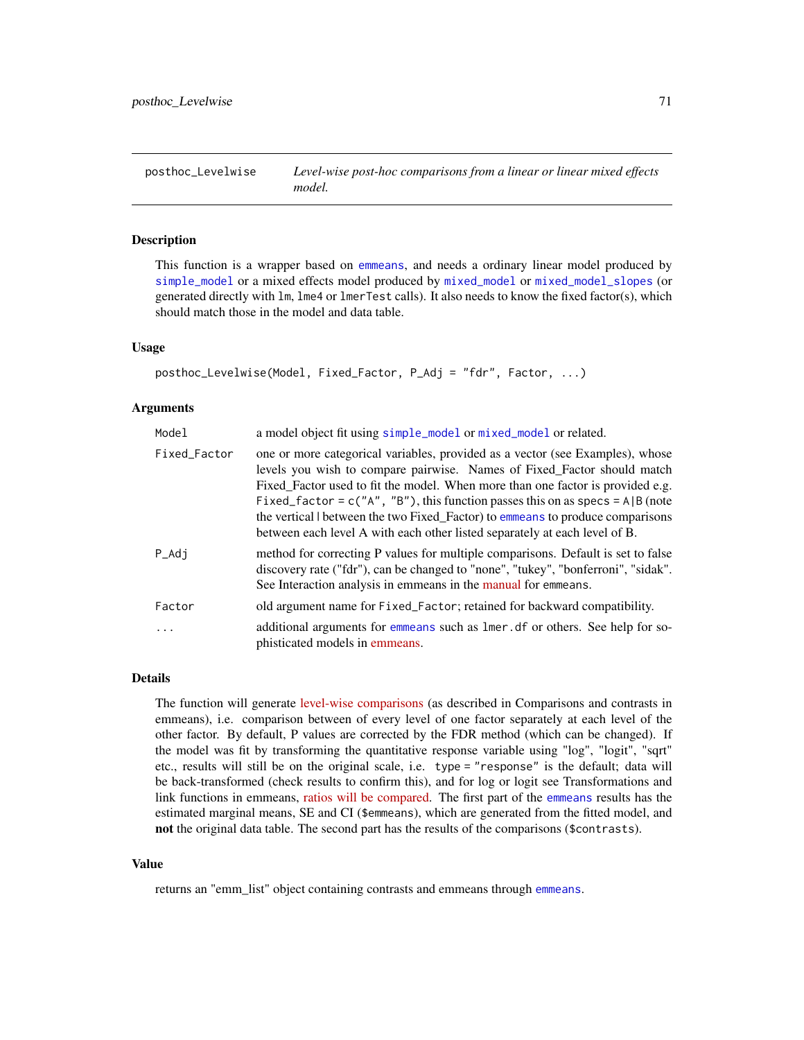posthoc_Levelwise — *Level-wise post-hoc comparisons from a linear or linear mixed effects model.*

## Description

This function is a wrapper based on `emmeans`, and needs a ordinary linear model produced by `simple_model` or a mixed effects model produced by `mixed_model` or `mixed_model_slopes` (or generated directly with `lm`, `lme4` or `lmerTest` calls). It also needs to know the fixed factor(s), which should match those in the model and data table.

## Usage

```
posthoc_Levelwise(Model, Fixed_Factor, P_Adj = "fdr", Factor, ...)
```

## Arguments

| | |
|---|---|
| `Model` | a model object fit using `simple_model` or `mixed_model` or related. |
| `Fixed_Factor` | one or more categorical variables, provided as a vector (see Examples), whose levels you wish to compare pairwise. Names of Fixed_Factor should match Fixed_Factor used to fit the model. When more than one factor is provided e.g. `Fixed_factor = c("A", "B")`, this function passes this on as `specs = A|B` (note the vertical \| between the two Fixed_Factor) to `emmeans` to produce comparisons between each level A with each other listed separately at each level of B. |
| `P_Adj` | method for correcting P values for multiple comparisons. Default is set to false discovery rate ("fdr"), can be changed to "none", "tukey", "bonferroni", "sidak". See Interaction analysis in emmeans in the manual for `emmeans`. |
| `Factor` | old argument name for `Fixed_Factor`; retained for backward compatibility. |
| `...` | additional arguments for `emmeans` such as `lmer.df` or others. See help for sophisticated models in emmeans. |

## Details

The function will generate level-wise comparisons (as described in Comparisons and contrasts in emmeans), i.e. comparison between of every level of one factor separately at each level of the other factor. By default, P values are corrected by the FDR method (which can be changed). If the model was fit by transforming the quantitative response variable using "log", "logit", "sqrt" etc., results will still be on the original scale, i.e. `type = "response"` is the default; data will be back-transformed (check results to confirm this), and for log or logit see Transformations and link functions in emmeans, ratios will be compared. The first part of the `emmeans` results has the estimated marginal means, SE and CI (`$emmeans`), which are generated from the fitted model, and **not** the original data table. The second part has the results of the comparisons (`$contrasts`).

## Value

returns an "emm_list" object containing contrasts and emmeans through `emmeans`.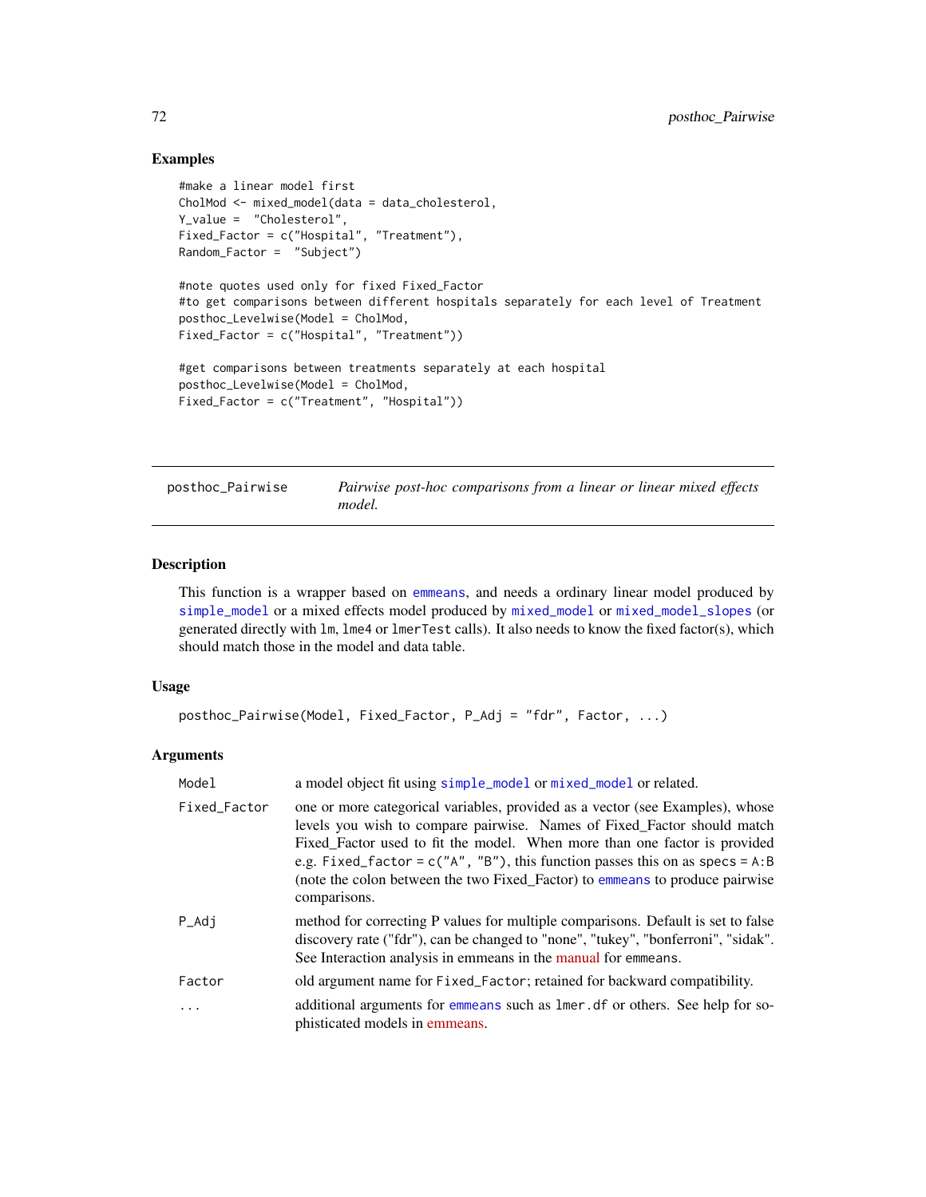## Examples

```
#make a linear model first
CholMod <- mixed_model(data = data_cholesterol,
Y_value =  "Cholesterol",
Fixed_Factor = c("Hospital", "Treatment"),
Random_Factor =  "Subject")

#note quotes used only for fixed Fixed_Factor
#to get comparisons between different hospitals separately for each level of Treatment
posthoc_Levelwise(Model = CholMod,
Fixed_Factor = c("Hospital", "Treatment"))

#get comparisons between treatments separately at each hospital
posthoc_Levelwise(Model = CholMod,
Fixed_Factor = c("Treatment", "Hospital"))
```

---

`posthoc_Pairwise` *Pairwise post-hoc comparisons from a linear or linear mixed effects model.*

---

## Description

This function is a wrapper based on `emmeans`, and needs a ordinary linear model produced by `simple_model` or a mixed effects model produced by `mixed_model` or `mixed_model_slopes` (or generated directly with `lm`, `lme4` or `lmerTest` calls). It also needs to know the fixed factor(s), which should match those in the model and data table.

## Usage

```
posthoc_Pairwise(Model, Fixed_Factor, P_Adj = "fdr", Factor, ...)
```

## Arguments

| | |
|---|---|
| `Model` | a model object fit using `simple_model` or `mixed_model` or related. |
| `Fixed_Factor` | one or more categorical variables, provided as a vector (see Examples), whose levels you wish to compare pairwise. Names of Fixed_Factor should match Fixed_Factor used to fit the model. When more than one factor is provided e.g. `Fixed_factor = c("A", "B")`, this function passes this on as `specs = A:B` (note the colon between the two Fixed_Factor) to `emmeans` to produce pairwise comparisons. |
| `P_Adj` | method for correcting P values for multiple comparisons. Default is set to false discovery rate ("fdr"), can be changed to "none", "tukey", "bonferroni", "sidak". See Interaction analysis in emmeans in the manual for `emmeans`. |
| `Factor` | old argument name for `Fixed_Factor`; retained for backward compatibility. |
| `...` | additional arguments for `emmeans` such as `lmer.df` or others. See help for sophisticated models in emmeans. |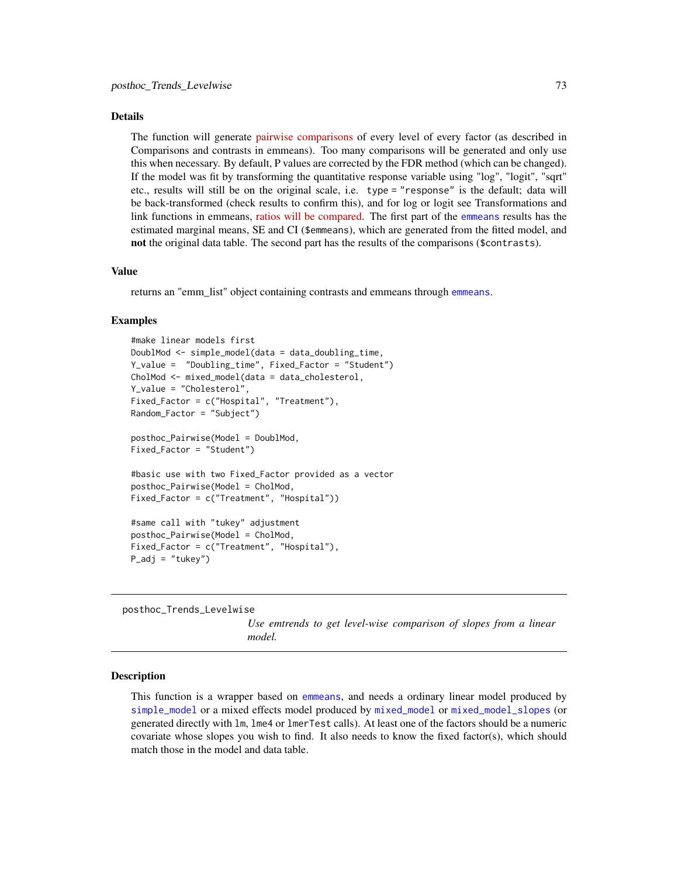### Details

The function will generate pairwise comparisons of every level of every factor (as described in Comparisons and contrasts in emmeans). Too many comparisons will be generated and only use this when necessary. By default, P values are corrected by the FDR method (which can be changed). If the model was fit by transforming the quantitative response variable using "log", "logit", "sqrt" etc., results will still be on the original scale, i.e. `type = "response"` is the default; data will be back-transformed (check results to confirm this), and for log or logit see Transformations and link functions in emmeans, ratios will be compared. The first part of the `emmeans` results has the estimated marginal means, SE and CI (`$emmeans`), which are generated from the fitted model, and **not** the original data table. The second part has the results of the comparisons (`$contrasts`).

### Value

returns an "emm_list" object containing contrasts and emmeans through `emmeans`.

### Examples

```
#make linear models first
DoublMod <- simple_model(data = data_doubling_time,
Y_value =  "Doubling_time", Fixed_Factor = "Student")
CholMod <- mixed_model(data = data_cholesterol,
Y_value = "Cholesterol",
Fixed_Factor = c("Hospital", "Treatment"),
Random_Factor = "Subject")

posthoc_Pairwise(Model = DoublMod,
Fixed_Factor = "Student")

#basic use with two Fixed_Factor provided as a vector
posthoc_Pairwise(Model = CholMod,
Fixed_Factor = c("Treatment", "Hospital"))

#same call with "tukey" adjustment
posthoc_Pairwise(Model = CholMod,
Fixed_Factor = c("Treatment", "Hospital"),
P_adj = "tukey")
```

---

## posthoc_Trends_Levelwise

*Use emtrends to get level-wise comparison of slopes from a linear model.*

---

### Description

This function is a wrapper based on `emmeans`, and needs a ordinary linear model produced by `simple_model` or a mixed effects model produced by `mixed_model` or `mixed_model_slopes` (or generated directly with `lm`, `lme4` or `lmerTest` calls). At least one of the factors should be a numeric covariate whose slopes you wish to find. It also needs to know the fixed factor(s), which should match those in the model and data table.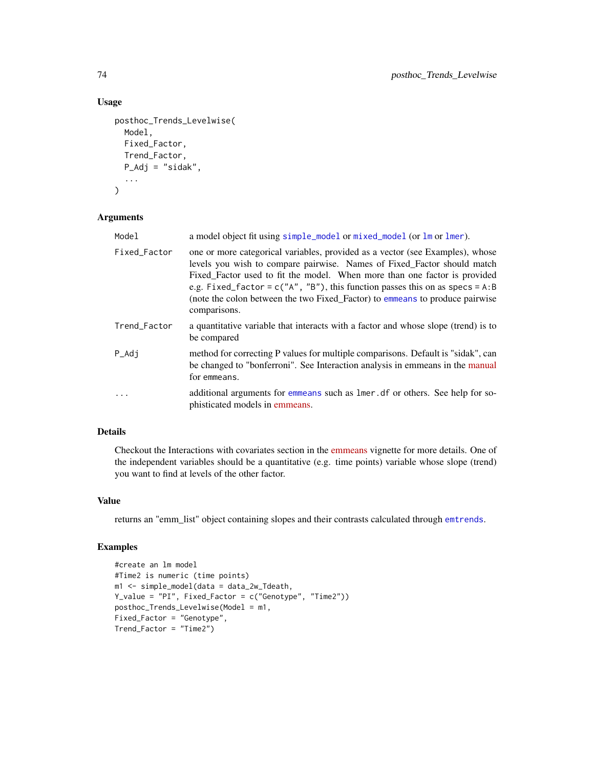### Usage

```
posthoc_Trends_Levelwise(
  Model,
  Fixed_Factor,
  Trend_Factor,
  P_Adj = "sidak",
  ...
)
```

### Arguments

| | |
|---|---|
| Model | a model object fit using simple_model or mixed_model (or lm or lmer). |
| Fixed_Factor | one or more categorical variables, provided as a vector (see Examples), whose levels you wish to compare pairwise. Names of Fixed_Factor should match Fixed_Factor used to fit the model. When more than one factor is provided e.g. Fixed_factor = c("A", "B"), this function passes this on as specs = A:B (note the colon between the two Fixed_Factor) to emmeans to produce pairwise comparisons. |
| Trend_Factor | a quantitative variable that interacts with a factor and whose slope (trend) is to be compared |
| P_Adj | method for correcting P values for multiple comparisons. Default is "sidak", can be changed to "bonferroni". See Interaction analysis in emmeans in the manual for emmeans. |
| ... | additional arguments for emmeans such as lmer.df or others. See help for sophisticated models in emmeans. |

### Details

Checkout the Interactions with covariates section in the emmeans vignette for more details. One of the independent variables should be a quantitative (e.g. time points) variable whose slope (trend) you want to find at levels of the other factor.

### Value

returns an "emm_list" object containing slopes and their contrasts calculated through emtrends.

### Examples

```
#create an lm model
#Time2 is numeric (time points)
m1 <- simple_model(data = data_2w_Tdeath,
Y_value = "PI", Fixed_Factor = c("Genotype", "Time2"))
posthoc_Trends_Levelwise(Model = m1,
Fixed_Factor = "Genotype",
Trend_Factor = "Time2")
```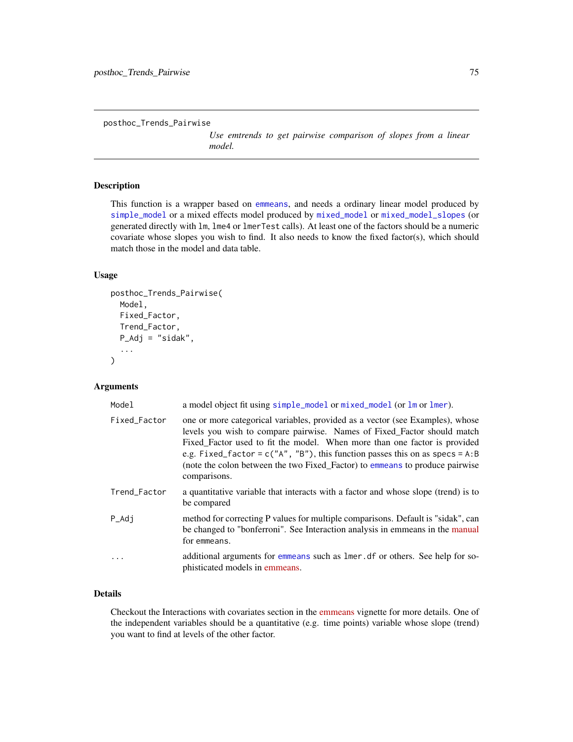## posthoc_Trends_Pairwise

*Use emtrends to get pairwise comparison of slopes from a linear model.*

### Description

This function is a wrapper based on `emmeans`, and needs a ordinary linear model produced by `simple_model` or a mixed effects model produced by `mixed_model` or `mixed_model_slopes` (or generated directly with `lm`, `lme4` or `lmerTest` calls). At least one of the factors should be a numeric covariate whose slopes you wish to find. It also needs to know the fixed factor(s), which should match those in the model and data table.

### Usage

```
posthoc_Trends_Pairwise(
  Model,
  Fixed_Factor,
  Trend_Factor,
  P_Adj = "sidak",
  ...
)
```

### Arguments

| | |
|---|---|
| `Model` | a model object fit using `simple_model` or `mixed_model` (or `lm` or `lmer`). |
| `Fixed_Factor` | one or more categorical variables, provided as a vector (see Examples), whose levels you wish to compare pairwise. Names of Fixed_Factor should match Fixed_Factor used to fit the model. When more than one factor is provided e.g. `Fixed_factor = c("A", "B")`, this function passes this on as `specs = A:B` (note the colon between the two Fixed_Factor) to `emmeans` to produce pairwise comparisons. |
| `Trend_Factor` | a quantitative variable that interacts with a factor and whose slope (trend) is to be compared |
| `P_Adj` | method for correcting P values for multiple comparisons. Default is "sidak", can be changed to "bonferroni". See Interaction analysis in emmeans in the manual for `emmeans`. |
| `...` | additional arguments for `emmeans` such as `lmer.df` or others. See help for sophisticated models in emmeans. |

### Details

Checkout the Interactions with covariates section in the emmeans vignette for more details. One of the independent variables should be a quantitative (e.g. time points) variable whose slope (trend) you want to find at levels of the other factor.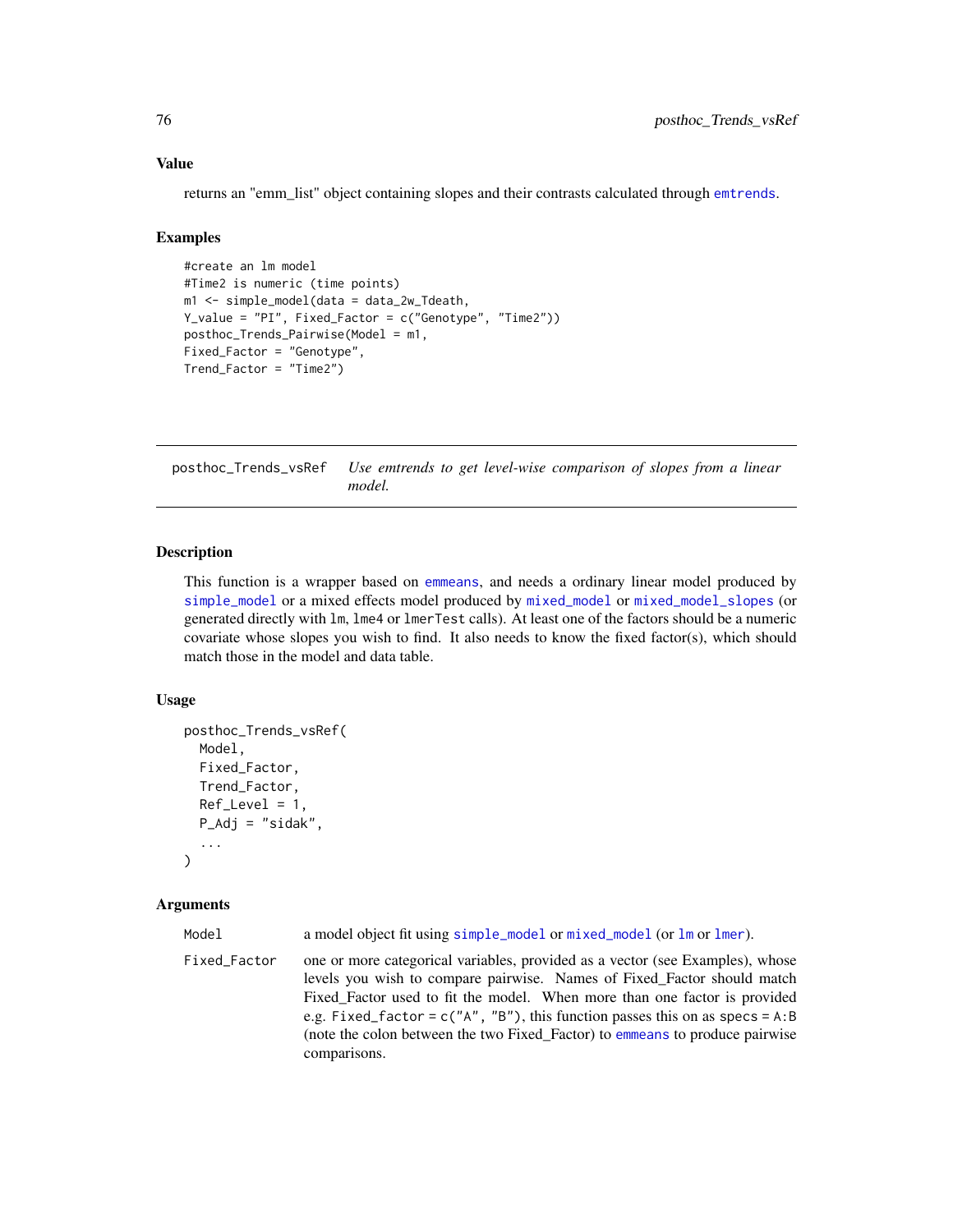## Value

returns an "emm_list" object containing slopes and their contrasts calculated through emtrends.

## Examples

```
#create an lm model
#Time2 is numeric (time points)
m1 <- simple_model(data = data_2w_Tdeath,
Y_value = "PI", Fixed_Factor = c("Genotype", "Time2"))
posthoc_Trends_Pairwise(Model = m1,
Fixed_Factor = "Genotype",
Trend_Factor = "Time2")
```

---

# posthoc_Trends_vsRef

*Use emtrends to get level-wise comparison of slopes from a linear model.*

---

## Description

This function is a wrapper based on emmeans, and needs a ordinary linear model produced by simple_model or a mixed effects model produced by mixed_model or mixed_model_slopes (or generated directly with lm, lme4 or lmerTest calls). At least one of the factors should be a numeric covariate whose slopes you wish to find. It also needs to know the fixed factor(s), which should match those in the model and data table.

## Usage

```
posthoc_Trends_vsRef(
  Model,
  Fixed_Factor,
  Trend_Factor,
  Ref_Level = 1,
  P_Adj = "sidak",
  ...
)
```

## Arguments

**Model** a model object fit using simple_model or mixed_model (or lm or lmer).

**Fixed_Factor** one or more categorical variables, provided as a vector (see Examples), whose levels you wish to compare pairwise. Names of Fixed_Factor should match Fixed_Factor used to fit the model. When more than one factor is provided e.g. `Fixed_factor = c("A", "B")`, this function passes this on as `specs = A:B` (note the colon between the two Fixed_Factor) to emmeans to produce pairwise comparisons.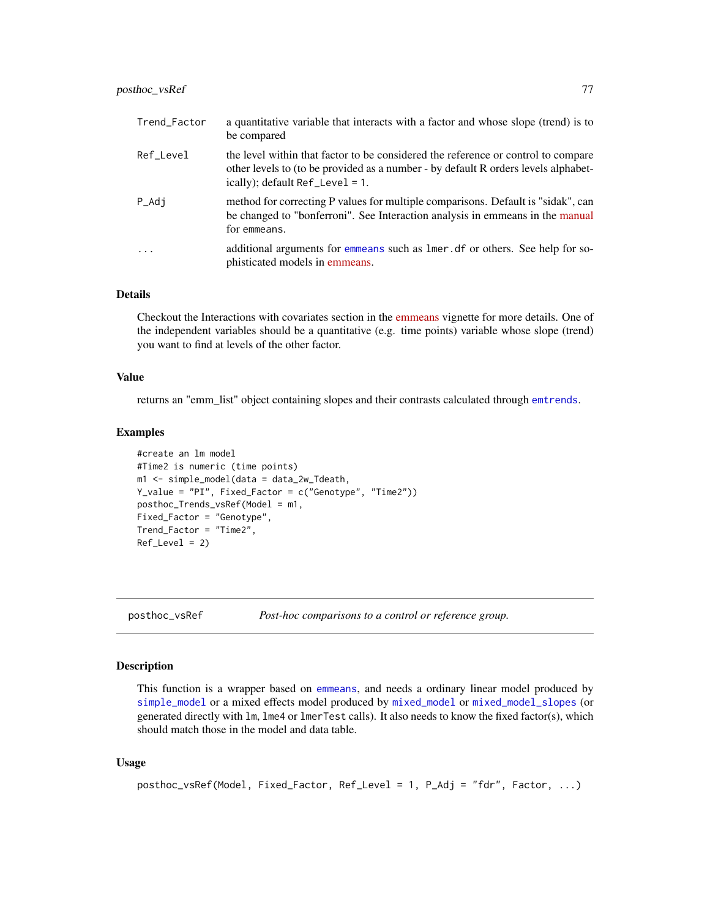| | |
|---|---|
| Trend_Factor | a quantitative variable that interacts with a factor and whose slope (trend) is to be compared |
| Ref_Level | the level within that factor to be considered the reference or control to compare other levels to (to be provided as a number - by default R orders levels alphabetically); default Ref_Level = 1. |
| P_Adj | method for correcting P values for multiple comparisons. Default is "sidak", can be changed to "bonferroni". See Interaction analysis in emmeans in the manual for emmeans. |
| ... | additional arguments for emmeans such as lmer.df or others. See help for sophisticated models in emmeans. |

### Details

Checkout the Interactions with covariates section in the emmeans vignette for more details. One of the independent variables should be a quantitative (e.g. time points) variable whose slope (trend) you want to find at levels of the other factor.

### Value

returns an "emm_list" object containing slopes and their contrasts calculated through emtrends.

### Examples

```
#create an lm model
#Time2 is numeric (time points)
m1 <- simple_model(data = data_2w_Tdeath,
Y_value = "PI", Fixed_Factor = c("Genotype", "Time2"))
posthoc_Trends_vsRef(Model = m1,
Fixed_Factor = "Genotype",
Trend_Factor = "Time2",
Ref_Level = 2)
```

---

## posthoc_vsRef — *Post-hoc comparisons to a control or reference group.*

### Description

This function is a wrapper based on emmeans, and needs a ordinary linear model produced by simple_model or a mixed effects model produced by mixed_model or mixed_model_slopes (or generated directly with lm, lme4 or lmerTest calls). It also needs to know the fixed factor(s), which should match those in the model and data table.

### Usage

```
posthoc_vsRef(Model, Fixed_Factor, Ref_Level = 1, P_Adj = "fdr", Factor, ...)
```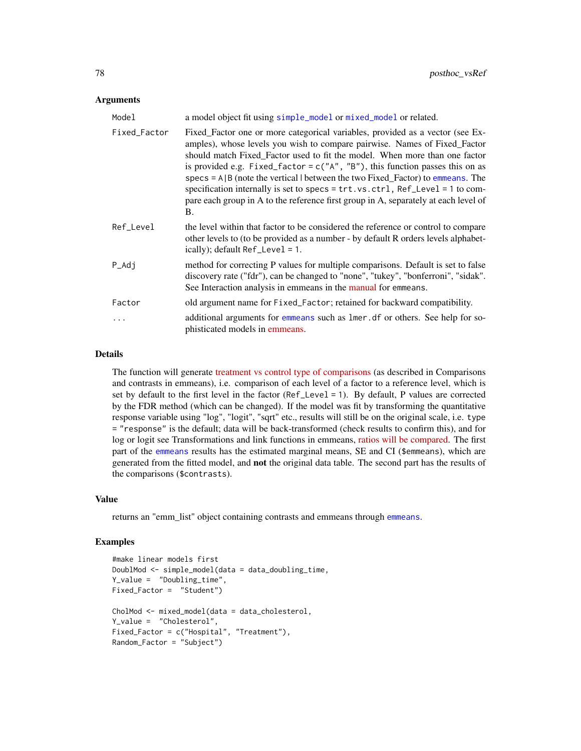### Arguments

| | |
|---|---|
| Model | a model object fit using simple_model or mixed_model or related. |
| Fixed_Factor | Fixed_Factor one or more categorical variables, provided as a vector (see Examples), whose levels you wish to compare pairwise. Names of Fixed_Factor should match Fixed_Factor used to fit the model. When more than one factor is provided e.g. `Fixed_factor = c("A", "B")`, this function passes this on as `specs = A|B` (note the vertical \| between the two Fixed_Factor) to emmeans. The specification internally is set to `specs = trt.vs.ctrl, Ref_Level = 1` to compare each group in A to the reference first group in A, separately at each level of B. |
| Ref_Level | the level within that factor to be considered the reference or control to compare other levels to (to be provided as a number - by default R orders levels alphabetically); default `Ref_Level = 1`. |
| P_Adj | method for correcting P values for multiple comparisons. Default is set to false discovery rate ("fdr"), can be changed to "none", "tukey", "bonferroni", "sidak". See Interaction analysis in emmeans in the manual for `emmeans`. |
| Factor | old argument name for `Fixed_Factor`; retained for backward compatibility. |
| ... | additional arguments for emmeans such as `lmer.df` or others. See help for sophisticated models in emmeans. |

### Details

The function will generate treatment vs control type of comparisons (as described in Comparisons and contrasts in emmeans), i.e. comparison of each level of a factor to a reference level, which is set by default to the first level in the factor (`Ref_Level = 1`). By default, P values are corrected by the FDR method (which can be changed). If the model was fit by transforming the quantitative response variable using "log", "logit", "sqrt" etc., results will still be on the original scale, i.e. `type = "response"` is the default; data will be back-transformed (check results to confirm this), and for log or logit see Transformations and link functions in emmeans, ratios will be compared. The first part of the emmeans results has the estimated marginal means, SE and CI (`$emmeans`), which are generated from the fitted model, and **not** the original data table. The second part has the results of the comparisons (`$contrasts`).

### Value

returns an "emm_list" object containing contrasts and emmeans through emmeans.

### Examples

```
#make linear models first
DoublMod <- simple_model(data = data_doubling_time,
Y_value =  "Doubling_time",
Fixed_Factor =  "Student")

CholMod <- mixed_model(data = data_cholesterol,
Y_value =  "Cholesterol",
Fixed_Factor = c("Hospital", "Treatment"),
Random_Factor = "Subject")
```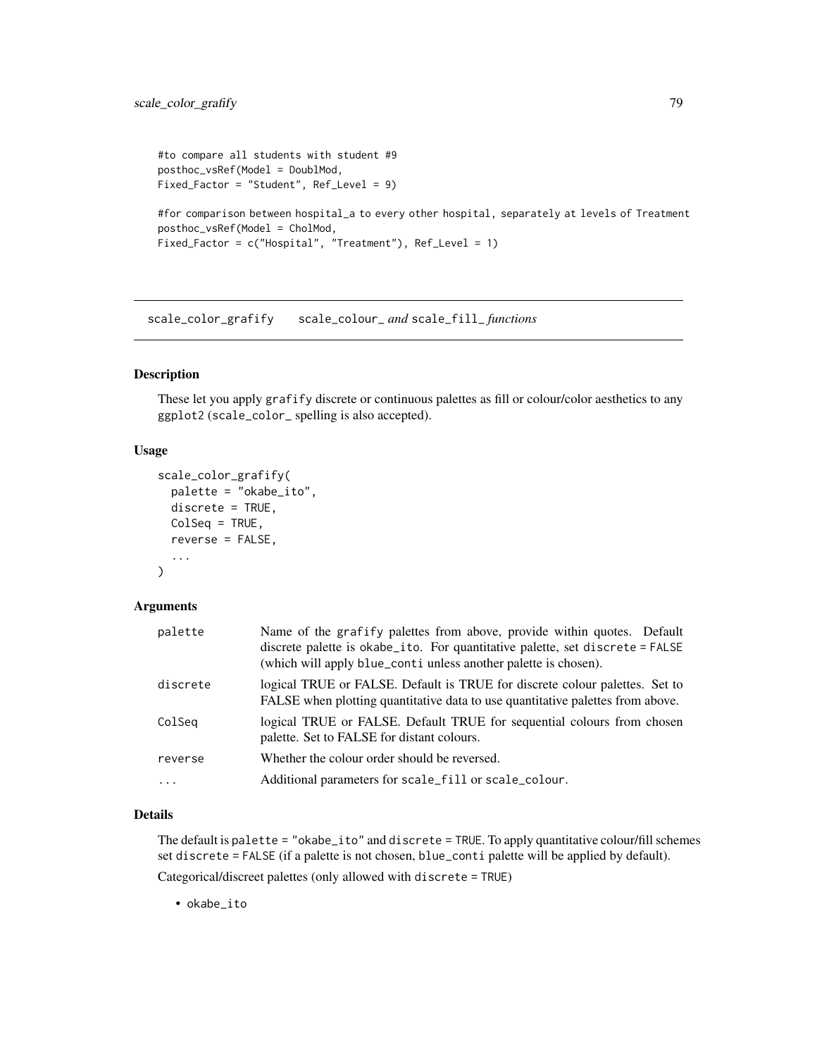```
#to compare all students with student #9
posthoc_vsRef(Model = DoublMod,
Fixed_Factor = "Student", Ref_Level = 9)

#for comparison between hospital_a to every other hospital, separately at levels of Treatment
posthoc_vsRef(Model = CholMod,
Fixed_Factor = c("Hospital", "Treatment"), Ref_Level = 1)
```

## scale_color_grafify — *scale_colour_ and scale_fill_ functions*

### Description

These let you apply grafify discrete or continuous palettes as fill or colour/color aesthetics to any ggplot2 (scale_color_ spelling is also accepted).

### Usage

```
scale_color_grafify(
  palette = "okabe_ito",
  discrete = TRUE,
  ColSeq = TRUE,
  reverse = FALSE,
  ...
)
```

### Arguments

| | |
|---|---|
| palette | Name of the grafify palettes from above, provide within quotes. Default discrete palette is okabe_ito. For quantitative palette, set discrete = FALSE (which will apply blue_conti unless another palette is chosen). |
| discrete | logical TRUE or FALSE. Default is TRUE for discrete colour palettes. Set to FALSE when plotting quantitative data to use quantitative palettes from above. |
| ColSeq | logical TRUE or FALSE. Default TRUE for sequential colours from chosen palette. Set to FALSE for distant colours. |
| reverse | Whether the colour order should be reversed. |
| ... | Additional parameters for scale_fill or scale_colour. |

### Details

The default is palette = "okabe_ito" and discrete = TRUE. To apply quantitative colour/fill schemes set discrete = FALSE (if a palette is not chosen, blue_conti palette will be applied by default).

Categorical/discreet palettes (only allowed with discrete = TRUE)

- okabe_ito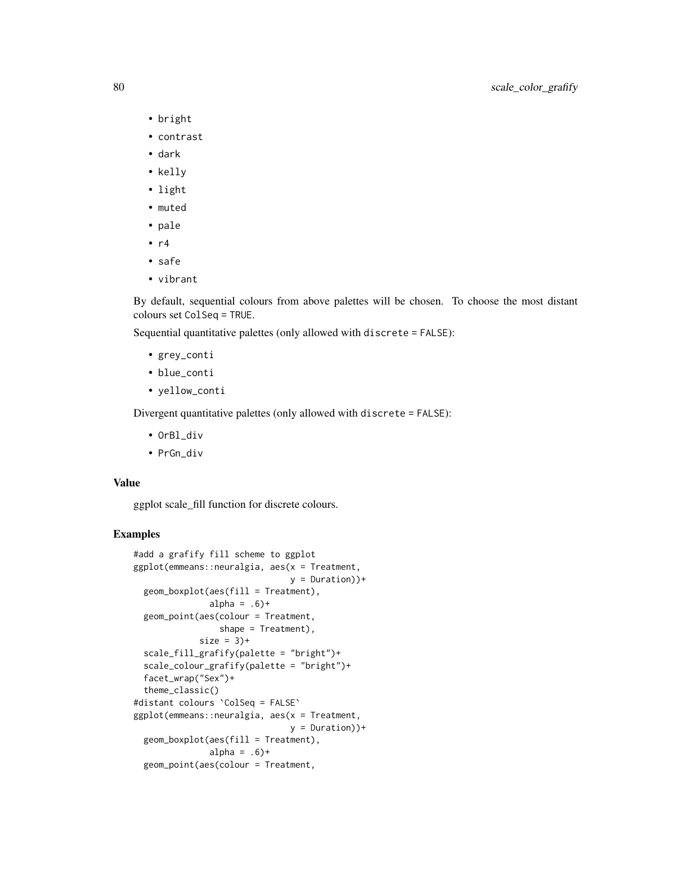- bright
- contrast
- dark
- kelly
- light
- muted
- pale
- r4
- safe
- vibrant

By default, sequential colours from above palettes will be chosen. To choose the most distant colours set `ColSeq = TRUE`.

Sequential quantitative palettes (only allowed with `discrete = FALSE`):

- grey_conti
- blue_conti
- yellow_conti

Divergent quantitative palettes (only allowed with `discrete = FALSE`):

- OrBl_div
- PrGn_div

## Value

ggplot scale_fill function for discrete colours.

## Examples

```
#add a grafify fill scheme to ggplot
ggplot(emmeans::neuralgia, aes(x = Treatment,
                               y = Duration))+
  geom_boxplot(aes(fill = Treatment),
             alpha = .6)+
  geom_point(aes(colour = Treatment,
               shape = Treatment),
           size = 3)+
  scale_fill_grafify(palette = "bright")+
  scale_colour_grafify(palette = "bright")+
  facet_wrap("Sex")+
  theme_classic()
#distant colours `ColSeq = FALSE`
ggplot(emmeans::neuralgia, aes(x = Treatment,
                               y = Duration))+
  geom_boxplot(aes(fill = Treatment),
             alpha = .6)+
  geom_point(aes(colour = Treatment,
```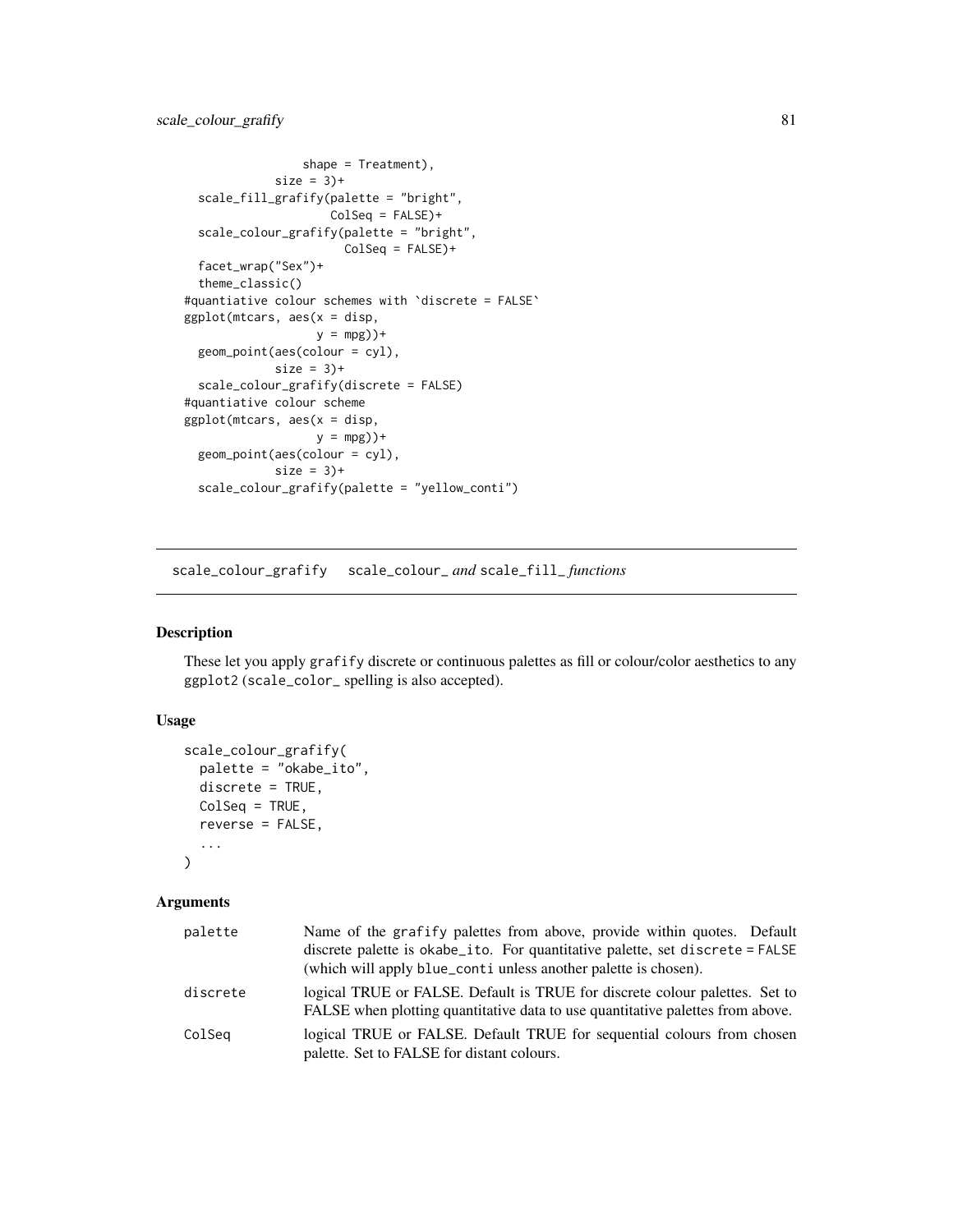```
                  shape = Treatment),
              size = 3)+
  scale_fill_grafify(palette = "bright",
                     ColSeq = FALSE)+
  scale_colour_grafify(palette = "bright",
                       ColSeq = FALSE)+
  facet_wrap("Sex")+
  theme_classic()
#quantiative colour schemes with `discrete = FALSE`
ggplot(mtcars, aes(x = disp,
                   y = mpg))+
  geom_point(aes(colour = cyl),
             size = 3)+
  scale_colour_grafify(discrete = FALSE)
#quantiative colour scheme
ggplot(mtcars, aes(x = disp,
                   y = mpg))+
  geom_point(aes(colour = cyl),
             size = 3)+
  scale_colour_grafify(palette = "yellow_conti")
```

---

## scale_colour_grafify    scale_colour_ *and* scale_fill_ *functions*

### Description

These let you apply grafify discrete or continuous palettes as fill or colour/color aesthetics to any ggplot2 (scale_color_ spelling is also accepted).

### Usage

```
scale_colour_grafify(
  palette = "okabe_ito",
  discrete = TRUE,
  ColSeq = TRUE,
  reverse = FALSE,
  ...
)
```

### Arguments

| | |
|---|---|
| palette | Name of the grafify palettes from above, provide within quotes. Default discrete palette is okabe_ito. For quantitative palette, set discrete = FALSE (which will apply blue_conti unless another palette is chosen). |
| discrete | logical TRUE or FALSE. Default is TRUE for discrete colour palettes. Set to FALSE when plotting quantitative data to use quantitative palettes from above. |
| ColSeq | logical TRUE or FALSE. Default TRUE for sequential colours from chosen palette. Set to FALSE for distant colours. |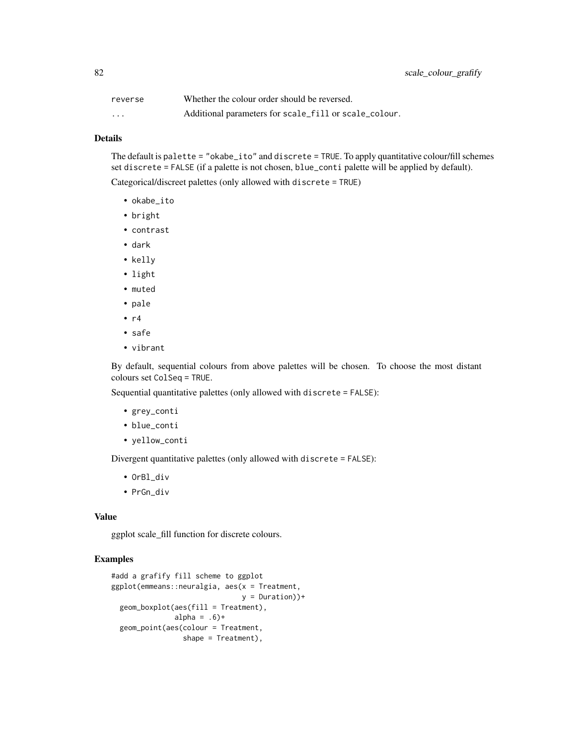| | |
|---|---|
| reverse | Whether the colour order should be reversed. |
| ... | Additional parameters for scale_fill or scale_colour. |

### Details

The default is palette = "okabe_ito" and discrete = TRUE. To apply quantitative colour/fill schemes set discrete = FALSE (if a palette is not chosen, blue_conti palette will be applied by default).

Categorical/discreet palettes (only allowed with discrete = TRUE)

- okabe_ito
- bright
- contrast
- dark
- kelly
- light
- muted
- pale
- r4
- safe
- vibrant

By default, sequential colours from above palettes will be chosen. To choose the most distant colours set ColSeq = TRUE.

Sequential quantitative palettes (only allowed with discrete = FALSE):

- grey_conti
- blue_conti
- yellow_conti

Divergent quantitative palettes (only allowed with discrete = FALSE):

- OrBl_div
- PrGn_div

### Value

ggplot scale_fill function for discrete colours.

### Examples

```
#add a grafify fill scheme to ggplot
ggplot(emmeans::neuralgia, aes(x = Treatment,
                               y = Duration))+
  geom_boxplot(aes(fill = Treatment),
               alpha = .6)+
  geom_point(aes(colour = Treatment,
                 shape = Treatment),
```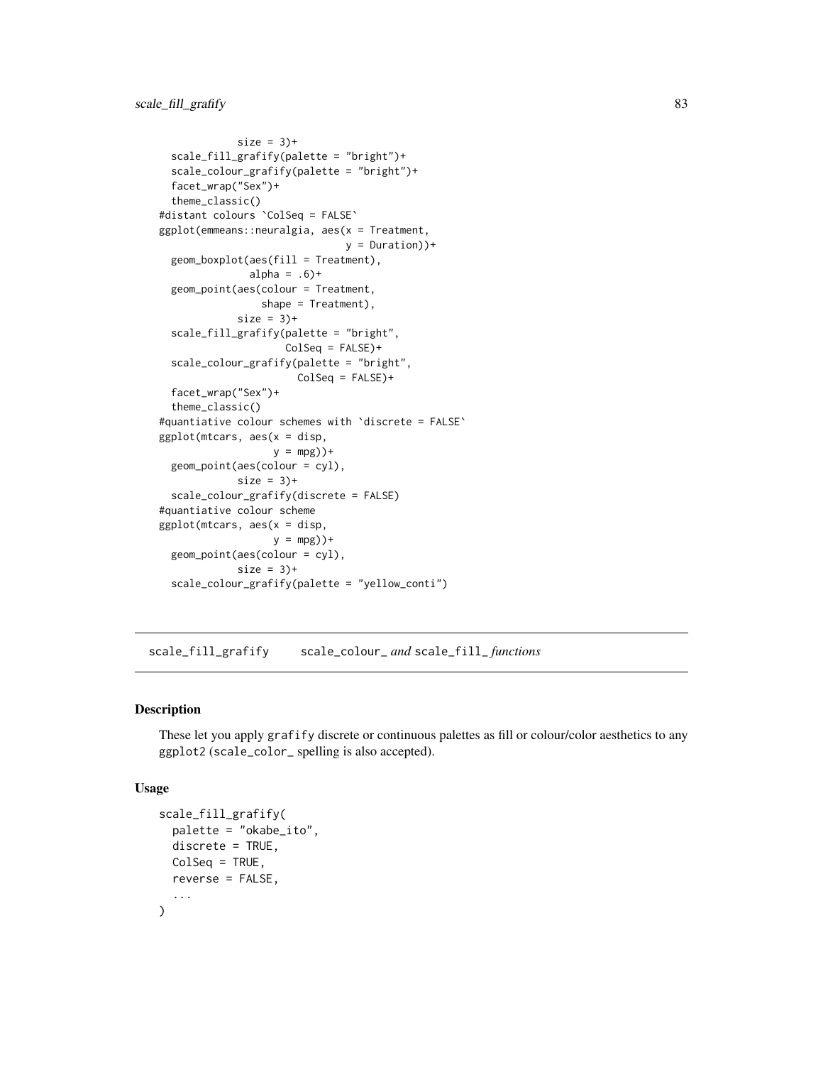```
             size = 3)+
  scale_fill_grafify(palette = "bright")+
  scale_colour_grafify(palette = "bright")+
  facet_wrap("Sex")+
  theme_classic()
#distant colours `ColSeq = FALSE`
ggplot(emmeans::neuralgia, aes(x = Treatment,
                               y = Duration))+
  geom_boxplot(aes(fill = Treatment),
               alpha = .6)+
  geom_point(aes(colour = Treatment,
                 shape = Treatment),
             size = 3)+
  scale_fill_grafify(palette = "bright",
                     ColSeq = FALSE)+
  scale_colour_grafify(palette = "bright",
                       ColSeq = FALSE)+
  facet_wrap("Sex")+
  theme_classic()
#quantiative colour schemes with `discrete = FALSE`
ggplot(mtcars, aes(x = disp,
                   y = mpg))+
  geom_point(aes(colour = cyl),
             size = 3)+
  scale_colour_grafify(discrete = FALSE)
#quantiative colour scheme
ggplot(mtcars, aes(x = disp,
                   y = mpg))+
  geom_point(aes(colour = cyl),
             size = 3)+
  scale_colour_grafify(palette = "yellow_conti")
```

---

## scale_fill_grafify    scale_colour_ *and* scale_fill_ *functions*

---

### Description

These let you apply grafify discrete or continuous palettes as fill or colour/color aesthetics to any ggplot2 (scale_color_ spelling is also accepted).

### Usage

```
scale_fill_grafify(
  palette = "okabe_ito",
  discrete = TRUE,
  ColSeq = TRUE,
  reverse = FALSE,
  ...
)
```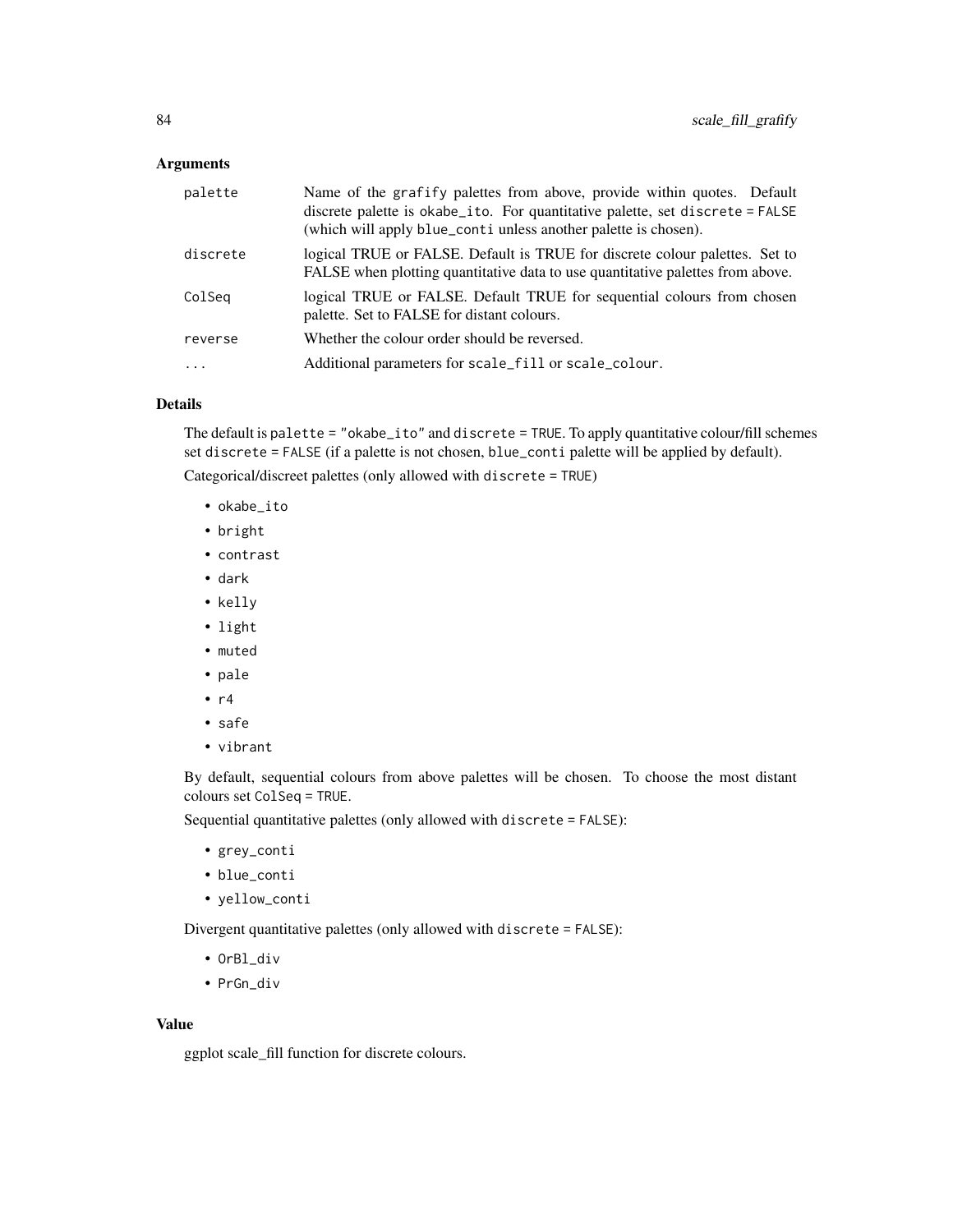## Arguments

| | |
|---|---|
| `palette` | Name of the `grafify` palettes from above, provide within quotes. Default discrete palette is `okabe_ito`. For quantitative palette, set `discrete = FALSE` (which will apply `blue_conti` unless another palette is chosen). |
| `discrete` | logical TRUE or FALSE. Default is TRUE for discrete colour palettes. Set to FALSE when plotting quantitative data to use quantitative palettes from above. |
| `ColSeq` | logical TRUE or FALSE. Default TRUE for sequential colours from chosen palette. Set to FALSE for distant colours. |
| `reverse` | Whether the colour order should be reversed. |
| `...` | Additional parameters for `scale_fill` or `scale_colour`. |

## Details

The default is `palette = "okabe_ito"` and `discrete = TRUE`. To apply quantitative colour/fill schemes set `discrete = FALSE` (if a palette is not chosen, `blue_conti` palette will be applied by default).

Categorical/discreet palettes (only allowed with `discrete = TRUE`)

- `okabe_ito`
- `bright`
- `contrast`
- `dark`
- `kelly`
- `light`
- `muted`
- `pale`
- `r4`
- `safe`
- `vibrant`

By default, sequential colours from above palettes will be chosen. To choose the most distant colours set `ColSeq = TRUE`.

Sequential quantitative palettes (only allowed with `discrete = FALSE`):

- `grey_conti`
- `blue_conti`
- `yellow_conti`

Divergent quantitative palettes (only allowed with `discrete = FALSE`):

- `OrBl_div`
- `PrGn_div`

## Value

ggplot scale_fill function for discrete colours.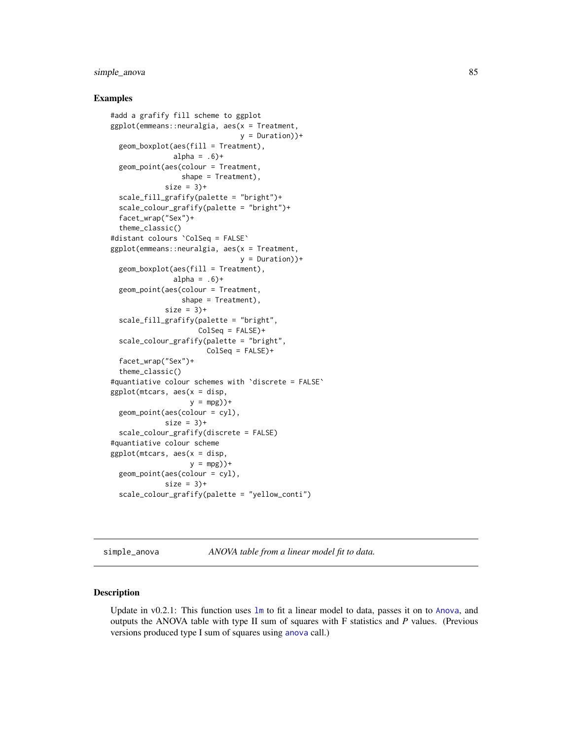## Examples

```
#add a grafify fill scheme to ggplot
ggplot(emmeans::neuralgia, aes(x = Treatment,
                               y = Duration))+
  geom_boxplot(aes(fill = Treatment),
               alpha = .6)+
  geom_point(aes(colour = Treatment,
                 shape = Treatment),
             size = 3)+
  scale_fill_grafify(palette = "bright")+
  scale_colour_grafify(palette = "bright")+
  facet_wrap("Sex")+
  theme_classic()
#distant colours `ColSeq = FALSE`
ggplot(emmeans::neuralgia, aes(x = Treatment,
                               y = Duration))+
  geom_boxplot(aes(fill = Treatment),
               alpha = .6)+
  geom_point(aes(colour = Treatment,
                 shape = Treatment),
             size = 3)+
  scale_fill_grafify(palette = "bright",
                     ColSeq = FALSE)+
  scale_colour_grafify(palette = "bright",
                       ColSeq = FALSE)+
  facet_wrap("Sex")+
  theme_classic()
#quantiative colour schemes with `discrete = FALSE`
ggplot(mtcars, aes(x = disp,
                   y = mpg))+
  geom_point(aes(colour = cyl),
             size = 3)+
  scale_colour_grafify(discrete = FALSE)
#quantiative colour scheme
ggplot(mtcars, aes(x = disp,
                   y = mpg))+
  geom_point(aes(colour = cyl),
             size = 3)+
  scale_colour_grafify(palette = "yellow_conti")
```

---

`simple_anova` *ANOVA table from a linear model fit to data.*

---

## Description

Update in v0.2.1: This function uses `lm` to fit a linear model to data, passes it on to `Anova`, and outputs the ANOVA table with type II sum of squares with F statistics and *P* values. (Previous versions produced type I sum of squares using `anova` call.)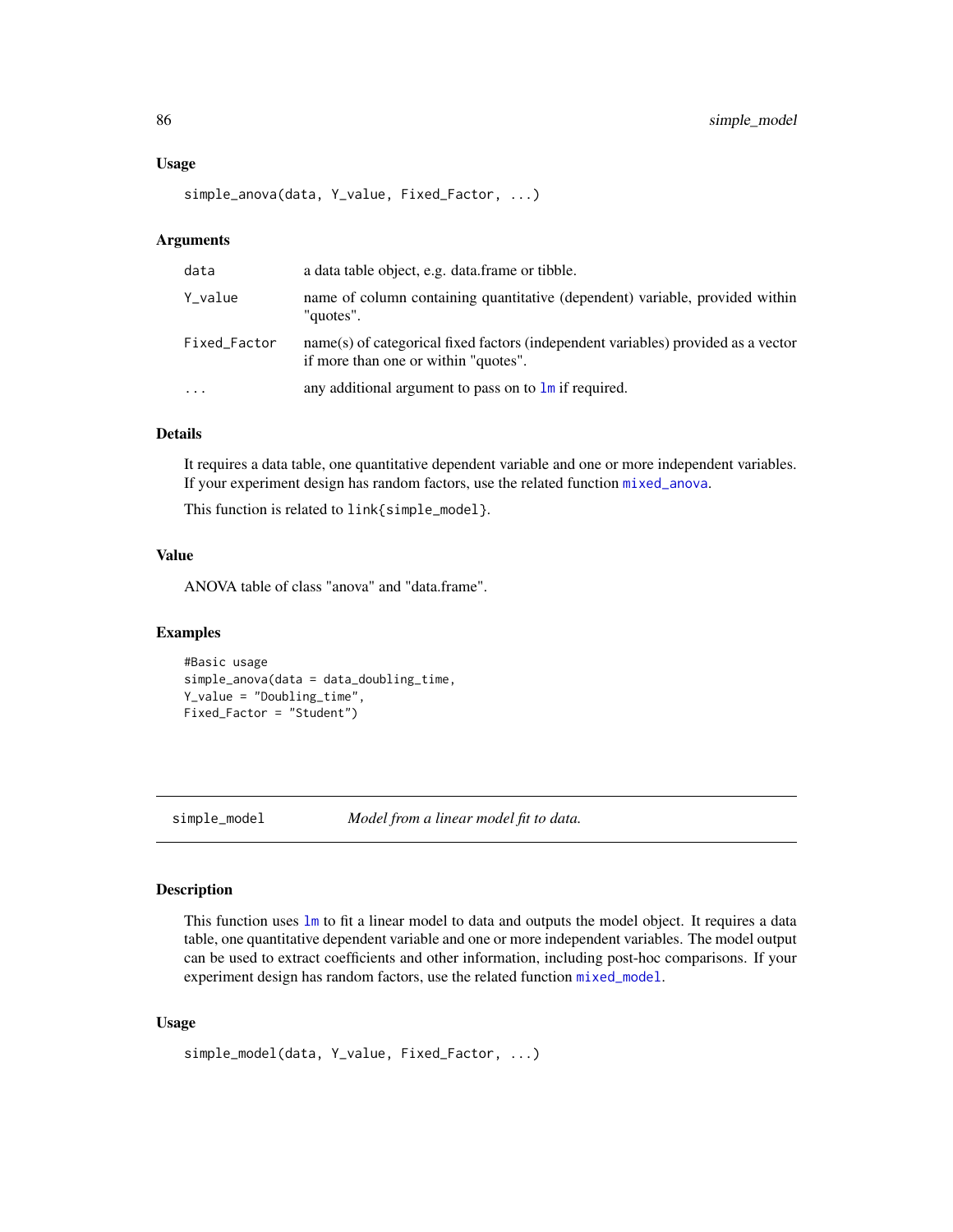### Usage

```
simple_anova(data, Y_value, Fixed_Factor, ...)
```

### Arguments

| | |
|---|---|
| data | a data table object, e.g. data.frame or tibble. |
| Y_value | name of column containing quantitative (dependent) variable, provided within "quotes". |
| Fixed_Factor | name(s) of categorical fixed factors (independent variables) provided as a vector if more than one or within "quotes". |
| ... | any additional argument to pass on to lm if required. |

### Details

It requires a data table, one quantitative dependent variable and one or more independent variables. If your experiment design has random factors, use the related function mixed_anova.

This function is related to link{simple_model}.

### Value

ANOVA table of class "anova" and "data.frame".

### Examples

```
#Basic usage
simple_anova(data = data_doubling_time,
Y_value = "Doubling_time",
Fixed_Factor = "Student")
```

---

## simple_model — *Model from a linear model fit to data.*

### Description

This function uses lm to fit a linear model to data and outputs the model object. It requires a data table, one quantitative dependent variable and one or more independent variables. The model output can be used to extract coefficients and other information, including post-hoc comparisons. If your experiment design has random factors, use the related function mixed_model.

### Usage

```
simple_model(data, Y_value, Fixed_Factor, ...)
```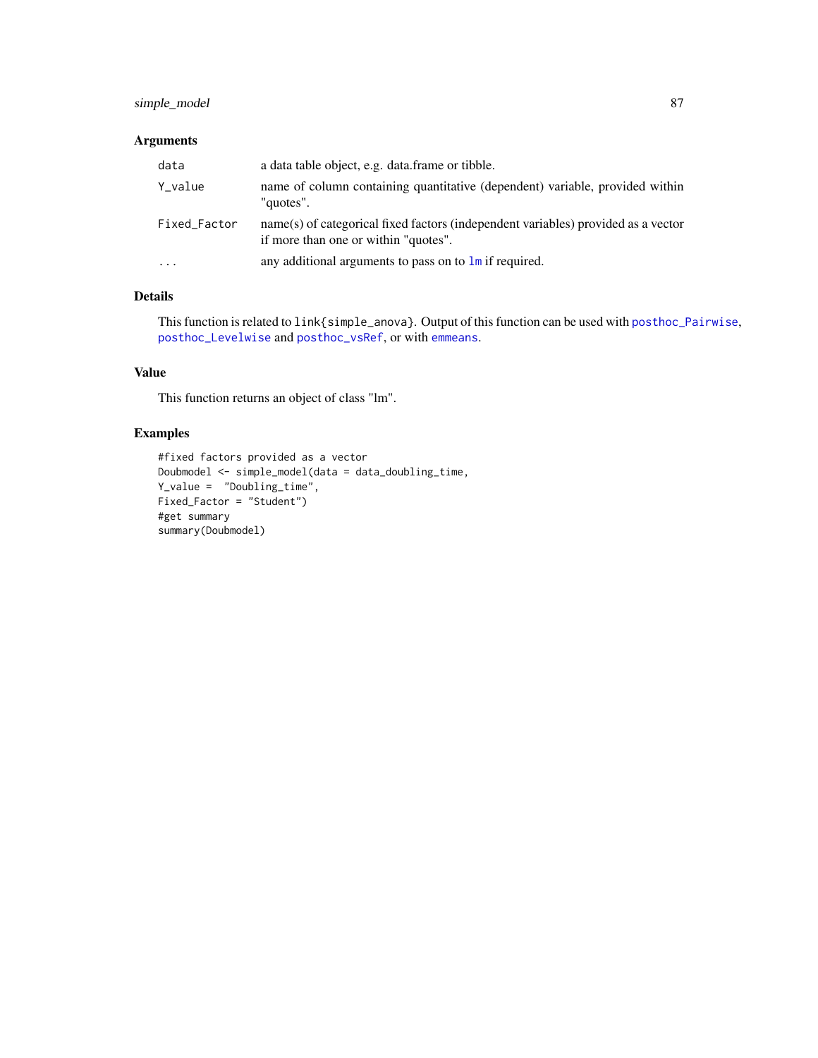## Arguments

| | |
|---|---|
| `data` | a data table object, e.g. data.frame or tibble. |
| `Y_value` | name of column containing quantitative (dependent) variable, provided within "quotes". |
| `Fixed_Factor` | name(s) of categorical fixed factors (independent variables) provided as a vector if more than one or within "quotes". |
| `...` | any additional arguments to pass on to `lm` if required. |

## Details

This function is related to `link{simple_anova}`. Output of this function can be used with `posthoc_Pairwise`, `posthoc_Levelwise` and `posthoc_vsRef`, or with `emmeans`.

## Value

This function returns an object of class "lm".

## Examples

```
#fixed factors provided as a vector
Doubmodel <- simple_model(data = data_doubling_time,
Y_value =  "Doubling_time",
Fixed_Factor = "Student")
#get summary
summary(Doubmodel)
```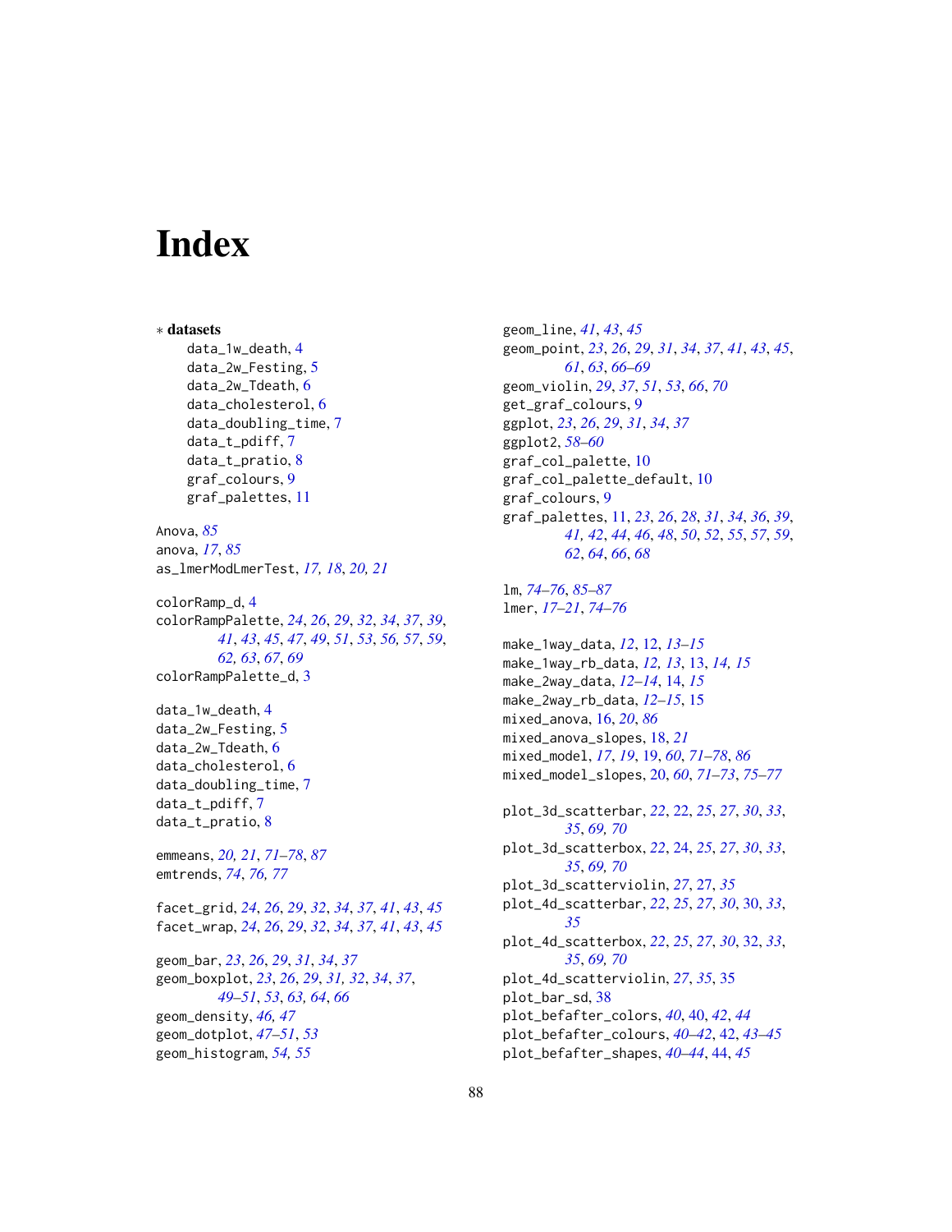# Index

∗ **datasets**
    data_1w_death, 4
    data_2w_Festing, 5
    data_2w_Tdeath, 6
    data_cholesterol, 6
    data_doubling_time, 7
    data_t_pdiff, 7
    data_t_pratio, 8
    graf_colours, 9
    graf_palettes, 11

Anova, *85*
anova, *17*, *85*
as_lmerModLmerTest, *17, 18*, *20, 21*

colorRamp_d, 4
colorRampPalette, *24*, *26*, *29*, *32*, *34*, *37*, *39*, *41*, *43*, *45*, *47*, *49*, *51*, *53*, *56, 57*, *59*, *62, 63*, *67*, *69*
colorRampPalette_d, 3

data_1w_death, 4
data_2w_Festing, 5
data_2w_Tdeath, 6
data_cholesterol, 6
data_doubling_time, 7
data_t_pdiff, 7
data_t_pratio, 8

emmeans, *20, 21*, *71–78*, *87*
emtrends, *74*, *76, 77*

facet_grid, *24*, *26*, *29*, *32*, *34*, *37*, *41*, *43*, *45*
facet_wrap, *24*, *26*, *29*, *32*, *34*, *37*, *41*, *43*, *45*

geom_bar, *23*, *26*, *29*, *31*, *34*, *37*
geom_boxplot, *23*, *26*, *29*, *31, 32*, *34*, *37*, *49–51*, *53*, *63, 64*, *66*
geom_density, *46, 47*
geom_dotplot, *47–51*, *53*
geom_histogram, *54, 55*
geom_line, *41*, *43*, *45*
geom_point, *23*, *26*, *29*, *31*, *34*, *37*, *41*, *43*, *45*, *61*, *63*, *66–69*
geom_violin, *29*, *37*, *51*, *53*, *66*, *70*
get_graf_colours, 9
ggplot, *23*, *26*, *29*, *31*, *34*, *37*
ggplot2, *58–60*
graf_col_palette, 10
graf_col_palette_default, 10
graf_colours, 9
graf_palettes, 11, *23*, *26*, *28*, *31*, *34*, *36*, *39*, *41*, *42*, *44*, *46*, *48*, *50*, *52*, *55*, *57*, *59*, *62*, *64*, *66*, *68*

lm, *74–76*, *85–87*
lmer, *17–21*, *74–76*

make_1way_data, *12*, 12, *13–15*
make_1way_rb_data, *12, 13*, 13, *14, 15*
make_2way_data, *12–14*, 14, *15*
make_2way_rb_data, *12–15*, 15
mixed_anova, 16, *20*, *86*
mixed_anova_slopes, 18, *21*
mixed_model, *17*, *19*, 19, *60*, *71–78*, *86*
mixed_model_slopes, 20, *60*, *71–73*, *75–77*

plot_3d_scatterbar, *22*, 22, *25*, *27*, *30*, *33*, *35*, *69, 70*
plot_3d_scatterbox, *22*, 24, *25*, *27*, *30*, *33*, *35*, *69, 70*
plot_3d_scatterviolin, *27*, 27, *35*
plot_4d_scatterbar, *22*, *25*, *27*, *30*, 30, *33*, *35*
plot_4d_scatterbox, *22*, *25*, *27*, *30*, 32, *33*, *35*, *69, 70*
plot_4d_scatterviolin, *27*, *35*, 35
plot_bar_sd, 38
plot_befafter_colors, *40*, 40, *42*, *44*
plot_befafter_colours, *40–42*, 42, *43–45*
plot_befafter_shapes, *40–44*, 44, *45*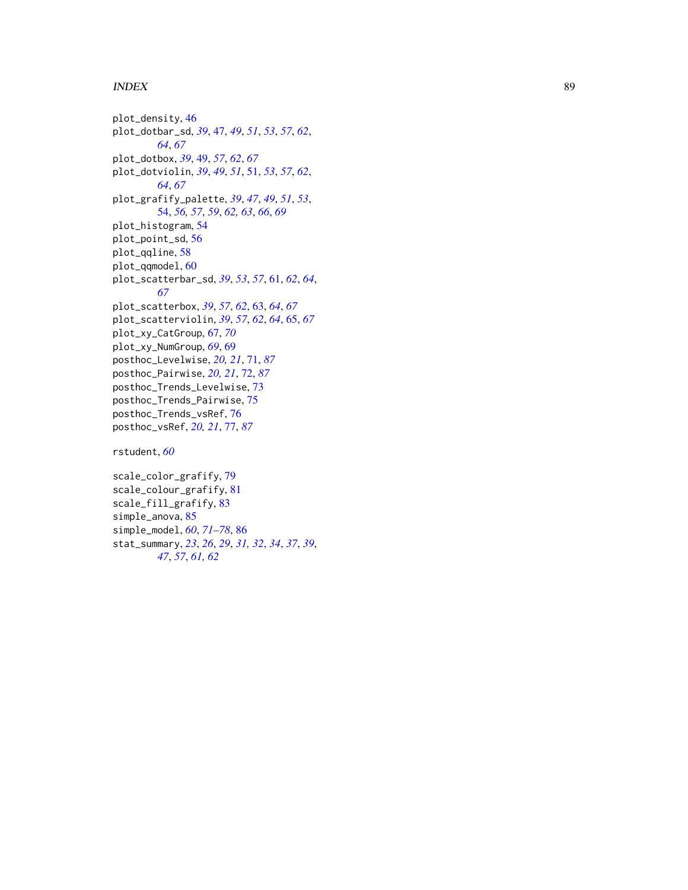plot_density, 46
plot_dotbar_sd, *39*, 47, *49*, *51*, *53*, *57*, *62*, *64*, *67*
plot_dotbox, *39*, 49, *57*, *62*, *67*
plot_dotviolin, *39*, *49*, *51*, 51, *53*, *57*, *62*, *64*, *67*
plot_grafify_palette, *39*, *47*, *49*, *51*, *53*, 54, *56, 57*, *59*, *62, 63*, *66*, *69*
plot_histogram, 54
plot_point_sd, 56
plot_qqline, 58
plot_qqmodel, 60
plot_scatterbar_sd, *39*, *53*, *57*, 61, *62*, *64*, *67*
plot_scatterbox, *39*, *57*, *62*, 63, *64*, *67*
plot_scatterviolin, *39*, *57*, *62*, *64*, 65, *67*
plot_xy_CatGroup, 67, *70*
plot_xy_NumGroup, *69*, 69
posthoc_Levelwise, *20, 21*, 71, *87*
posthoc_Pairwise, *20, 21*, 72, *87*
posthoc_Trends_Levelwise, 73
posthoc_Trends_Pairwise, 75
posthoc_Trends_vsRef, 76
posthoc_vsRef, *20, 21*, 77, *87*

rstudent, *60*

scale_color_grafify, 79
scale_colour_grafify, 81
scale_fill_grafify, 83
simple_anova, 85
simple_model, *60*, *71–78*, 86
stat_summary, *23*, *26*, *29*, *31, 32*, *34*, *37*, *39*, *47*, *57*, *61, 62*